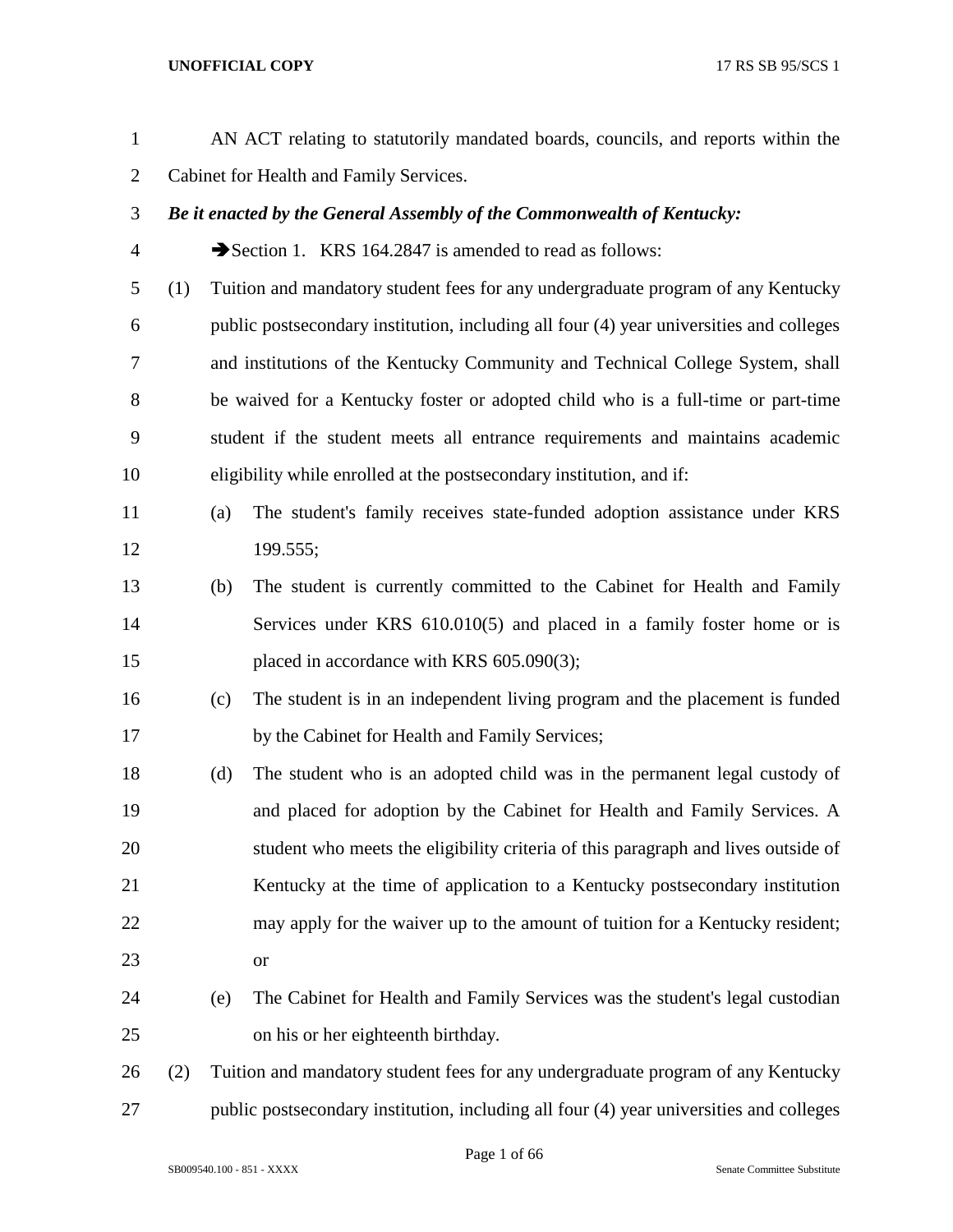AN ACT relating to statutorily mandated boards, councils, and reports within the Cabinet for Health and Family Services.

***Be it enacted by the General Assembly of the Commonwealth of Kentucky:***

➔Section 1. KRS 164.2847 is amended to read as follows:

(1) Tuition and mandatory student fees for any undergraduate program of any Kentucky public postsecondary institution, including all four (4) year universities and colleges and institutions of the Kentucky Community and Technical College System, shall be waived for a Kentucky foster or adopted child who is a full-time or part-time student if the student meets all entrance requirements and maintains academic eligibility while enrolled at the postsecondary institution, and if:

   (a) The student's family receives state-funded adoption assistance under KRS 199.555;

   (b) The student is currently committed to the Cabinet for Health and Family Services under KRS 610.010(5) and placed in a family foster home or is placed in accordance with KRS 605.090(3);

   (c) The student is in an independent living program and the placement is funded by the Cabinet for Health and Family Services;

   (d) The student who is an adopted child was in the permanent legal custody of and placed for adoption by the Cabinet for Health and Family Services. A student who meets the eligibility criteria of this paragraph and lives outside of Kentucky at the time of application to a Kentucky postsecondary institution may apply for the waiver up to the amount of tuition for a Kentucky resident; or

   (e) The Cabinet for Health and Family Services was the student's legal custodian on his or her eighteenth birthday.

(2) Tuition and mandatory student fees for any undergraduate program of any Kentucky public postsecondary institution, including all four (4) year universities and colleges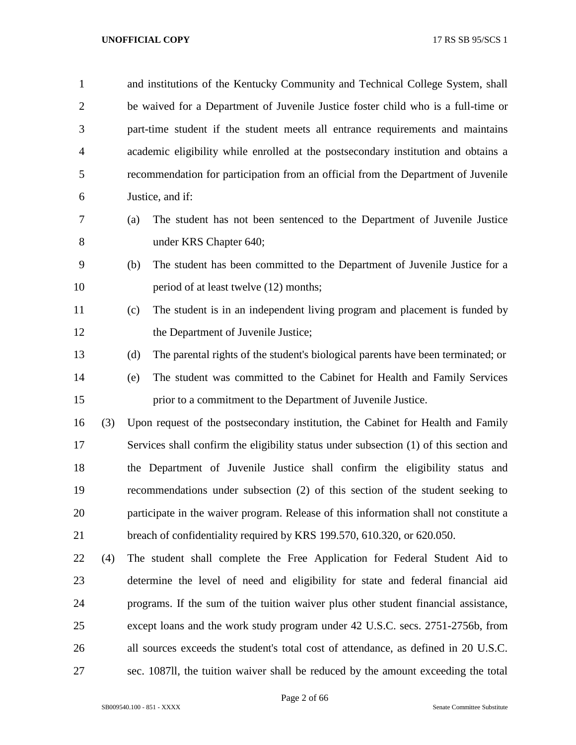and institutions of the Kentucky Community and Technical College System, shall be waived for a Department of Juvenile Justice foster child who is a full-time or part-time student if the student meets all entrance requirements and maintains academic eligibility while enrolled at the postsecondary institution and obtains a recommendation for participation from an official from the Department of Juvenile Justice, and if:

(a) The student has not been sentenced to the Department of Juvenile Justice under KRS Chapter 640;

(b) The student has been committed to the Department of Juvenile Justice for a period of at least twelve (12) months;

(c) The student is in an independent living program and placement is funded by the Department of Juvenile Justice;

(d) The parental rights of the student's biological parents have been terminated; or

(e) The student was committed to the Cabinet for Health and Family Services prior to a commitment to the Department of Juvenile Justice.

(3) Upon request of the postsecondary institution, the Cabinet for Health and Family Services shall confirm the eligibility status under subsection (1) of this section and the Department of Juvenile Justice shall confirm the eligibility status and recommendations under subsection (2) of this section of the student seeking to participate in the waiver program. Release of this information shall not constitute a breach of confidentiality required by KRS 199.570, 610.320, or 620.050.

(4) The student shall complete the Free Application for Federal Student Aid to determine the level of need and eligibility for state and federal financial aid programs. If the sum of the tuition waiver plus other student financial assistance, except loans and the work study program under 42 U.S.C. secs. 2751-2756b, from all sources exceeds the student's total cost of attendance, as defined in 20 U.S.C. sec. 1087ll, the tuition waiver shall be reduced by the amount exceeding the total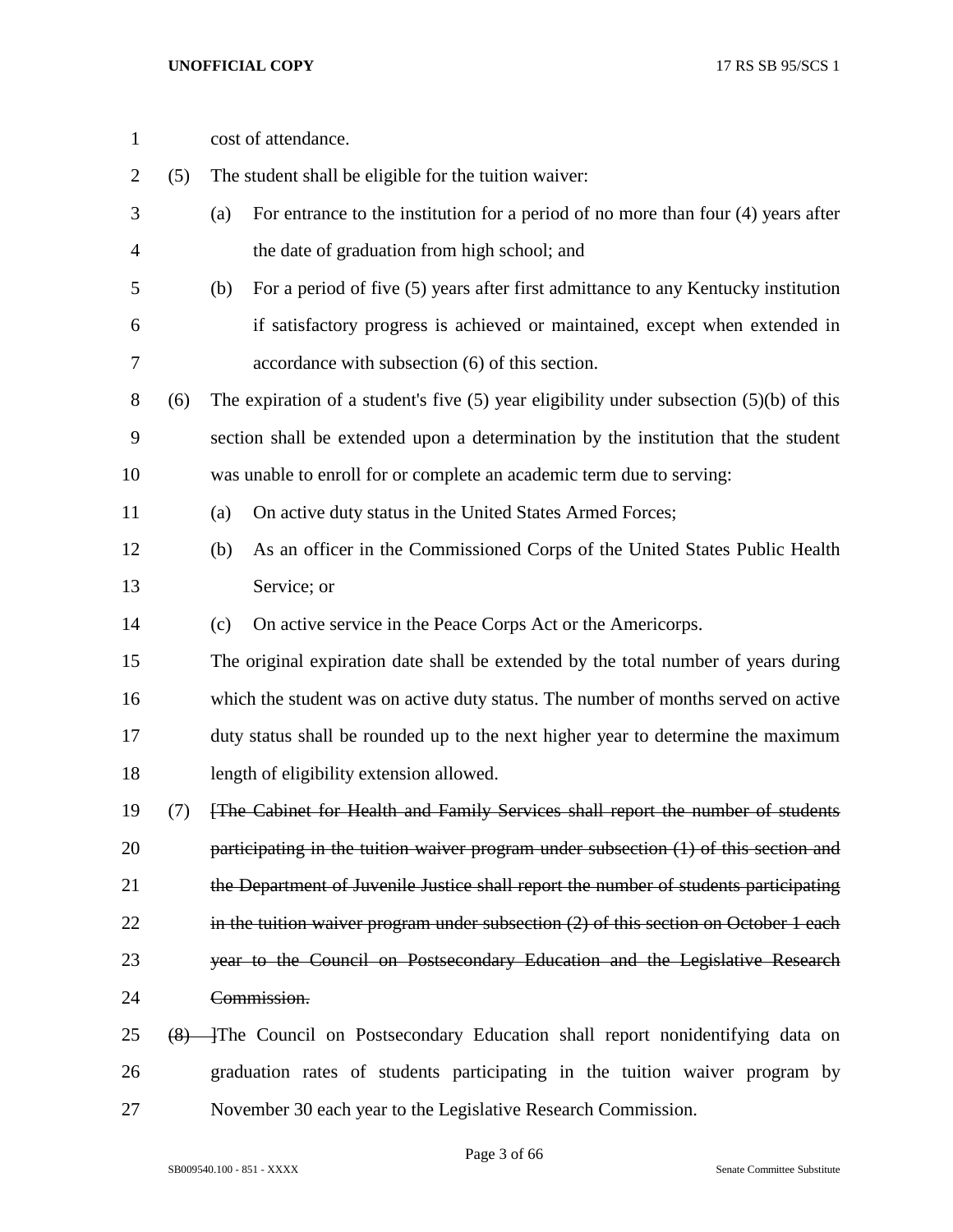cost of attendance.

(5) The student shall be eligible for the tuition waiver:

(a) For entrance to the institution for a period of no more than four (4) years after the date of graduation from high school; and

(b) For a period of five (5) years after first admittance to any Kentucky institution if satisfactory progress is achieved or maintained, except when extended in accordance with subsection (6) of this section.

(6) The expiration of a student's five (5) year eligibility under subsection (5)(b) of this section shall be extended upon a determination by the institution that the student was unable to enroll for or complete an academic term due to serving:

(a) On active duty status in the United States Armed Forces;

(b) As an officer in the Commissioned Corps of the United States Public Health Service; or

(c) On active service in the Peace Corps Act or the Americorps.

The original expiration date shall be extended by the total number of years during which the student was on active duty status. The number of months served on active duty status shall be rounded up to the next higher year to determine the maximum length of eligibility extension allowed.

(7) ~~[The Cabinet for Health and Family Services shall report the number of students participating in the tuition waiver program under subsection (1) of this section and the Department of Juvenile Justice shall report the number of students participating in the tuition waiver program under subsection (2) of this section on October 1 each year to the Council on Postsecondary Education and the Legislative Research Commission.~~

~~(8) ]~~The Council on Postsecondary Education shall report nonidentifying data on graduation rates of students participating in the tuition waiver program by November 30 each year to the Legislative Research Commission.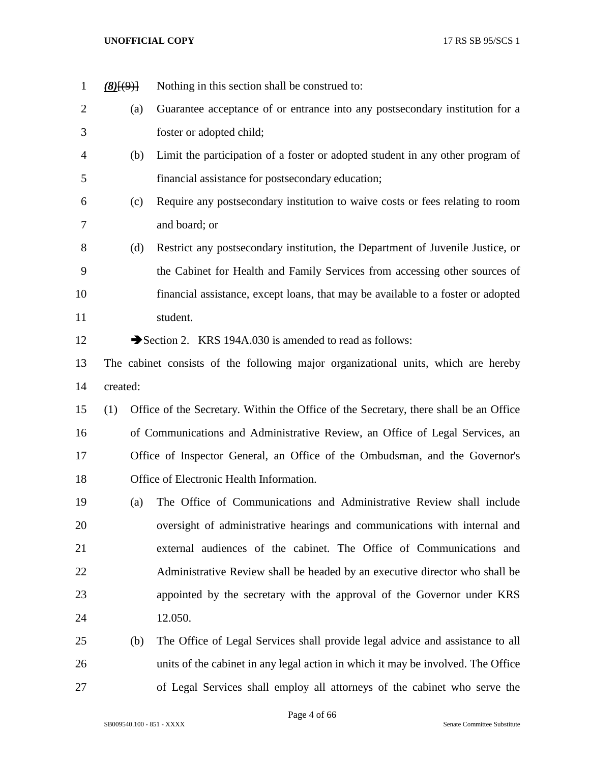***(8)***~~[(9)]~~ Nothing in this section shall be construed to:

(a) Guarantee acceptance of or entrance into any postsecondary institution for a foster or adopted child;

(b) Limit the participation of a foster or adopted student in any other program of financial assistance for postsecondary education;

(c) Require any postsecondary institution to waive costs or fees relating to room and board; or

(d) Restrict any postsecondary institution, the Department of Juvenile Justice, or the Cabinet for Health and Family Services from accessing other sources of financial assistance, except loans, that may be available to a foster or adopted student.

➔Section 2. KRS 194A.030 is amended to read as follows:

The cabinet consists of the following major organizational units, which are hereby created:

(1) Office of the Secretary. Within the Office of the Secretary, there shall be an Office of Communications and Administrative Review, an Office of Legal Services, an Office of Inspector General, an Office of the Ombudsman, and the Governor's Office of Electronic Health Information.

(a) The Office of Communications and Administrative Review shall include oversight of administrative hearings and communications with internal and external audiences of the cabinet. The Office of Communications and Administrative Review shall be headed by an executive director who shall be appointed by the secretary with the approval of the Governor under KRS 12.050.

(b) The Office of Legal Services shall provide legal advice and assistance to all units of the cabinet in any legal action in which it may be involved. The Office of Legal Services shall employ all attorneys of the cabinet who serve the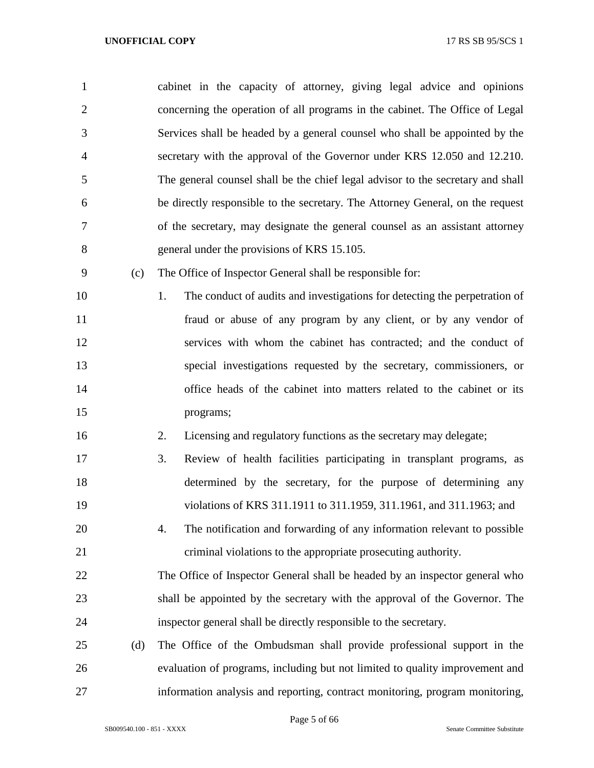cabinet in the capacity of attorney, giving legal advice and opinions concerning the operation of all programs in the cabinet. The Office of Legal Services shall be headed by a general counsel who shall be appointed by the secretary with the approval of the Governor under KRS 12.050 and 12.210. The general counsel shall be the chief legal advisor to the secretary and shall be directly responsible to the secretary. The Attorney General, on the request of the secretary, may designate the general counsel as an assistant attorney general under the provisions of KRS 15.105.

(c) The Office of Inspector General shall be responsible for:

1. The conduct of audits and investigations for detecting the perpetration of fraud or abuse of any program by any client, or by any vendor of services with whom the cabinet has contracted; and the conduct of special investigations requested by the secretary, commissioners, or office heads of the cabinet into matters related to the cabinet or its programs;
2. Licensing and regulatory functions as the secretary may delegate;
3. Review of health facilities participating in transplant programs, as determined by the secretary, for the purpose of determining any violations of KRS 311.1911 to 311.1959, 311.1961, and 311.1963; and
4. The notification and forwarding of any information relevant to possible criminal violations to the appropriate prosecuting authority.

The Office of Inspector General shall be headed by an inspector general who shall be appointed by the secretary with the approval of the Governor. The inspector general shall be directly responsible to the secretary.

(d) The Office of the Ombudsman shall provide professional support in the evaluation of programs, including but not limited to quality improvement and information analysis and reporting, contract monitoring, program monitoring,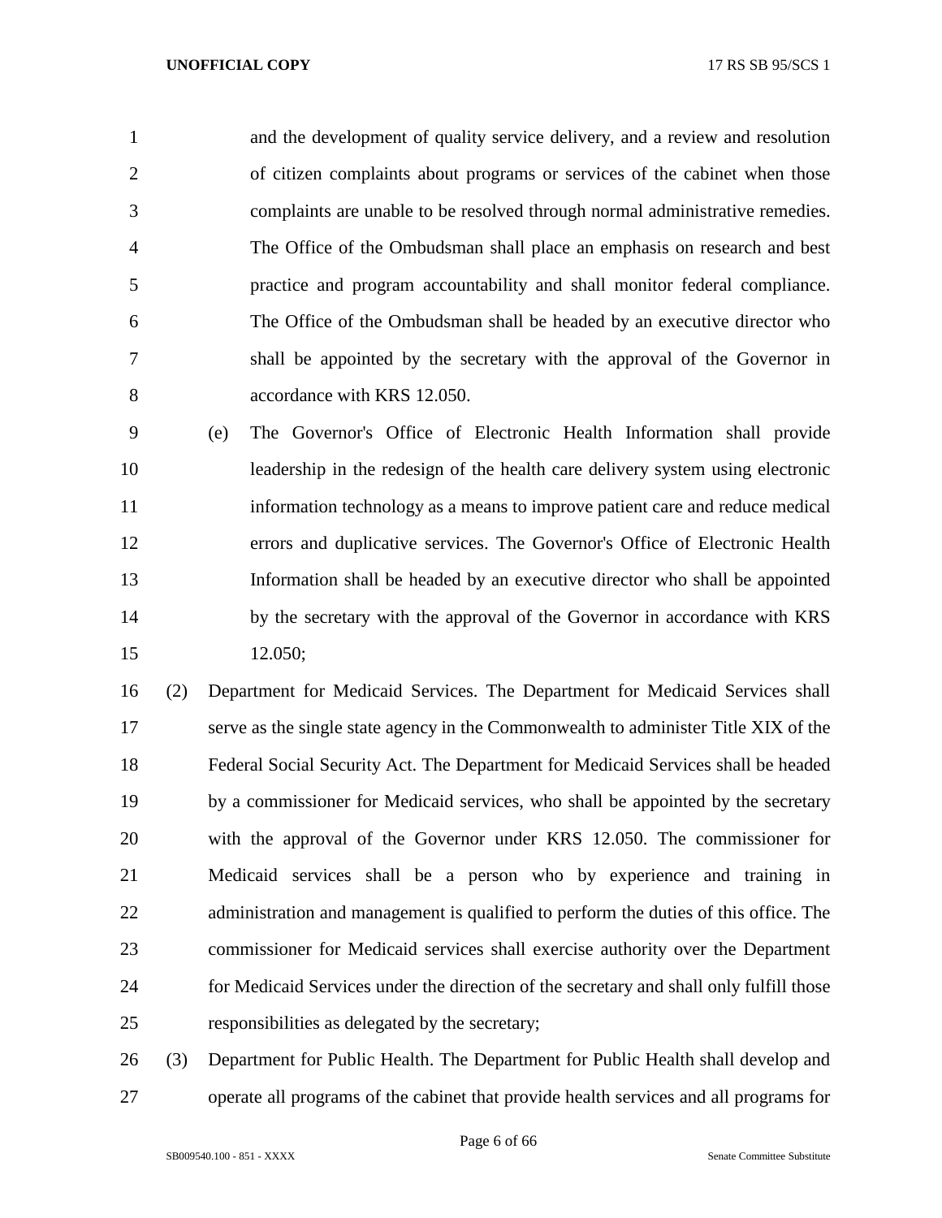and the development of quality service delivery, and a review and resolution of citizen complaints about programs or services of the cabinet when those complaints are unable to be resolved through normal administrative remedies. The Office of the Ombudsman shall place an emphasis on research and best practice and program accountability and shall monitor federal compliance. The Office of the Ombudsman shall be headed by an executive director who shall be appointed by the secretary with the approval of the Governor in accordance with KRS 12.050.

(e) The Governor's Office of Electronic Health Information shall provide leadership in the redesign of the health care delivery system using electronic information technology as a means to improve patient care and reduce medical errors and duplicative services. The Governor's Office of Electronic Health Information shall be headed by an executive director who shall be appointed by the secretary with the approval of the Governor in accordance with KRS 12.050;

(2) Department for Medicaid Services. The Department for Medicaid Services shall serve as the single state agency in the Commonwealth to administer Title XIX of the Federal Social Security Act. The Department for Medicaid Services shall be headed by a commissioner for Medicaid services, who shall be appointed by the secretary with the approval of the Governor under KRS 12.050. The commissioner for Medicaid services shall be a person who by experience and training in administration and management is qualified to perform the duties of this office. The commissioner for Medicaid services shall exercise authority over the Department for Medicaid Services under the direction of the secretary and shall only fulfill those responsibilities as delegated by the secretary;

(3) Department for Public Health. The Department for Public Health shall develop and operate all programs of the cabinet that provide health services and all programs for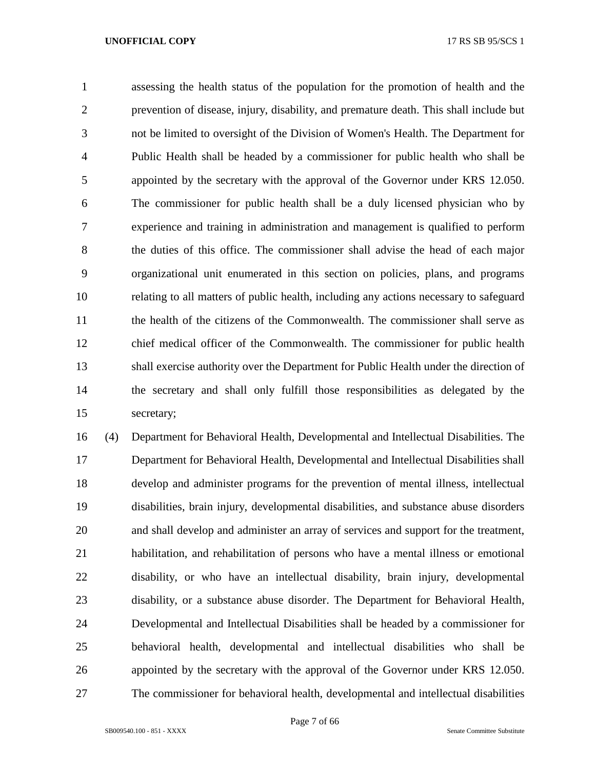assessing the health status of the population for the promotion of health and the prevention of disease, injury, disability, and premature death. This shall include but not be limited to oversight of the Division of Women's Health. The Department for Public Health shall be headed by a commissioner for public health who shall be appointed by the secretary with the approval of the Governor under KRS 12.050. The commissioner for public health shall be a duly licensed physician who by experience and training in administration and management is qualified to perform the duties of this office. The commissioner shall advise the head of each major organizational unit enumerated in this section on policies, plans, and programs relating to all matters of public health, including any actions necessary to safeguard the health of the citizens of the Commonwealth. The commissioner shall serve as chief medical officer of the Commonwealth. The commissioner for public health shall exercise authority over the Department for Public Health under the direction of the secretary and shall only fulfill those responsibilities as delegated by the secretary;

(4) Department for Behavioral Health, Developmental and Intellectual Disabilities. The Department for Behavioral Health, Developmental and Intellectual Disabilities shall develop and administer programs for the prevention of mental illness, intellectual disabilities, brain injury, developmental disabilities, and substance abuse disorders and shall develop and administer an array of services and support for the treatment, habilitation, and rehabilitation of persons who have a mental illness or emotional disability, or who have an intellectual disability, brain injury, developmental disability, or a substance abuse disorder. The Department for Behavioral Health, Developmental and Intellectual Disabilities shall be headed by a commissioner for behavioral health, developmental and intellectual disabilities who shall be appointed by the secretary with the approval of the Governor under KRS 12.050. The commissioner for behavioral health, developmental and intellectual disabilities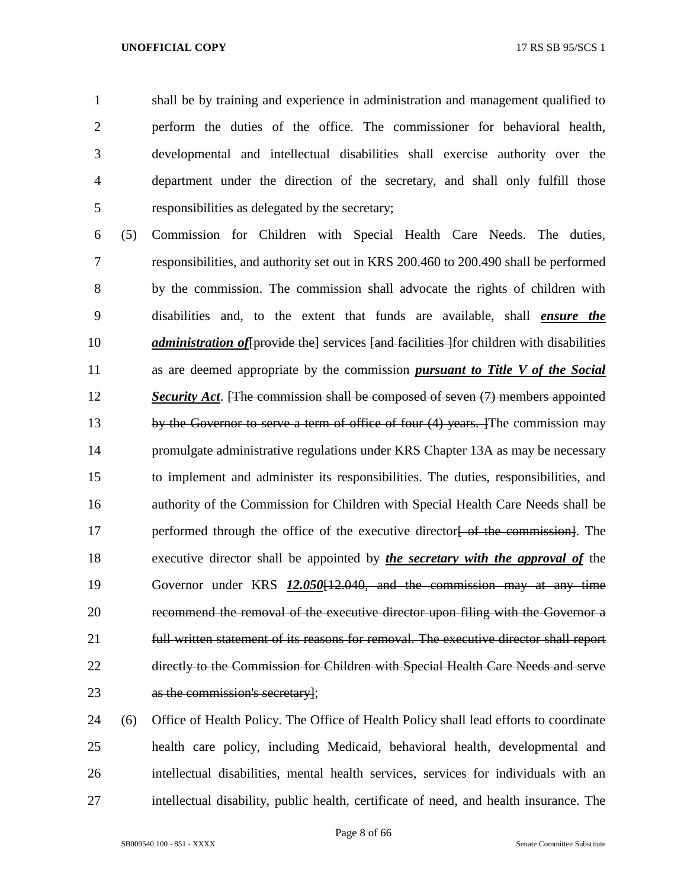shall be by training and experience in administration and management qualified to perform the duties of the office. The commissioner for behavioral health, developmental and intellectual disabilities shall exercise authority over the department under the direction of the secretary, and shall only fulfill those responsibilities as delegated by the secretary;

(5) Commission for Children with Special Health Care Needs. The duties, responsibilities, and authority set out in KRS 200.460 to 200.490 shall be performed by the commission. The commission shall advocate the rights of children with disabilities and, to the extent that funds are available, shall ***ensure the administration of***~~[provide the]~~ services ~~[and facilities ]~~for children with disabilities as are deemed appropriate by the commission ***pursuant to Title V of the Social Security Act***. ~~[The commission shall be composed of seven (7) members appointed by the Governor to serve a term of office of four (4) years. ]~~The commission may promulgate administrative regulations under KRS Chapter 13A as may be necessary to implement and administer its responsibilities. The duties, responsibilities, and authority of the Commission for Children with Special Health Care Needs shall be performed through the office of the executive director~~[ of the commission]~~. The executive director shall be appointed by ***the secretary with the approval of*** the Governor under KRS ***12.050***~~[12.040, and the commission may at any time recommend the removal of the executive director upon filing with the Governor a full written statement of its reasons for removal. The executive director shall report directly to the Commission for Children with Special Health Care Needs and serve as the commission's secretary]~~;

(6) Office of Health Policy. The Office of Health Policy shall lead efforts to coordinate health care policy, including Medicaid, behavioral health, developmental and intellectual disabilities, mental health services, services for individuals with an intellectual disability, public health, certificate of need, and health insurance. The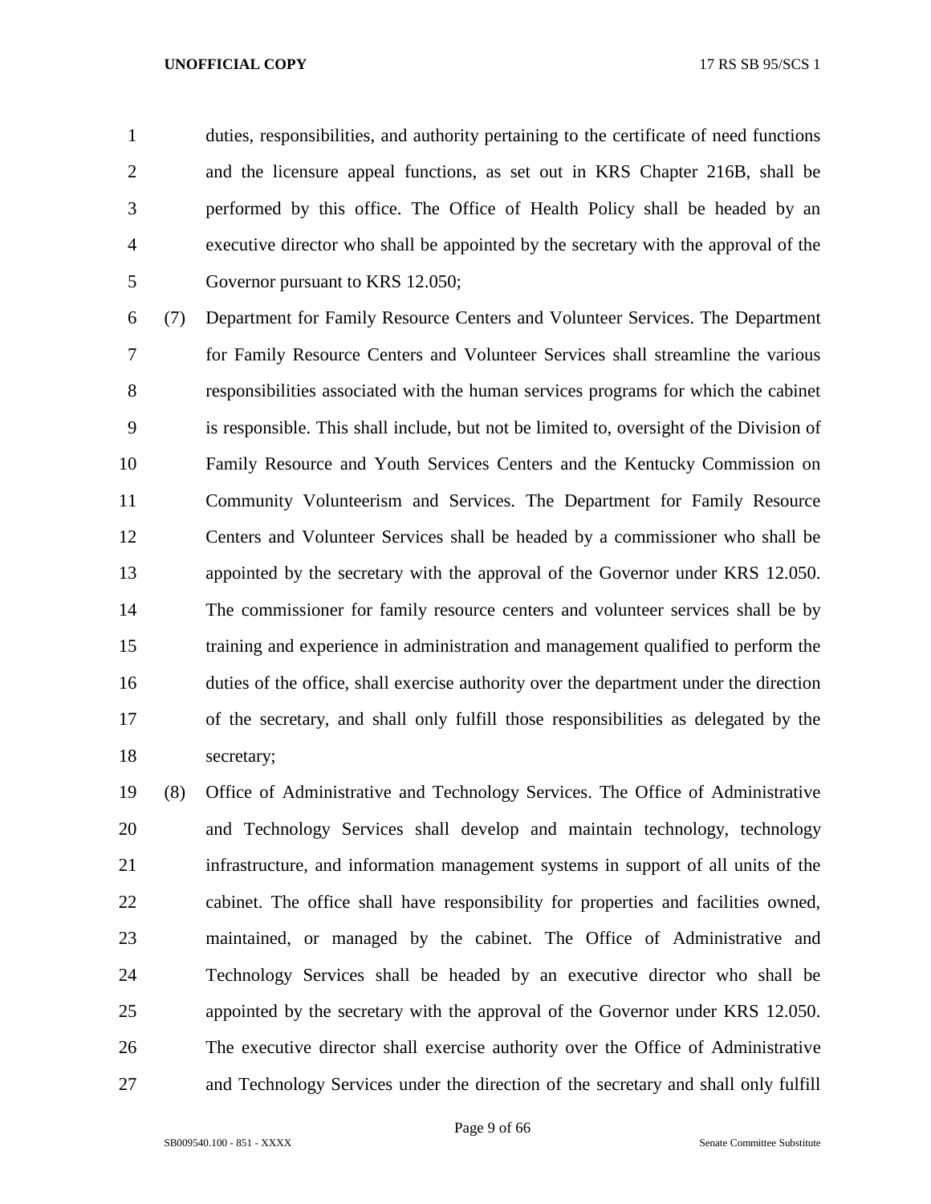duties, responsibilities, and authority pertaining to the certificate of need functions and the licensure appeal functions, as set out in KRS Chapter 216B, shall be performed by this office. The Office of Health Policy shall be headed by an executive director who shall be appointed by the secretary with the approval of the Governor pursuant to KRS 12.050;

(7) Department for Family Resource Centers and Volunteer Services. The Department for Family Resource Centers and Volunteer Services shall streamline the various responsibilities associated with the human services programs for which the cabinet is responsible. This shall include, but not be limited to, oversight of the Division of Family Resource and Youth Services Centers and the Kentucky Commission on Community Volunteerism and Services. The Department for Family Resource Centers and Volunteer Services shall be headed by a commissioner who shall be appointed by the secretary with the approval of the Governor under KRS 12.050. The commissioner for family resource centers and volunteer services shall be by training and experience in administration and management qualified to perform the duties of the office, shall exercise authority over the department under the direction of the secretary, and shall only fulfill those responsibilities as delegated by the secretary;

(8) Office of Administrative and Technology Services. The Office of Administrative and Technology Services shall develop and maintain technology, technology infrastructure, and information management systems in support of all units of the cabinet. The office shall have responsibility for properties and facilities owned, maintained, or managed by the cabinet. The Office of Administrative and Technology Services shall be headed by an executive director who shall be appointed by the secretary with the approval of the Governor under KRS 12.050. The executive director shall exercise authority over the Office of Administrative and Technology Services under the direction of the secretary and shall only fulfill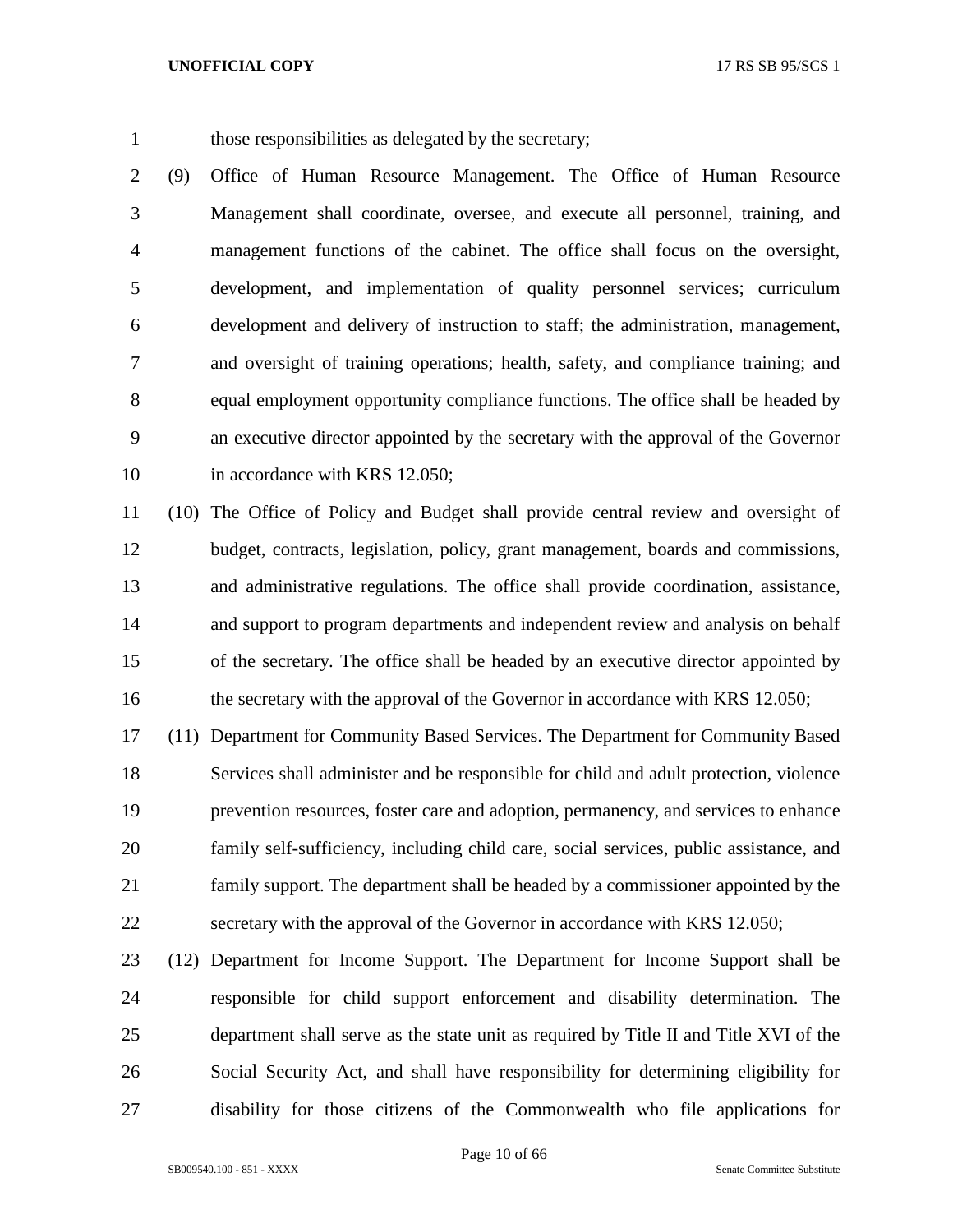those responsibilities as delegated by the secretary;

(9) Office of Human Resource Management. The Office of Human Resource Management shall coordinate, oversee, and execute all personnel, training, and management functions of the cabinet. The office shall focus on the oversight, development, and implementation of quality personnel services; curriculum development and delivery of instruction to staff; the administration, management, and oversight of training operations; health, safety, and compliance training; and equal employment opportunity compliance functions. The office shall be headed by an executive director appointed by the secretary with the approval of the Governor in accordance with KRS 12.050;

(10) The Office of Policy and Budget shall provide central review and oversight of budget, contracts, legislation, policy, grant management, boards and commissions, and administrative regulations. The office shall provide coordination, assistance, and support to program departments and independent review and analysis on behalf of the secretary. The office shall be headed by an executive director appointed by the secretary with the approval of the Governor in accordance with KRS 12.050;

(11) Department for Community Based Services. The Department for Community Based Services shall administer and be responsible for child and adult protection, violence prevention resources, foster care and adoption, permanency, and services to enhance family self-sufficiency, including child care, social services, public assistance, and family support. The department shall be headed by a commissioner appointed by the secretary with the approval of the Governor in accordance with KRS 12.050;

(12) Department for Income Support. The Department for Income Support shall be responsible for child support enforcement and disability determination. The department shall serve as the state unit as required by Title II and Title XVI of the Social Security Act, and shall have responsibility for determining eligibility for disability for those citizens of the Commonwealth who file applications for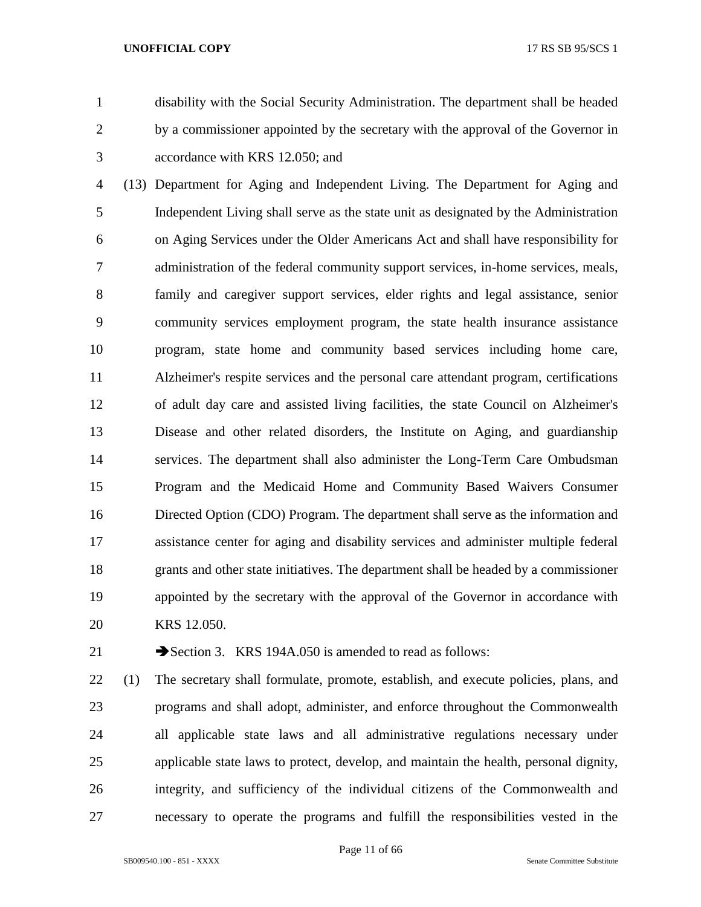disability with the Social Security Administration. The department shall be headed by a commissioner appointed by the secretary with the approval of the Governor in accordance with KRS 12.050; and

(13) Department for Aging and Independent Living. The Department for Aging and Independent Living shall serve as the state unit as designated by the Administration on Aging Services under the Older Americans Act and shall have responsibility for administration of the federal community support services, in-home services, meals, family and caregiver support services, elder rights and legal assistance, senior community services employment program, the state health insurance assistance program, state home and community based services including home care, Alzheimer's respite services and the personal care attendant program, certifications of adult day care and assisted living facilities, the state Council on Alzheimer's Disease and other related disorders, the Institute on Aging, and guardianship services. The department shall also administer the Long-Term Care Ombudsman Program and the Medicaid Home and Community Based Waivers Consumer Directed Option (CDO) Program. The department shall serve as the information and assistance center for aging and disability services and administer multiple federal grants and other state initiatives. The department shall be headed by a commissioner appointed by the secretary with the approval of the Governor in accordance with KRS 12.050.

➔Section 3. KRS 194A.050 is amended to read as follows:

(1) The secretary shall formulate, promote, establish, and execute policies, plans, and programs and shall adopt, administer, and enforce throughout the Commonwealth all applicable state laws and all administrative regulations necessary under applicable state laws to protect, develop, and maintain the health, personal dignity, integrity, and sufficiency of the individual citizens of the Commonwealth and necessary to operate the programs and fulfill the responsibilities vested in the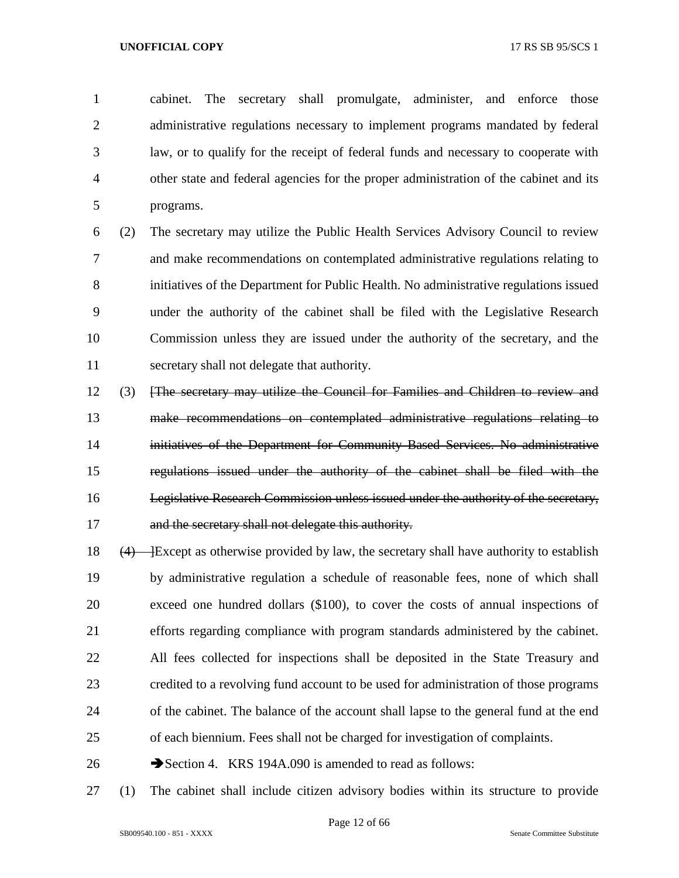cabinet. The secretary shall promulgate, administer, and enforce those administrative regulations necessary to implement programs mandated by federal law, or to qualify for the receipt of federal funds and necessary to cooperate with other state and federal agencies for the proper administration of the cabinet and its programs.

(2) The secretary may utilize the Public Health Services Advisory Council to review and make recommendations on contemplated administrative regulations relating to initiatives of the Department for Public Health. No administrative regulations issued under the authority of the cabinet shall be filed with the Legislative Research Commission unless they are issued under the authority of the secretary, and the secretary shall not delegate that authority.

(3) ~~[The secretary may utilize the Council for Families and Children to review and make recommendations on contemplated administrative regulations relating to initiatives of the Department for Community Based Services. No administrative regulations issued under the authority of the cabinet shall be filed with the Legislative Research Commission unless issued under the authority of the secretary, and the secretary shall not delegate this authority.~~

~~(4) ]~~Except as otherwise provided by law, the secretary shall have authority to establish by administrative regulation a schedule of reasonable fees, none of which shall exceed one hundred dollars ($100), to cover the costs of annual inspections of efforts regarding compliance with program standards administered by the cabinet. All fees collected for inspections shall be deposited in the State Treasury and credited to a revolving fund account to be used for administration of those programs of the cabinet. The balance of the account shall lapse to the general fund at the end of each biennium. Fees shall not be charged for investigation of complaints.

➔Section 4. KRS 194A.090 is amended to read as follows:

(1) The cabinet shall include citizen advisory bodies within its structure to provide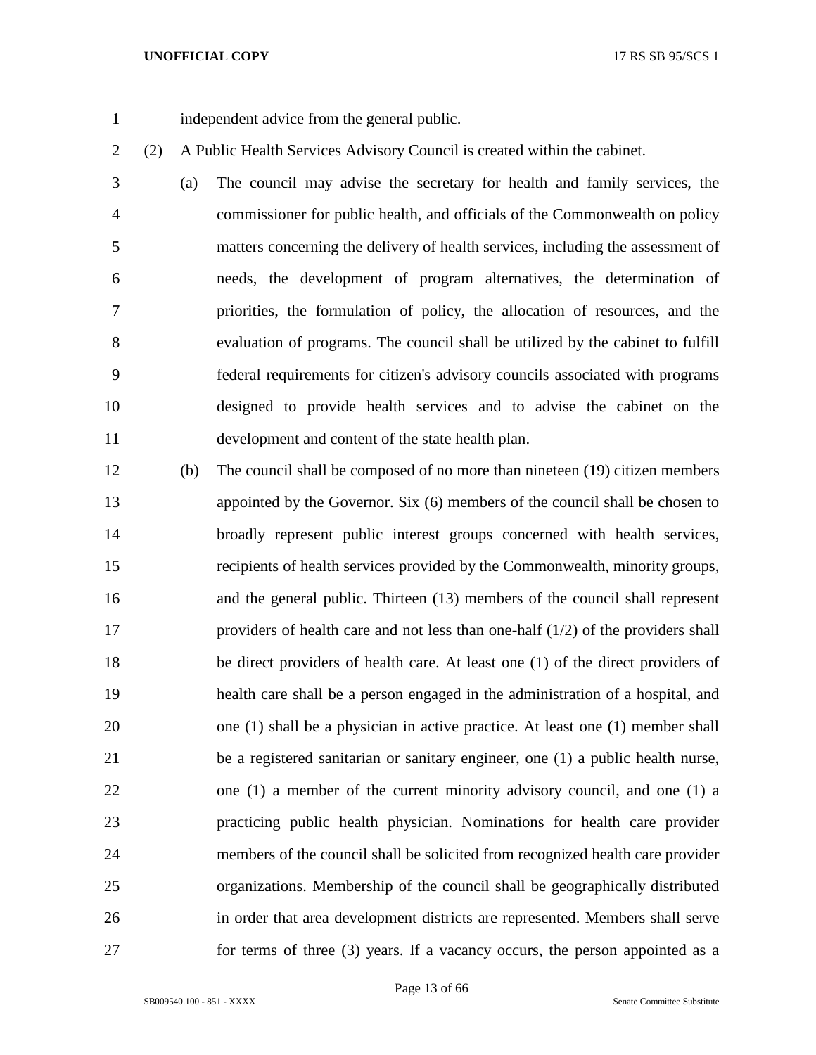independent advice from the general public.

(2) A Public Health Services Advisory Council is created within the cabinet.

(a) The council may advise the secretary for health and family services, the commissioner for public health, and officials of the Commonwealth on policy matters concerning the delivery of health services, including the assessment of needs, the development of program alternatives, the determination of priorities, the formulation of policy, the allocation of resources, and the evaluation of programs. The council shall be utilized by the cabinet to fulfill federal requirements for citizen's advisory councils associated with programs designed to provide health services and to advise the cabinet on the development and content of the state health plan.

(b) The council shall be composed of no more than nineteen (19) citizen members appointed by the Governor. Six (6) members of the council shall be chosen to broadly represent public interest groups concerned with health services, recipients of health services provided by the Commonwealth, minority groups, and the general public. Thirteen (13) members of the council shall represent providers of health care and not less than one-half (1/2) of the providers shall be direct providers of health care. At least one (1) of the direct providers of health care shall be a person engaged in the administration of a hospital, and one (1) shall be a physician in active practice. At least one (1) member shall be a registered sanitarian or sanitary engineer, one (1) a public health nurse, one (1) a member of the current minority advisory council, and one (1) a practicing public health physician. Nominations for health care provider members of the council shall be solicited from recognized health care provider organizations. Membership of the council shall be geographically distributed in order that area development districts are represented. Members shall serve for terms of three (3) years. If a vacancy occurs, the person appointed as a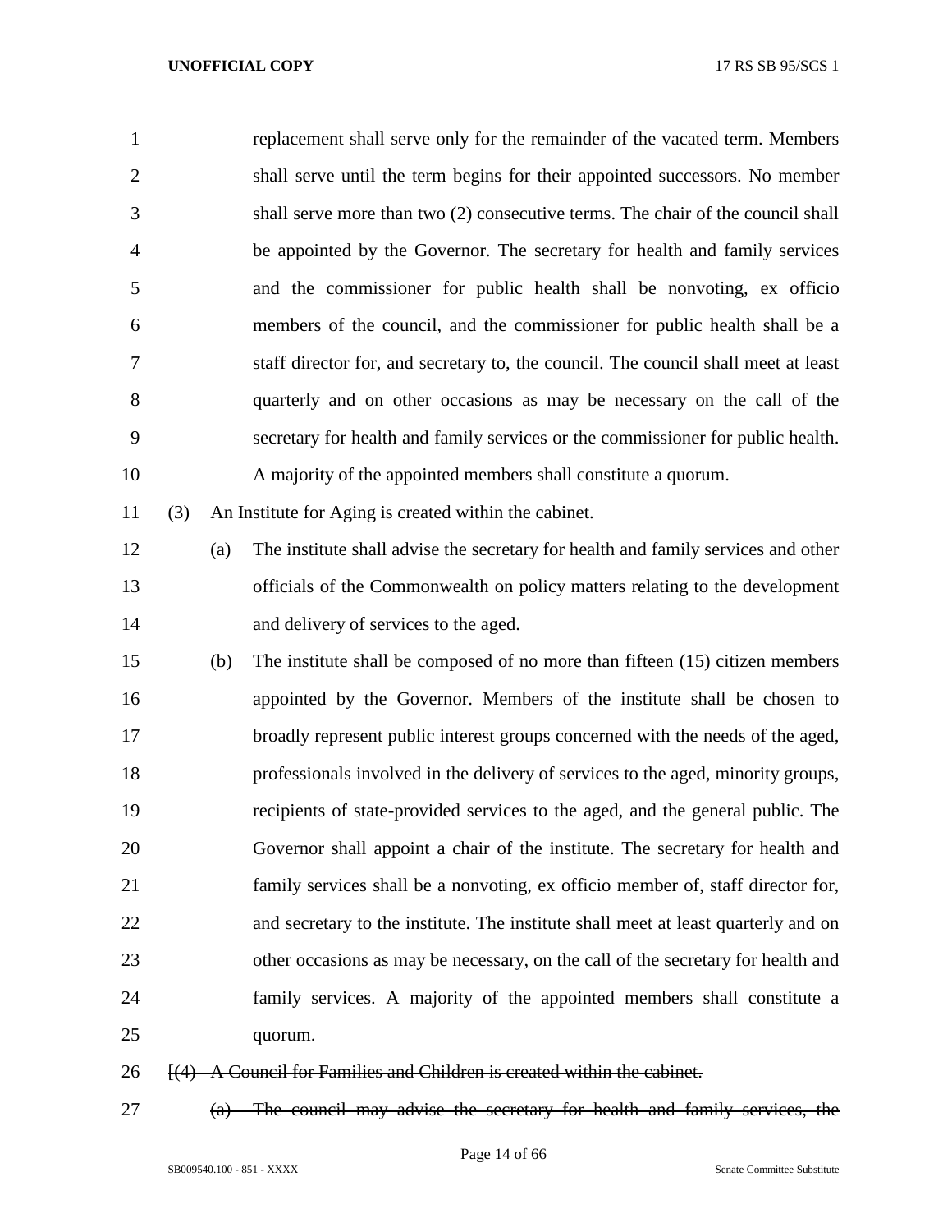replacement shall serve only for the remainder of the vacated term. Members shall serve until the term begins for their appointed successors. No member shall serve more than two (2) consecutive terms. The chair of the council shall be appointed by the Governor. The secretary for health and family services and the commissioner for public health shall be nonvoting, ex officio members of the council, and the commissioner for public health shall be a staff director for, and secretary to, the council. The council shall meet at least quarterly and on other occasions as may be necessary on the call of the secretary for health and family services or the commissioner for public health. A majority of the appointed members shall constitute a quorum.

(3) An Institute for Aging is created within the cabinet.

(a) The institute shall advise the secretary for health and family services and other officials of the Commonwealth on policy matters relating to the development and delivery of services to the aged.

(b) The institute shall be composed of no more than fifteen (15) citizen members appointed by the Governor. Members of the institute shall be chosen to broadly represent public interest groups concerned with the needs of the aged, professionals involved in the delivery of services to the aged, minority groups, recipients of state-provided services to the aged, and the general public. The Governor shall appoint a chair of the institute. The secretary for health and family services shall be a nonvoting, ex officio member of, staff director for, and secretary to the institute. The institute shall meet at least quarterly and on other occasions as may be necessary, on the call of the secretary for health and family services. A majority of the appointed members shall constitute a quorum.

[~~(4) A Council for Families and Children is created within the cabinet.~~

~~(a) The council may advise the secretary for health and family services, the~~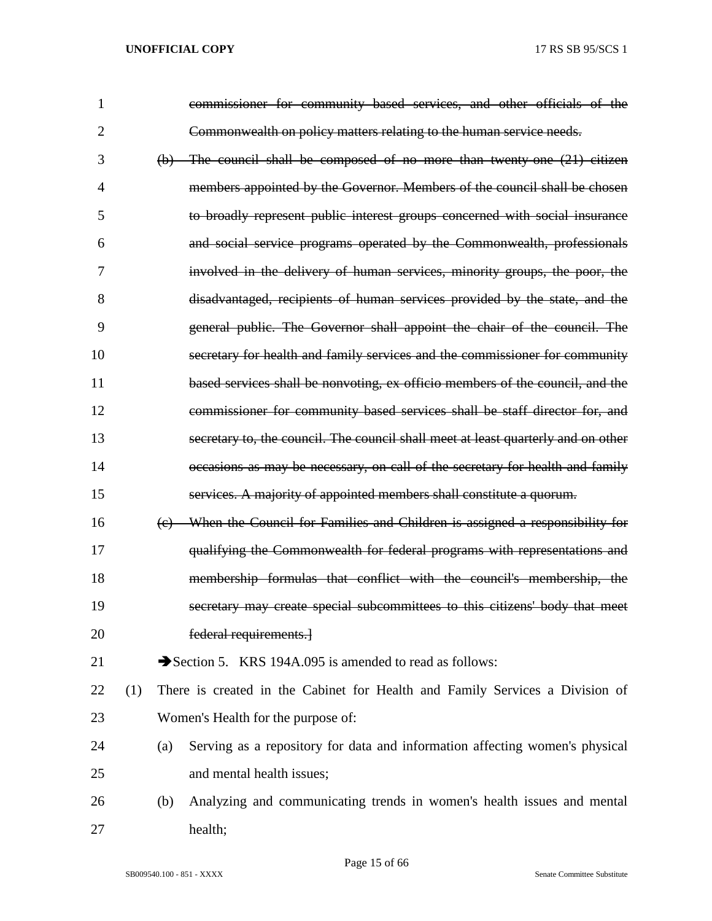~~commissioner for community based services, and other officials of the Commonwealth on policy matters relating to the human service needs.~~

~~(b) The council shall be composed of no more than twenty-one (21) citizen members appointed by the Governor. Members of the council shall be chosen to broadly represent public interest groups concerned with social insurance and social service programs operated by the Commonwealth, professionals involved in the delivery of human services, minority groups, the poor, the disadvantaged, recipients of human services provided by the state, and the general public. The Governor shall appoint the chair of the council. The secretary for health and family services and the commissioner for community based services shall be nonvoting, ex officio members of the council, and the commissioner for community based services shall be staff director for, and secretary to, the council. The council shall meet at least quarterly and on other occasions as may be necessary, on call of the secretary for health and family services. A majority of appointed members shall constitute a quorum.~~

~~(c) When the Council for Families and Children is assigned a responsibility for qualifying the Commonwealth for federal programs with representations and membership formulas that conflict with the council's membership, the secretary may create special subcommittees to this citizens' body that meet federal requirements.]~~

➔Section 5. KRS 194A.095 is amended to read as follows:

(1) There is created in the Cabinet for Health and Family Services a Division of Women's Health for the purpose of:

(a) Serving as a repository for data and information affecting women's physical and mental health issues;

(b) Analyzing and communicating trends in women's health issues and mental health;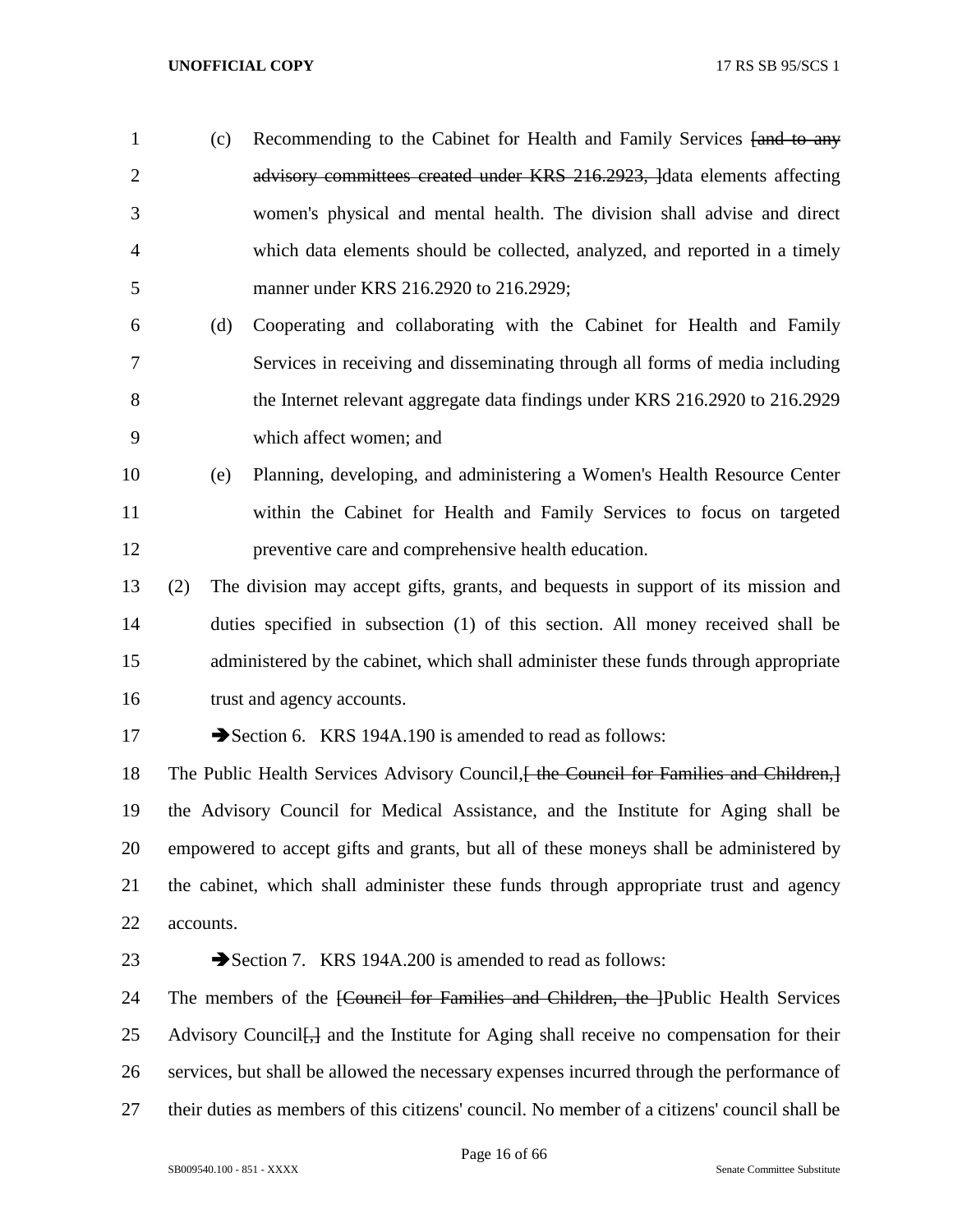(c) Recommending to the Cabinet for Health and Family Services ~~[and to any advisory committees created under KRS 216.2923, ]~~data elements affecting women's physical and mental health. The division shall advise and direct which data elements should be collected, analyzed, and reported in a timely manner under KRS 216.2920 to 216.2929;

(d) Cooperating and collaborating with the Cabinet for Health and Family Services in receiving and disseminating through all forms of media including the Internet relevant aggregate data findings under KRS 216.2920 to 216.2929 which affect women; and

(e) Planning, developing, and administering a Women's Health Resource Center within the Cabinet for Health and Family Services to focus on targeted preventive care and comprehensive health education.

(2) The division may accept gifts, grants, and bequests in support of its mission and duties specified in subsection (1) of this section. All money received shall be administered by the cabinet, which shall administer these funds through appropriate trust and agency accounts.

➔Section 6. KRS 194A.190 is amended to read as follows:

The Public Health Services Advisory Council,~~[ the Council for Families and Children,]~~ the Advisory Council for Medical Assistance, and the Institute for Aging shall be empowered to accept gifts and grants, but all of these moneys shall be administered by the cabinet, which shall administer these funds through appropriate trust and agency accounts.

➔Section 7. KRS 194A.200 is amended to read as follows:

The members of the ~~[Council for Families and Children, the ]~~Public Health Services Advisory Council~~[,]~~ and the Institute for Aging shall receive no compensation for their services, but shall be allowed the necessary expenses incurred through the performance of their duties as members of this citizens' council. No member of a citizens' council shall be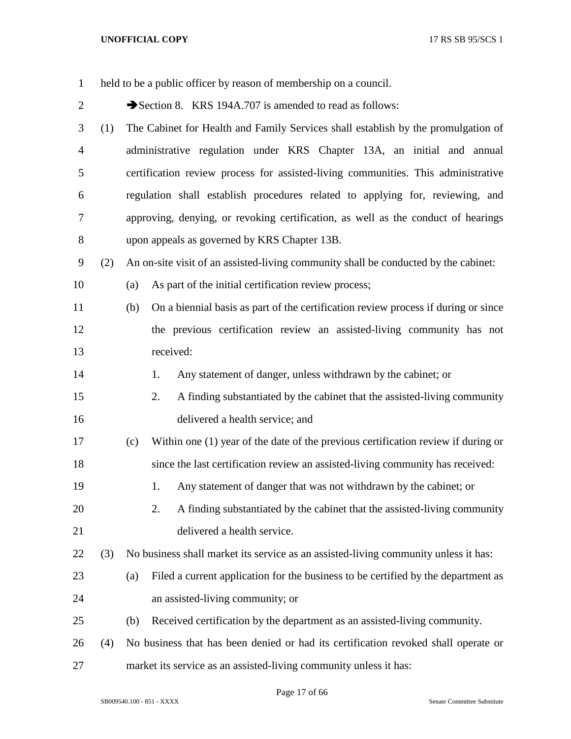held to be a public officer by reason of membership on a council.

➔Section 8. KRS 194A.707 is amended to read as follows:

(1) The Cabinet for Health and Family Services shall establish by the promulgation of administrative regulation under KRS Chapter 13A, an initial and annual certification review process for assisted-living communities. This administrative regulation shall establish procedures related to applying for, reviewing, and approving, denying, or revoking certification, as well as the conduct of hearings upon appeals as governed by KRS Chapter 13B.

(2) An on-site visit of an assisted-living community shall be conducted by the cabinet:

 (a) As part of the initial certification review process;

 (b) On a biennial basis as part of the certification review process if during or since the previous certification review an assisted-living community has not received:

  1. Any statement of danger, unless withdrawn by the cabinet; or

  2. A finding substantiated by the cabinet that the assisted-living community delivered a health service; and

 (c) Within one (1) year of the date of the previous certification review if during or since the last certification review an assisted-living community has received:

  1. Any statement of danger that was not withdrawn by the cabinet; or

  2. A finding substantiated by the cabinet that the assisted-living community delivered a health service.

(3) No business shall market its service as an assisted-living community unless it has:

 (a) Filed a current application for the business to be certified by the department as an assisted-living community; or

 (b) Received certification by the department as an assisted-living community.

(4) No business that has been denied or had its certification revoked shall operate or market its service as an assisted-living community unless it has: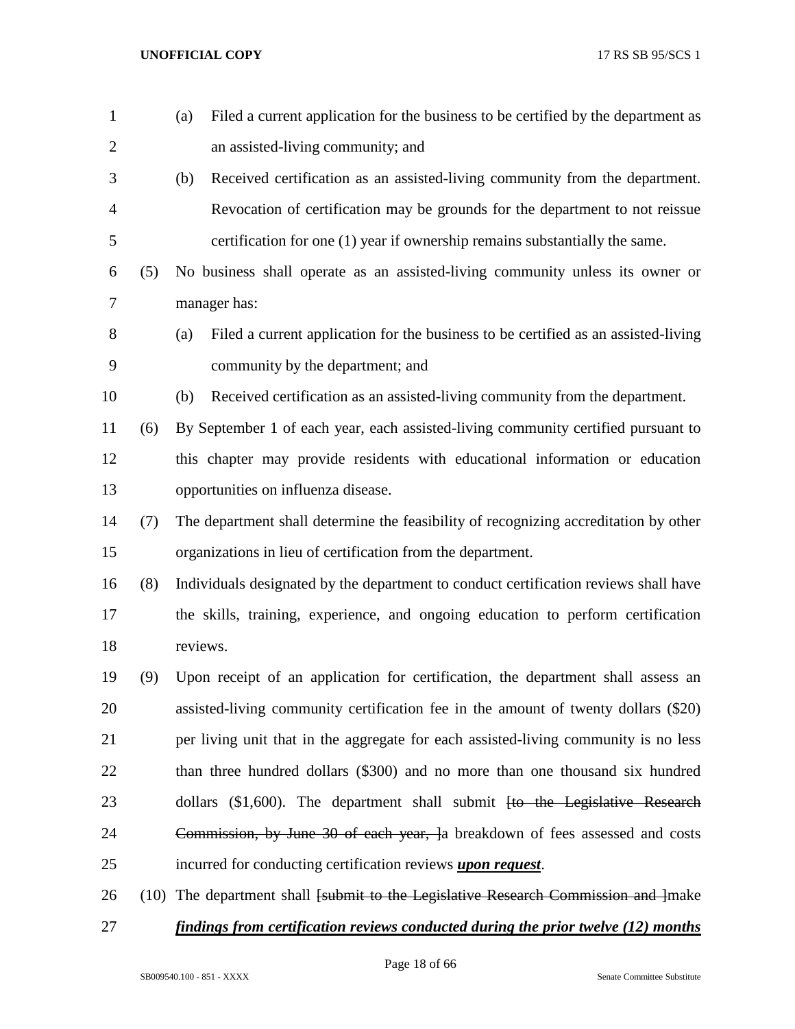(a) Filed a current application for the business to be certified by the department as an assisted-living community; and

(b) Received certification as an assisted-living community from the department. Revocation of certification may be grounds for the department to not reissue certification for one (1) year if ownership remains substantially the same.

(5) No business shall operate as an assisted-living community unless its owner or manager has:

(a) Filed a current application for the business to be certified as an assisted-living community by the department; and

(b) Received certification as an assisted-living community from the department.

(6) By September 1 of each year, each assisted-living community certified pursuant to this chapter may provide residents with educational information or education opportunities on influenza disease.

(7) The department shall determine the feasibility of recognizing accreditation by other organizations in lieu of certification from the department.

(8) Individuals designated by the department to conduct certification reviews shall have the skills, training, experience, and ongoing education to perform certification reviews.

(9) Upon receipt of an application for certification, the department shall assess an assisted-living community certification fee in the amount of twenty dollars ($20) per living unit that in the aggregate for each assisted-living community is no less than three hundred dollars ($300) and no more than one thousand six hundred dollars ($1,600). The department shall submit ~~[to the Legislative Research Commission, by June 30 of each year, ]~~a breakdown of fees assessed and costs incurred for conducting certification reviews ***upon request***.

(10) The department shall ~~[submit to the Legislative Research Commission and ]~~make ***findings from certification reviews conducted during the prior twelve (12) months***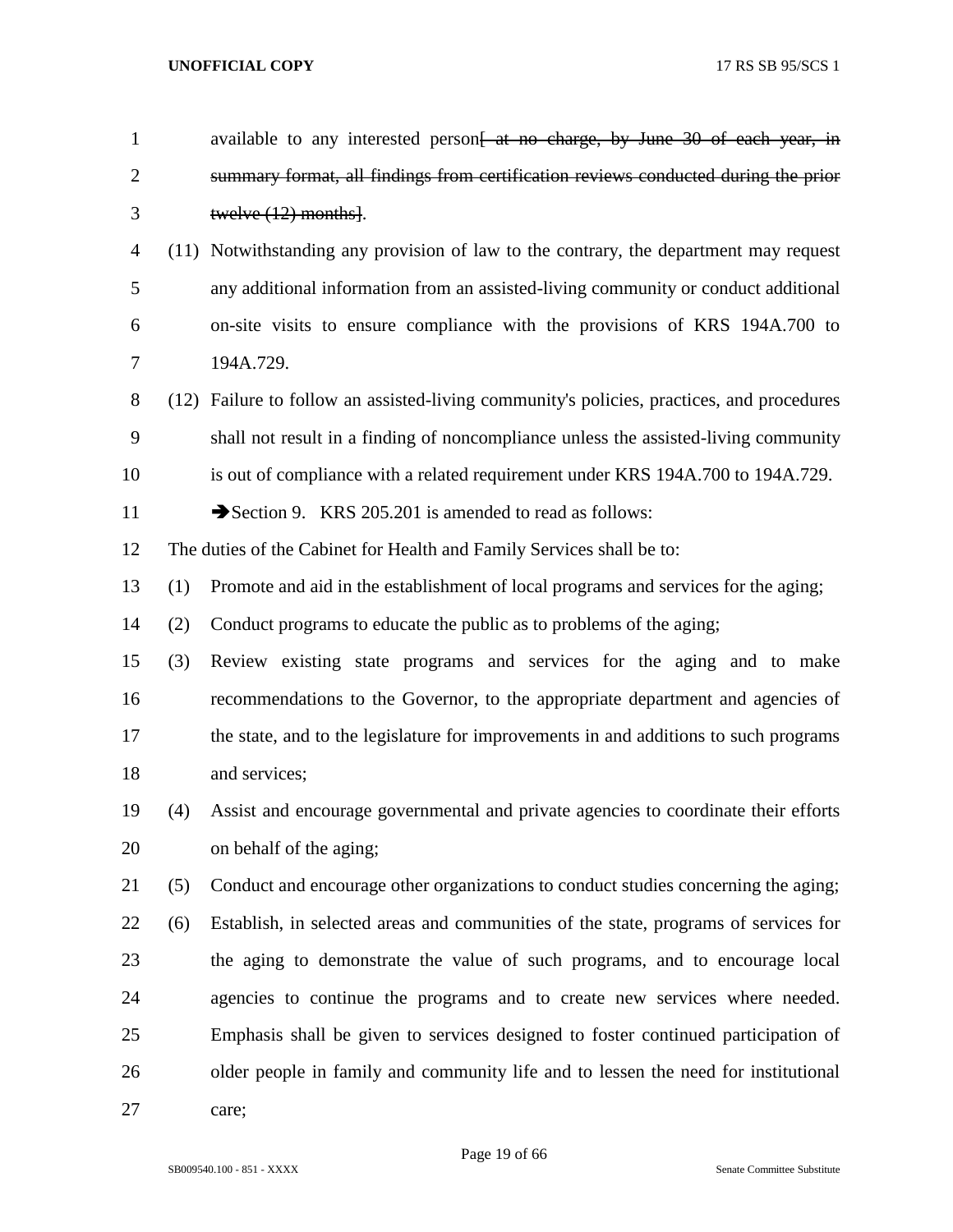available to any interested person~~[ at no charge, by June 30 of each year, in summary format, all findings from certification reviews conducted during the prior twelve (12) months]~~.

(11) Notwithstanding any provision of law to the contrary, the department may request any additional information from an assisted-living community or conduct additional on-site visits to ensure compliance with the provisions of KRS 194A.700 to 194A.729.

(12) Failure to follow an assisted-living community's policies, practices, and procedures shall not result in a finding of noncompliance unless the assisted-living community is out of compliance with a related requirement under KRS 194A.700 to 194A.729.

➔Section 9. KRS 205.201 is amended to read as follows:

The duties of the Cabinet for Health and Family Services shall be to:

(1) Promote and aid in the establishment of local programs and services for the aging;

(2) Conduct programs to educate the public as to problems of the aging;

(3) Review existing state programs and services for the aging and to make recommendations to the Governor, to the appropriate department and agencies of the state, and to the legislature for improvements in and additions to such programs and services;

(4) Assist and encourage governmental and private agencies to coordinate their efforts on behalf of the aging;

(5) Conduct and encourage other organizations to conduct studies concerning the aging;

(6) Establish, in selected areas and communities of the state, programs of services for the aging to demonstrate the value of such programs, and to encourage local agencies to continue the programs and to create new services where needed. Emphasis shall be given to services designed to foster continued participation of older people in family and community life and to lessen the need for institutional care;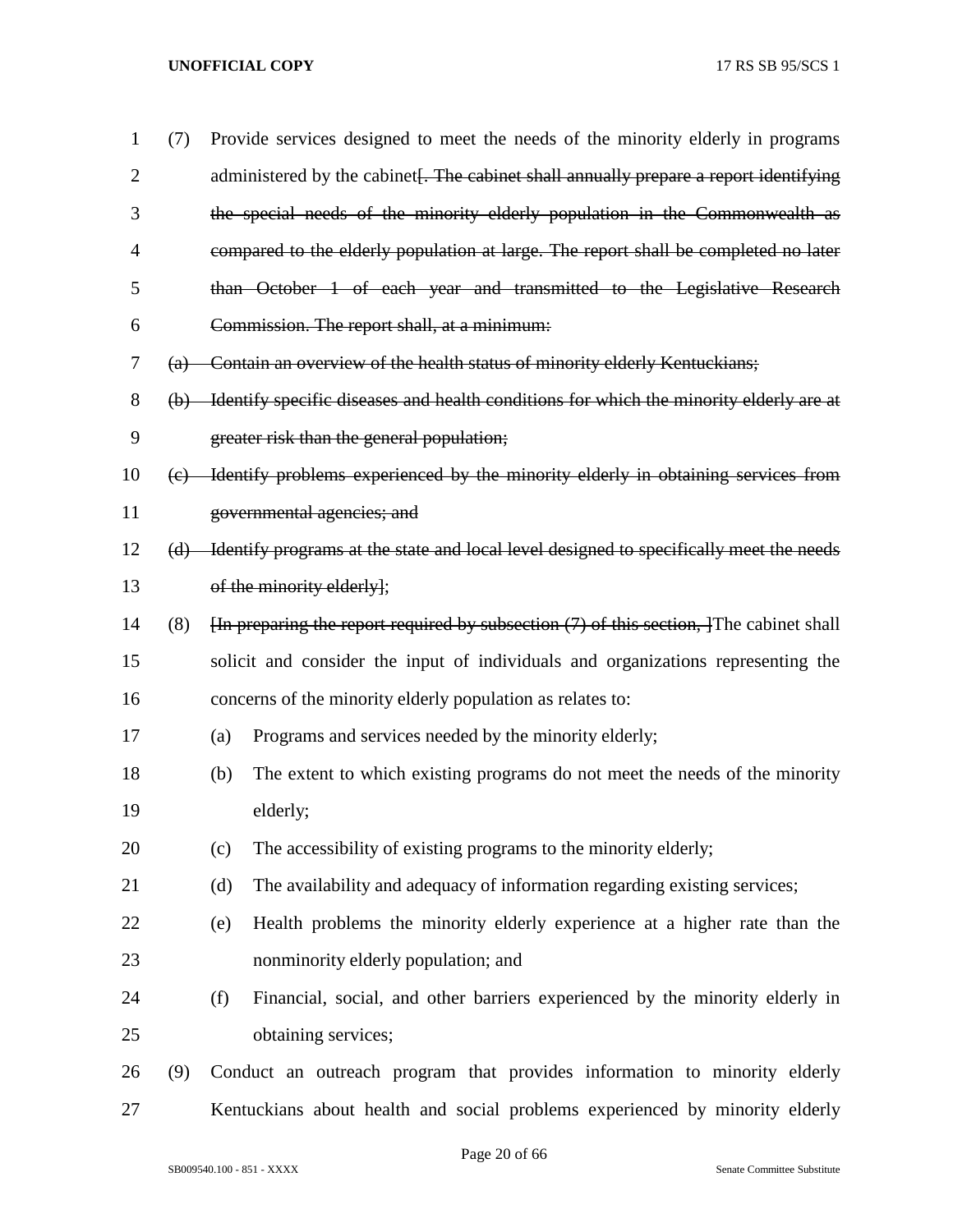(7) Provide services designed to meet the needs of the minority elderly in programs administered by the cabinet~~[. The cabinet shall annually prepare a report identifying the special needs of the minority elderly population in the Commonwealth as compared to the elderly population at large. The report shall be completed no later than October 1 of each year and transmitted to the Legislative Research Commission. The report shall, at a minimum:~~

~~(a) Contain an overview of the health status of minority elderly Kentuckians;~~

~~(b) Identify specific diseases and health conditions for which the minority elderly are at greater risk than the general population;~~

~~(c) Identify problems experienced by the minority elderly in obtaining services from governmental agencies; and~~

~~(d) Identify programs at the state and local level designed to specifically meet the needs of the minority elderly]~~;

(8) ~~[In preparing the report required by subsection (7) of this section, ]~~The cabinet shall solicit and consider the input of individuals and organizations representing the concerns of the minority elderly population as relates to:

(a) Programs and services needed by the minority elderly;

(b) The extent to which existing programs do not meet the needs of the minority elderly;

(c) The accessibility of existing programs to the minority elderly;

(d) The availability and adequacy of information regarding existing services;

(e) Health problems the minority elderly experience at a higher rate than the nonminority elderly population; and

(f) Financial, social, and other barriers experienced by the minority elderly in obtaining services;

(9) Conduct an outreach program that provides information to minority elderly Kentuckians about health and social problems experienced by minority elderly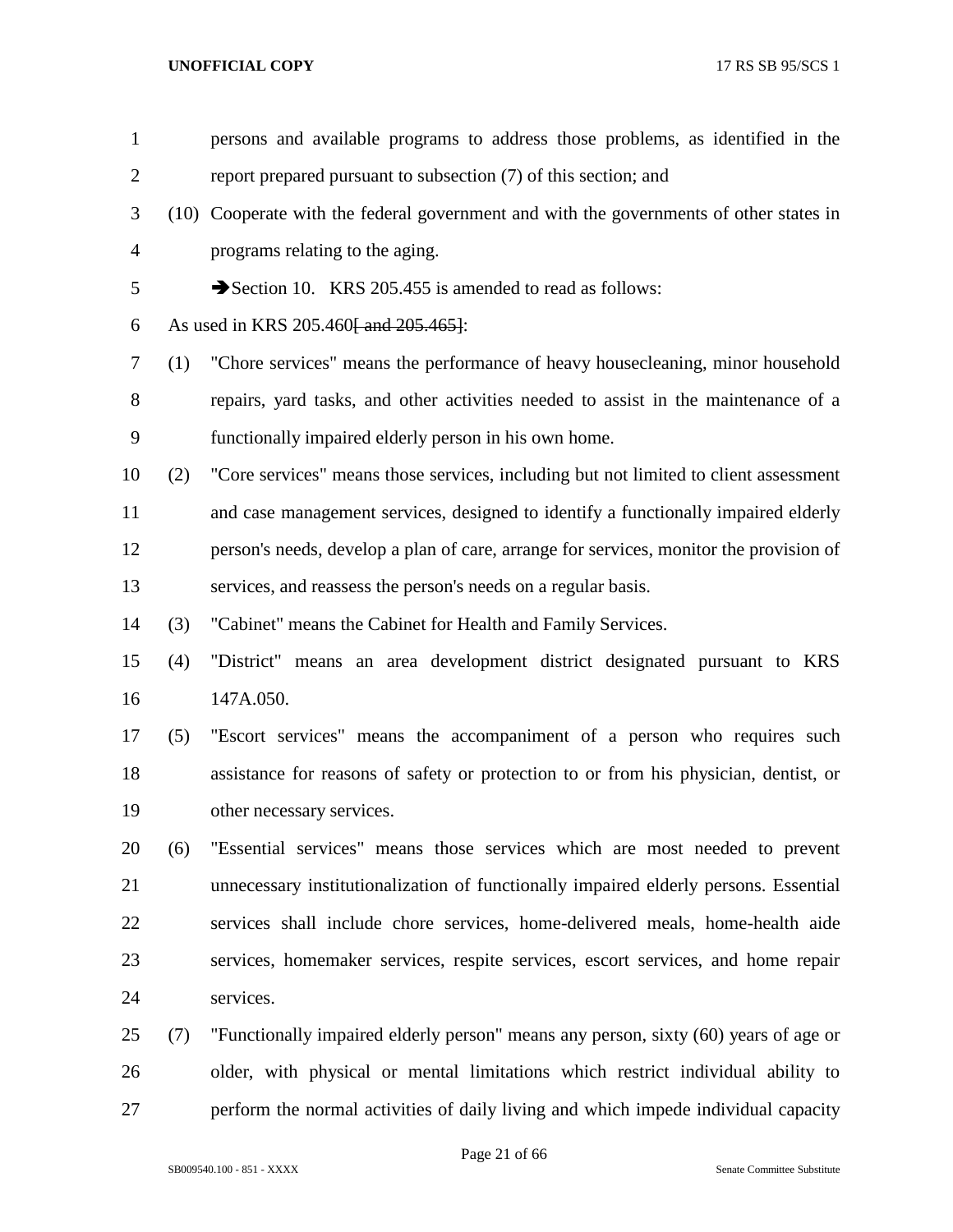persons and available programs to address those problems, as identified in the report prepared pursuant to subsection (7) of this section; and

(10) Cooperate with the federal government and with the governments of other states in programs relating to the aging.

➔Section 10. KRS 205.455 is amended to read as follows:

As used in KRS 205.460~~[ and 205.465]~~:

(1) "Chore services" means the performance of heavy housecleaning, minor household repairs, yard tasks, and other activities needed to assist in the maintenance of a functionally impaired elderly person in his own home.

(2) "Core services" means those services, including but not limited to client assessment and case management services, designed to identify a functionally impaired elderly person's needs, develop a plan of care, arrange for services, monitor the provision of services, and reassess the person's needs on a regular basis.

(3) "Cabinet" means the Cabinet for Health and Family Services.

(4) "District" means an area development district designated pursuant to KRS 147A.050.

(5) "Escort services" means the accompaniment of a person who requires such assistance for reasons of safety or protection to or from his physician, dentist, or other necessary services.

(6) "Essential services" means those services which are most needed to prevent unnecessary institutionalization of functionally impaired elderly persons. Essential services shall include chore services, home-delivered meals, home-health aide services, homemaker services, respite services, escort services, and home repair services.

(7) "Functionally impaired elderly person" means any person, sixty (60) years of age or older, with physical or mental limitations which restrict individual ability to perform the normal activities of daily living and which impede individual capacity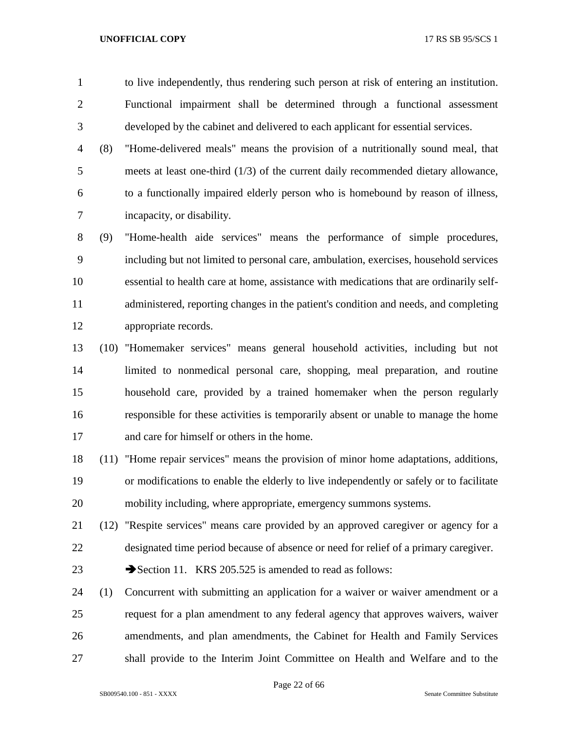to live independently, thus rendering such person at risk of entering an institution. Functional impairment shall be determined through a functional assessment developed by the cabinet and delivered to each applicant for essential services.

(8) "Home-delivered meals" means the provision of a nutritionally sound meal, that meets at least one-third (1/3) of the current daily recommended dietary allowance, to a functionally impaired elderly person who is homebound by reason of illness, incapacity, or disability.

(9) "Home-health aide services" means the performance of simple procedures, including but not limited to personal care, ambulation, exercises, household services essential to health care at home, assistance with medications that are ordinarily self-administered, reporting changes in the patient's condition and needs, and completing appropriate records.

(10) "Homemaker services" means general household activities, including but not limited to nonmedical personal care, shopping, meal preparation, and routine household care, provided by a trained homemaker when the person regularly responsible for these activities is temporarily absent or unable to manage the home and care for himself or others in the home.

(11) "Home repair services" means the provision of minor home adaptations, additions, or modifications to enable the elderly to live independently or safely or to facilitate mobility including, where appropriate, emergency summons systems.

(12) "Respite services" means care provided by an approved caregiver or agency for a designated time period because of absence or need for relief of a primary caregiver.

➔Section 11. KRS 205.525 is amended to read as follows:

(1) Concurrent with submitting an application for a waiver or waiver amendment or a request for a plan amendment to any federal agency that approves waivers, waiver amendments, and plan amendments, the Cabinet for Health and Family Services shall provide to the Interim Joint Committee on Health and Welfare and to the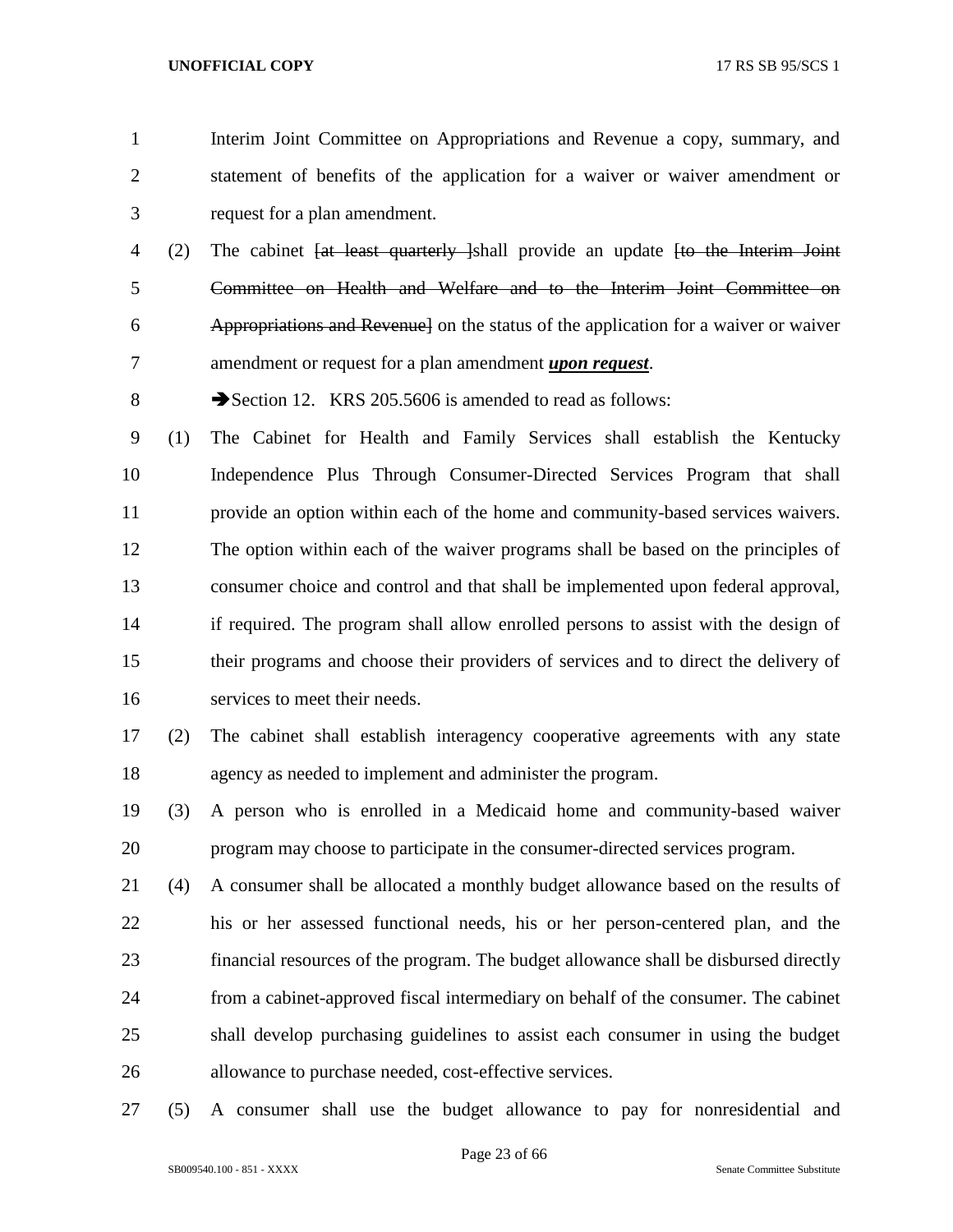Interim Joint Committee on Appropriations and Revenue a copy, summary, and statement of benefits of the application for a waiver or waiver amendment or request for a plan amendment.

(2) The cabinet ~~[at least quarterly ]~~shall provide an update ~~[to the Interim Joint Committee on Health and Welfare and to the Interim Joint Committee on Appropriations and Revenue]~~ on the status of the application for a waiver or waiver amendment or request for a plan amendment ***upon request***.

➔Section 12. KRS 205.5606 is amended to read as follows:

(1) The Cabinet for Health and Family Services shall establish the Kentucky Independence Plus Through Consumer-Directed Services Program that shall provide an option within each of the home and community-based services waivers. The option within each of the waiver programs shall be based on the principles of consumer choice and control and that shall be implemented upon federal approval, if required. The program shall allow enrolled persons to assist with the design of their programs and choose their providers of services and to direct the delivery of services to meet their needs.

(2) The cabinet shall establish interagency cooperative agreements with any state agency as needed to implement and administer the program.

(3) A person who is enrolled in a Medicaid home and community-based waiver program may choose to participate in the consumer-directed services program.

(4) A consumer shall be allocated a monthly budget allowance based on the results of his or her assessed functional needs, his or her person-centered plan, and the financial resources of the program. The budget allowance shall be disbursed directly from a cabinet-approved fiscal intermediary on behalf of the consumer. The cabinet shall develop purchasing guidelines to assist each consumer in using the budget allowance to purchase needed, cost-effective services.

(5) A consumer shall use the budget allowance to pay for nonresidential and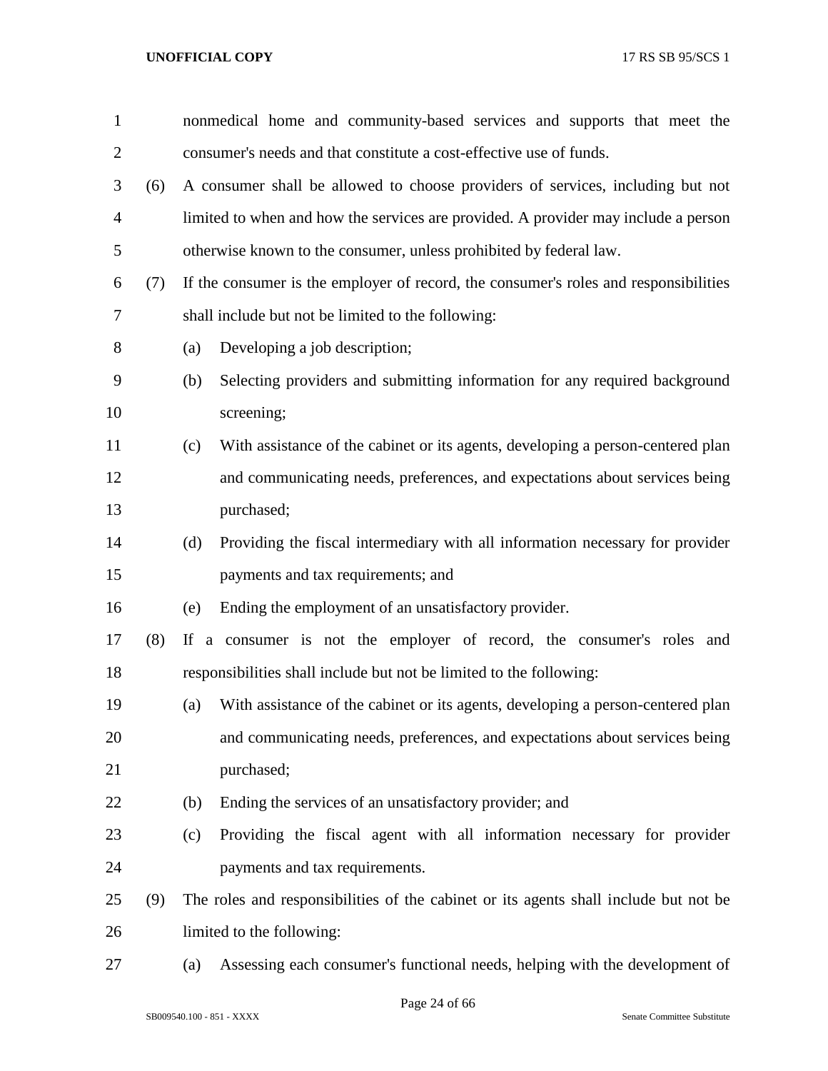nonmedical home and community-based services and supports that meet the consumer's needs and that constitute a cost-effective use of funds.

(6) A consumer shall be allowed to choose providers of services, including but not limited to when and how the services are provided. A provider may include a person otherwise known to the consumer, unless prohibited by federal law.

(7) If the consumer is the employer of record, the consumer's roles and responsibilities shall include but not be limited to the following:

(a) Developing a job description;

(b) Selecting providers and submitting information for any required background screening;

(c) With assistance of the cabinet or its agents, developing a person-centered plan and communicating needs, preferences, and expectations about services being purchased;

(d) Providing the fiscal intermediary with all information necessary for provider payments and tax requirements; and

(e) Ending the employment of an unsatisfactory provider.

(8) If a consumer is not the employer of record, the consumer's roles and responsibilities shall include but not be limited to the following:

(a) With assistance of the cabinet or its agents, developing a person-centered plan and communicating needs, preferences, and expectations about services being purchased;

(b) Ending the services of an unsatisfactory provider; and

(c) Providing the fiscal agent with all information necessary for provider payments and tax requirements.

(9) The roles and responsibilities of the cabinet or its agents shall include but not be limited to the following:

(a) Assessing each consumer's functional needs, helping with the development of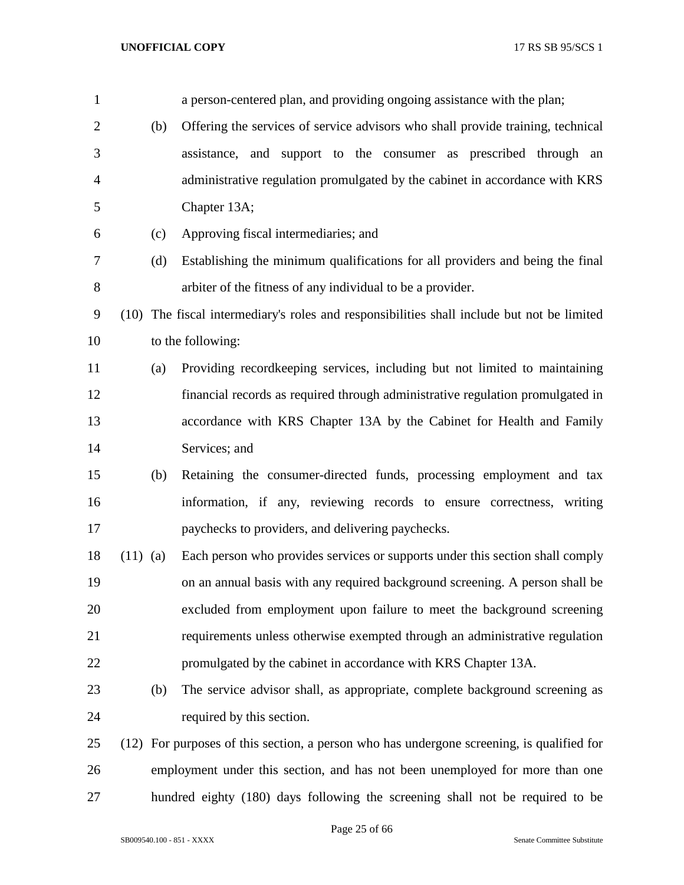a person-centered plan, and providing ongoing assistance with the plan;

(b) Offering the services of service advisors who shall provide training, technical assistance, and support to the consumer as prescribed through an administrative regulation promulgated by the cabinet in accordance with KRS Chapter 13A;

(c) Approving fiscal intermediaries; and

(d) Establishing the minimum qualifications for all providers and being the final arbiter of the fitness of any individual to be a provider.

(10) The fiscal intermediary's roles and responsibilities shall include but not be limited to the following:

(a) Providing recordkeeping services, including but not limited to maintaining financial records as required through administrative regulation promulgated in accordance with KRS Chapter 13A by the Cabinet for Health and Family Services; and

(b) Retaining the consumer-directed funds, processing employment and tax information, if any, reviewing records to ensure correctness, writing paychecks to providers, and delivering paychecks.

(11) (a) Each person who provides services or supports under this section shall comply on an annual basis with any required background screening. A person shall be excluded from employment upon failure to meet the background screening requirements unless otherwise exempted through an administrative regulation promulgated by the cabinet in accordance with KRS Chapter 13A.

(b) The service advisor shall, as appropriate, complete background screening as required by this section.

(12) For purposes of this section, a person who has undergone screening, is qualified for employment under this section, and has not been unemployed for more than one hundred eighty (180) days following the screening shall not be required to be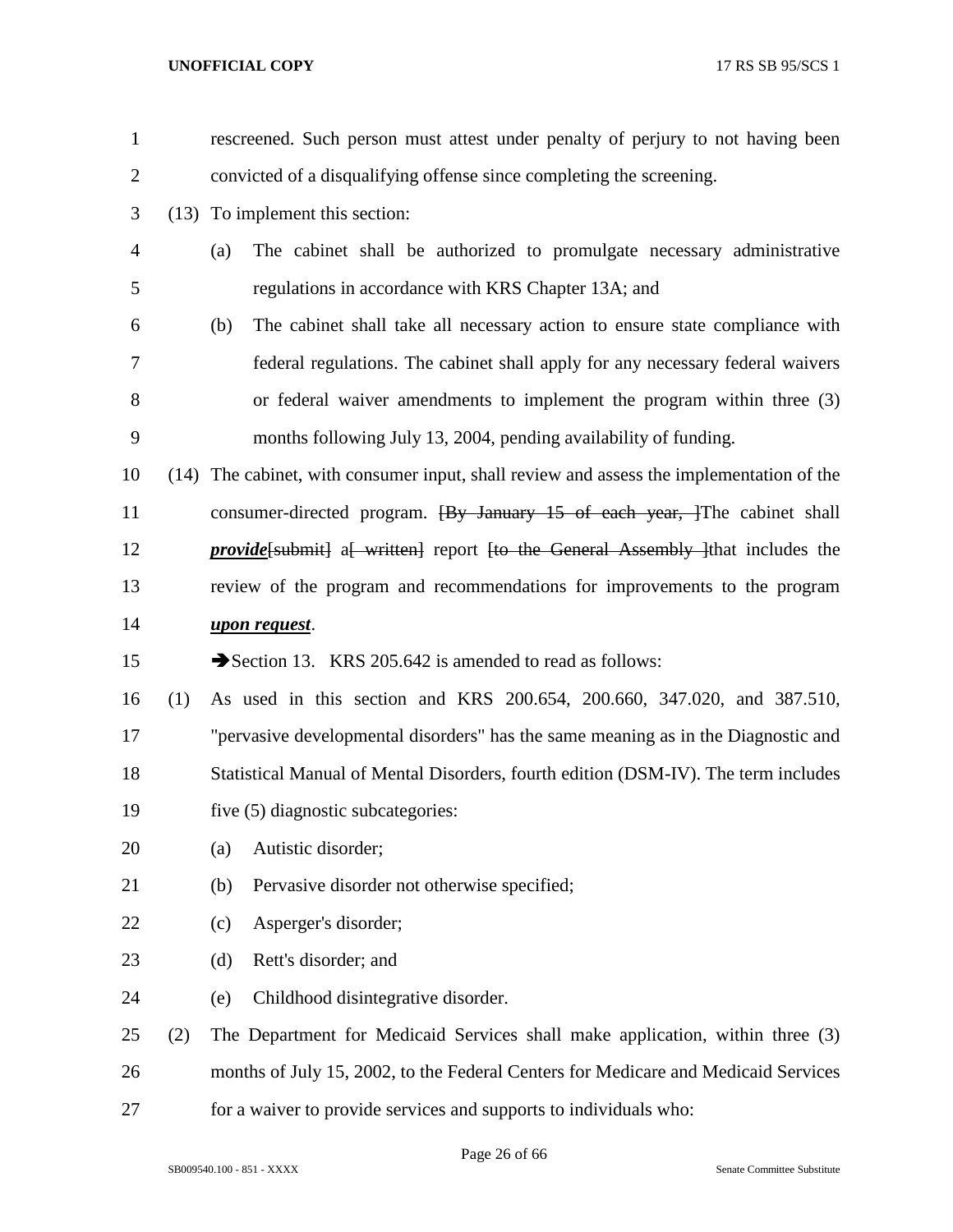rescreened. Such person must attest under penalty of perjury to not having been convicted of a disqualifying offense since completing the screening.

(13) To implement this section:

(a) The cabinet shall be authorized to promulgate necessary administrative regulations in accordance with KRS Chapter 13A; and

(b) The cabinet shall take all necessary action to ensure state compliance with federal regulations. The cabinet shall apply for any necessary federal waivers or federal waiver amendments to implement the program within three (3) months following July 13, 2004, pending availability of funding.

(14) The cabinet, with consumer input, shall review and assess the implementation of the consumer-directed program. ~~[By January 15 of each year, ]~~The cabinet shall ***provide***~~[submit]~~ a~~[ written]~~ report ~~[to the General Assembly ]~~that includes the review of the program and recommendations for improvements to the program ***upon request***.

➔Section 13. KRS 205.642 is amended to read as follows:

(1) As used in this section and KRS 200.654, 200.660, 347.020, and 387.510, "pervasive developmental disorders" has the same meaning as in the Diagnostic and Statistical Manual of Mental Disorders, fourth edition (DSM-IV). The term includes five (5) diagnostic subcategories:

(a) Autistic disorder;

(b) Pervasive disorder not otherwise specified;

(c) Asperger's disorder;

(d) Rett's disorder; and

(e) Childhood disintegrative disorder.

(2) The Department for Medicaid Services shall make application, within three (3) months of July 15, 2002, to the Federal Centers for Medicare and Medicaid Services for a waiver to provide services and supports to individuals who: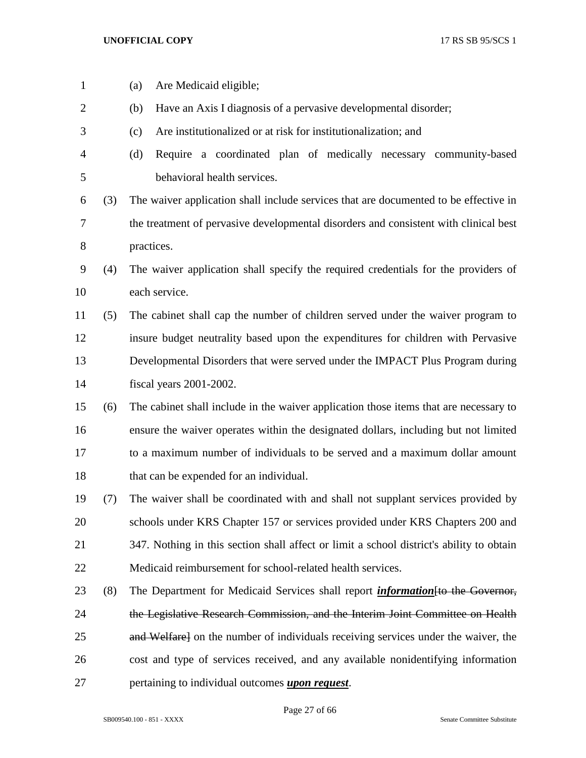(a) Are Medicaid eligible;

(b) Have an Axis I diagnosis of a pervasive developmental disorder;

(c) Are institutionalized or at risk for institutionalization; and

(d) Require a coordinated plan of medically necessary community-based behavioral health services.

(3) The waiver application shall include services that are documented to be effective in the treatment of pervasive developmental disorders and consistent with clinical best practices.

(4) The waiver application shall specify the required credentials for the providers of each service.

(5) The cabinet shall cap the number of children served under the waiver program to insure budget neutrality based upon the expenditures for children with Pervasive Developmental Disorders that were served under the IMPACT Plus Program during fiscal years 2001-2002.

(6) The cabinet shall include in the waiver application those items that are necessary to ensure the waiver operates within the designated dollars, including but not limited to a maximum number of individuals to be served and a maximum dollar amount that can be expended for an individual.

(7) The waiver shall be coordinated with and shall not supplant services provided by schools under KRS Chapter 157 or services provided under KRS Chapters 200 and 347. Nothing in this section shall affect or limit a school district's ability to obtain Medicaid reimbursement for school-related health services.

(8) The Department for Medicaid Services shall report ***information***~~[to the Governor, the Legislative Research Commission, and the Interim Joint Committee on Health and Welfare]~~ on the number of individuals receiving services under the waiver, the cost and type of services received, and any available nonidentifying information pertaining to individual outcomes ***upon request***.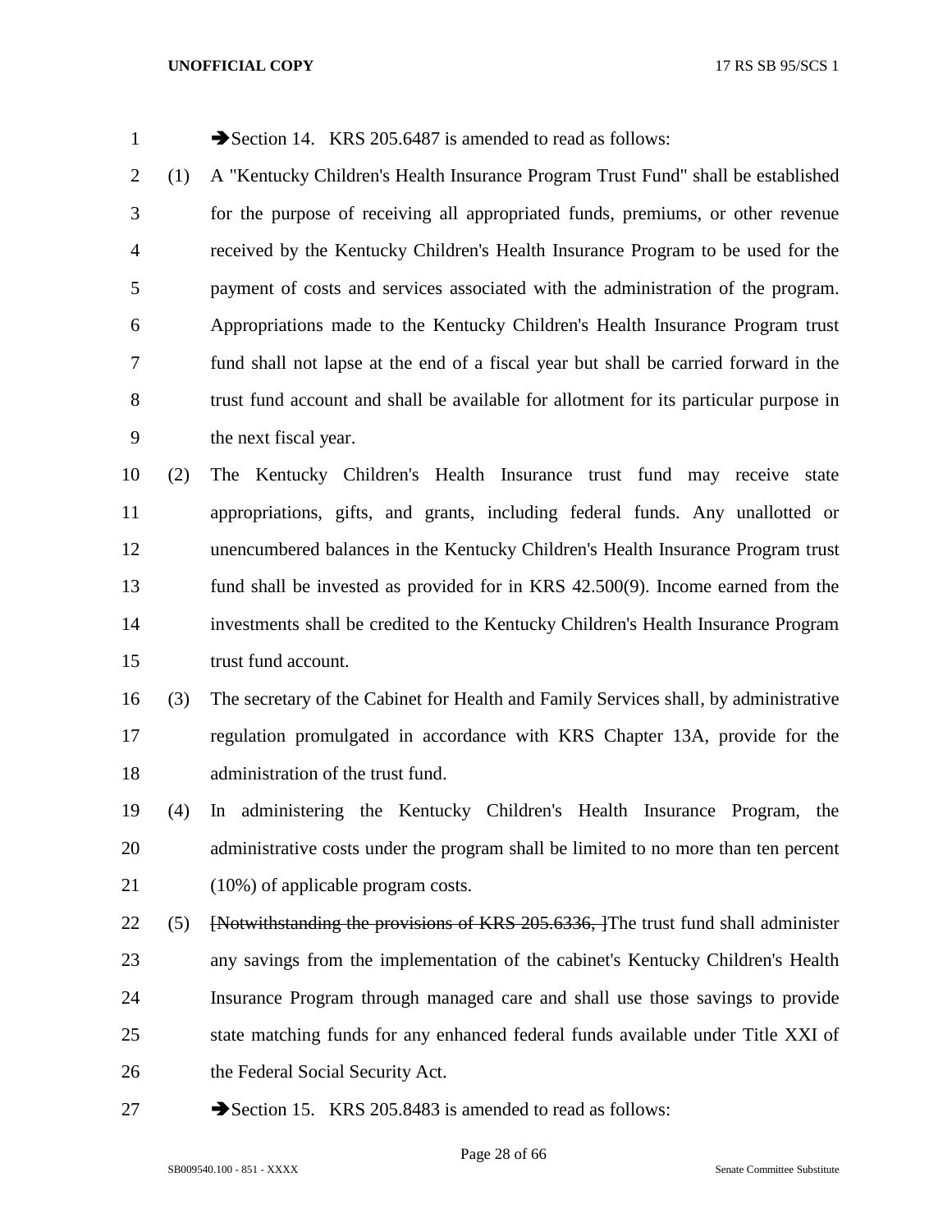➔Section 14. KRS 205.6487 is amended to read as follows:

(1) A "Kentucky Children's Health Insurance Program Trust Fund" shall be established for the purpose of receiving all appropriated funds, premiums, or other revenue received by the Kentucky Children's Health Insurance Program to be used for the payment of costs and services associated with the administration of the program. Appropriations made to the Kentucky Children's Health Insurance Program trust fund shall not lapse at the end of a fiscal year but shall be carried forward in the trust fund account and shall be available for allotment for its particular purpose in the next fiscal year.

(2) The Kentucky Children's Health Insurance trust fund may receive state appropriations, gifts, and grants, including federal funds. Any unallotted or unencumbered balances in the Kentucky Children's Health Insurance Program trust fund shall be invested as provided for in KRS 42.500(9). Income earned from the investments shall be credited to the Kentucky Children's Health Insurance Program trust fund account.

(3) The secretary of the Cabinet for Health and Family Services shall, by administrative regulation promulgated in accordance with KRS Chapter 13A, provide for the administration of the trust fund.

(4) In administering the Kentucky Children's Health Insurance Program, the administrative costs under the program shall be limited to no more than ten percent (10%) of applicable program costs.

(5) ~~[Notwithstanding the provisions of KRS 205.6336, ]~~The trust fund shall administer any savings from the implementation of the cabinet's Kentucky Children's Health Insurance Program through managed care and shall use those savings to provide state matching funds for any enhanced federal funds available under Title XXI of the Federal Social Security Act.

➔Section 15. KRS 205.8483 is amended to read as follows: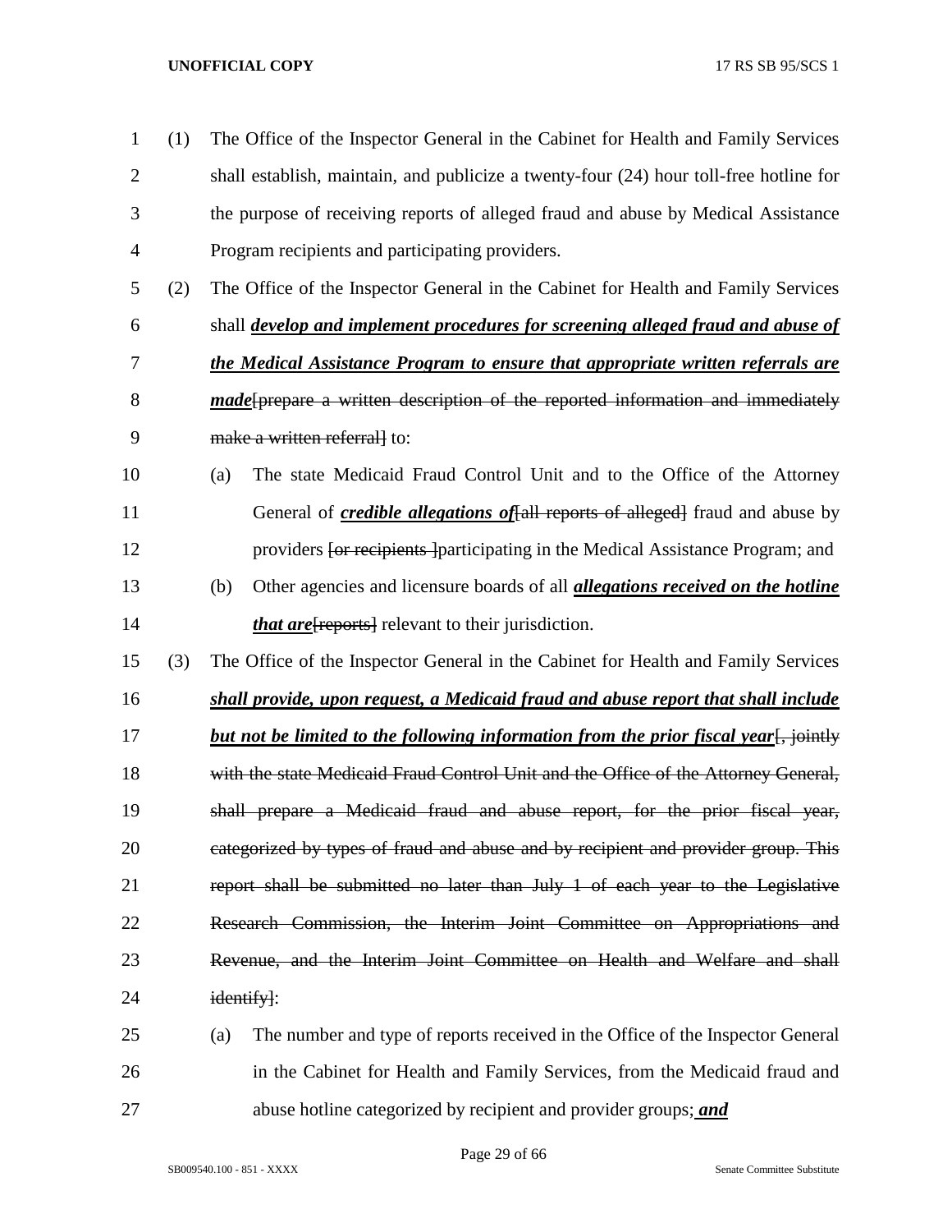(1) The Office of the Inspector General in the Cabinet for Health and Family Services shall establish, maintain, and publicize a twenty-four (24) hour toll-free hotline for the purpose of receiving reports of alleged fraud and abuse by Medical Assistance Program recipients and participating providers.

(2) The Office of the Inspector General in the Cabinet for Health and Family Services shall ***develop and implement procedures for screening alleged fraud and abuse of the Medical Assistance Program to ensure that appropriate written referrals are made***[~~prepare a written description of the reported information and immediately make a written referral~~] to:

(a) The state Medicaid Fraud Control Unit and to the Office of the Attorney General of ***credible allegations of***[~~all reports of alleged~~] fraud and abuse by providers [~~or recipients~~ ]participating in the Medical Assistance Program; and

(b) Other agencies and licensure boards of all ***allegations received on the hotline that are***[~~reports~~] relevant to their jurisdiction.

(3) The Office of the Inspector General in the Cabinet for Health and Family Services ***shall provide, upon request, a Medicaid fraud and abuse report that shall include but not be limited to the following information from the prior fiscal year***[~~, jointly with the state Medicaid Fraud Control Unit and the Office of the Attorney General, shall prepare a Medicaid fraud and abuse report, for the prior fiscal year, categorized by types of fraud and abuse and by recipient and provider group. This report shall be submitted no later than July 1 of each year to the Legislative Research Commission, the Interim Joint Committee on Appropriations and Revenue, and the Interim Joint Committee on Health and Welfare and shall identify~~]:

(a) The number and type of reports received in the Office of the Inspector General in the Cabinet for Health and Family Services, from the Medicaid fraud and abuse hotline categorized by recipient and provider groups; ***and***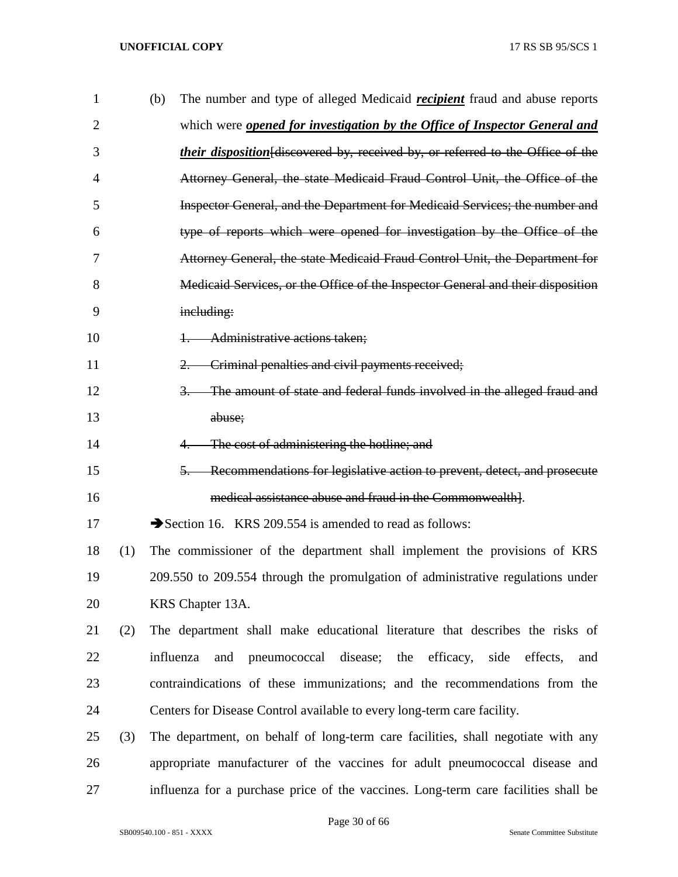(b) The number and type of alleged Medicaid ***recipient*** fraud and abuse reports which were ***opened for investigation by the Office of Inspector General and their disposition***[~~discovered by, received by, or referred to the Office of the Attorney General, the state Medicaid Fraud Control Unit, the Office of the Inspector General, and the Department for Medicaid Services; the number and type of reports which were opened for investigation by the Office of the Attorney General, the state Medicaid Fraud Control Unit, the Department for Medicaid Services, or the Office of the Inspector General and their disposition including:~~

~~1. Administrative actions taken;~~

~~2. Criminal penalties and civil payments received;~~

~~3. The amount of state and federal funds involved in the alleged fraud and abuse;~~

~~4. The cost of administering the hotline; and~~

~~5. Recommendations for legislative action to prevent, detect, and prosecute medical assistance abuse and fraud in the Commonwealth~~].

➔Section 16. KRS 209.554 is amended to read as follows:

(1) The commissioner of the department shall implement the provisions of KRS 209.550 to 209.554 through the promulgation of administrative regulations under KRS Chapter 13A.

(2) The department shall make educational literature that describes the risks of influenza and pneumococcal disease; the efficacy, side effects, and contraindications of these immunizations; and the recommendations from the Centers for Disease Control available to every long-term care facility.

(3) The department, on behalf of long-term care facilities, shall negotiate with any appropriate manufacturer of the vaccines for adult pneumococcal disease and influenza for a purchase price of the vaccines. Long-term care facilities shall be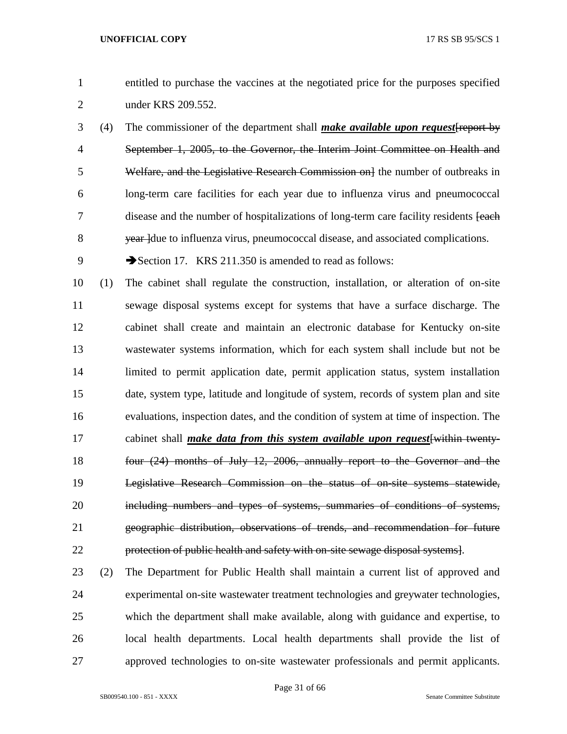entitled to purchase the vaccines at the negotiated price for the purposes specified under KRS 209.552.

(4) The commissioner of the department shall ***make available upon request***~~[report by September 1, 2005, to the Governor, the Interim Joint Committee on Health and Welfare, and the Legislative Research Commission on]~~ the number of outbreaks in long-term care facilities for each year due to influenza virus and pneumococcal disease and the number of hospitalizations of long-term care facility residents ~~[each year ]~~due to influenza virus, pneumococcal disease, and associated complications.

➔Section 17. KRS 211.350 is amended to read as follows:

(1) The cabinet shall regulate the construction, installation, or alteration of on-site sewage disposal systems except for systems that have a surface discharge. The cabinet shall create and maintain an electronic database for Kentucky on-site wastewater systems information, which for each system shall include but not be limited to permit application date, permit application status, system installation date, system type, latitude and longitude of system, records of system plan and site evaluations, inspection dates, and the condition of system at time of inspection. The cabinet shall ***make data from this system available upon request***~~[within twenty-four (24) months of July 12, 2006, annually report to the Governor and the Legislative Research Commission on the status of on-site systems statewide, including numbers and types of systems, summaries of conditions of systems, geographic distribution, observations of trends, and recommendation for future protection of public health and safety with on-site sewage disposal systems]~~.

(2) The Department for Public Health shall maintain a current list of approved and experimental on-site wastewater treatment technologies and greywater technologies, which the department shall make available, along with guidance and expertise, to local health departments. Local health departments shall provide the list of approved technologies to on-site wastewater professionals and permit applicants.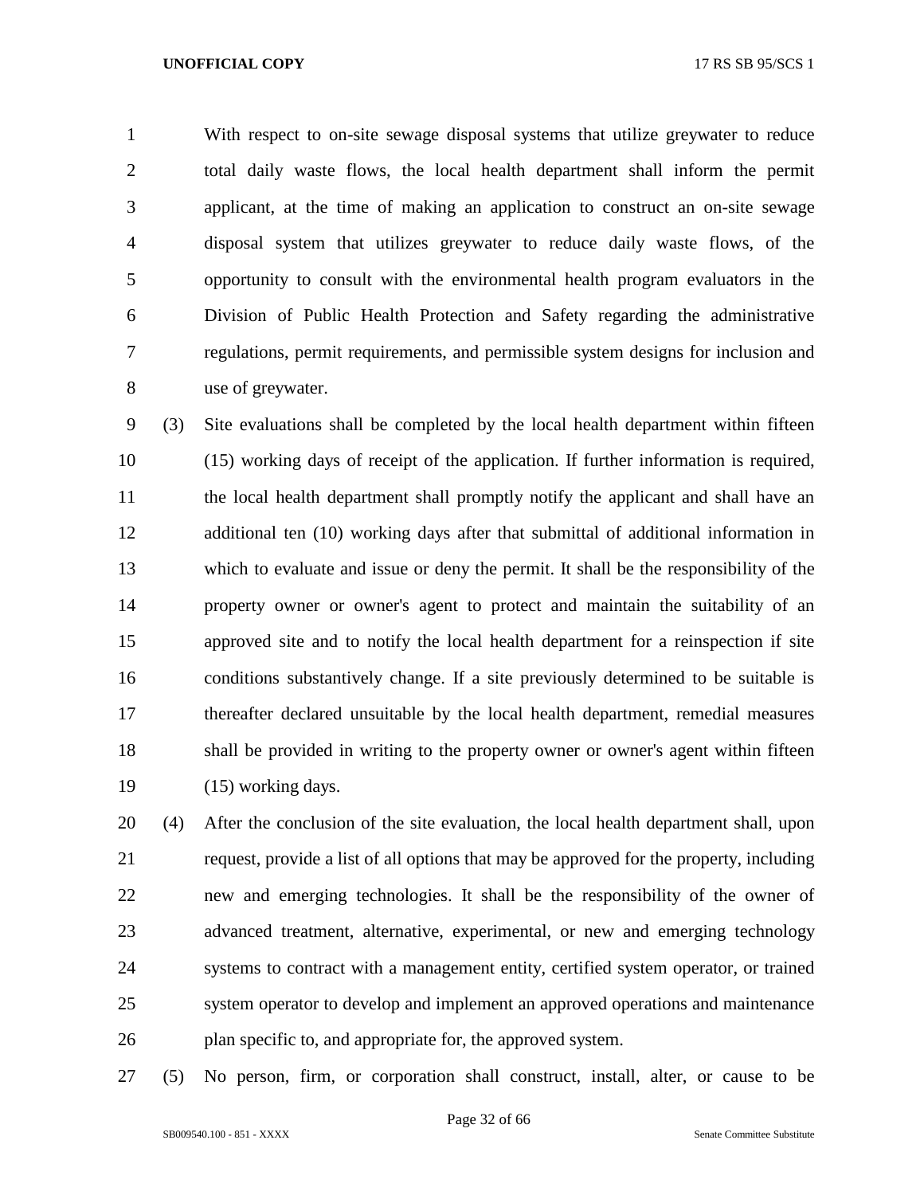With respect to on-site sewage disposal systems that utilize greywater to reduce total daily waste flows, the local health department shall inform the permit applicant, at the time of making an application to construct an on-site sewage disposal system that utilizes greywater to reduce daily waste flows, of the opportunity to consult with the environmental health program evaluators in the Division of Public Health Protection and Safety regarding the administrative regulations, permit requirements, and permissible system designs for inclusion and use of greywater.

(3) Site evaluations shall be completed by the local health department within fifteen (15) working days of receipt of the application. If further information is required, the local health department shall promptly notify the applicant and shall have an additional ten (10) working days after that submittal of additional information in which to evaluate and issue or deny the permit. It shall be the responsibility of the property owner or owner's agent to protect and maintain the suitability of an approved site and to notify the local health department for a reinspection if site conditions substantively change. If a site previously determined to be suitable is thereafter declared unsuitable by the local health department, remedial measures shall be provided in writing to the property owner or owner's agent within fifteen (15) working days.

(4) After the conclusion of the site evaluation, the local health department shall, upon request, provide a list of all options that may be approved for the property, including new and emerging technologies. It shall be the responsibility of the owner of advanced treatment, alternative, experimental, or new and emerging technology systems to contract with a management entity, certified system operator, or trained system operator to develop and implement an approved operations and maintenance plan specific to, and appropriate for, the approved system.

(5) No person, firm, or corporation shall construct, install, alter, or cause to be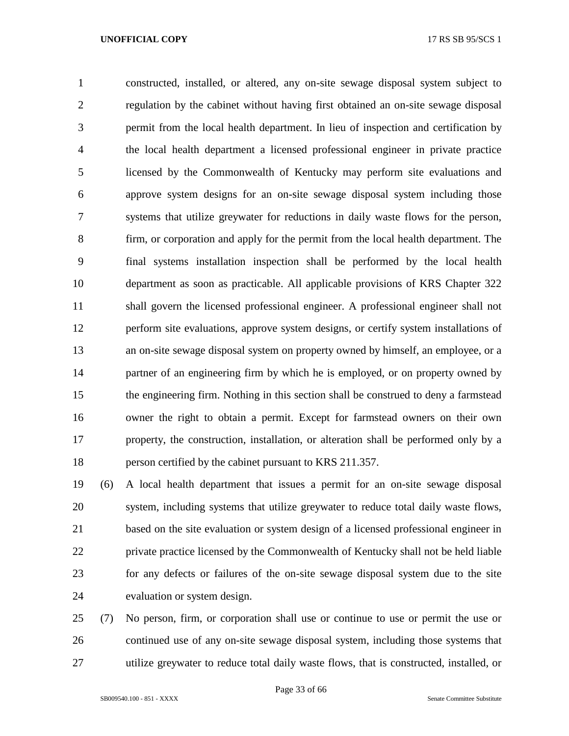constructed, installed, or altered, any on-site sewage disposal system subject to regulation by the cabinet without having first obtained an on-site sewage disposal permit from the local health department. In lieu of inspection and certification by the local health department a licensed professional engineer in private practice licensed by the Commonwealth of Kentucky may perform site evaluations and approve system designs for an on-site sewage disposal system including those systems that utilize greywater for reductions in daily waste flows for the person, firm, or corporation and apply for the permit from the local health department. The final systems installation inspection shall be performed by the local health department as soon as practicable. All applicable provisions of KRS Chapter 322 shall govern the licensed professional engineer. A professional engineer shall not perform site evaluations, approve system designs, or certify system installations of an on-site sewage disposal system on property owned by himself, an employee, or a partner of an engineering firm by which he is employed, or on property owned by the engineering firm. Nothing in this section shall be construed to deny a farmstead owner the right to obtain a permit. Except for farmstead owners on their own property, the construction, installation, or alteration shall be performed only by a person certified by the cabinet pursuant to KRS 211.357.

(6) A local health department that issues a permit for an on-site sewage disposal system, including systems that utilize greywater to reduce total daily waste flows, based on the site evaluation or system design of a licensed professional engineer in private practice licensed by the Commonwealth of Kentucky shall not be held liable for any defects or failures of the on-site sewage disposal system due to the site evaluation or system design.

(7) No person, firm, or corporation shall use or continue to use or permit the use or continued use of any on-site sewage disposal system, including those systems that utilize greywater to reduce total daily waste flows, that is constructed, installed, or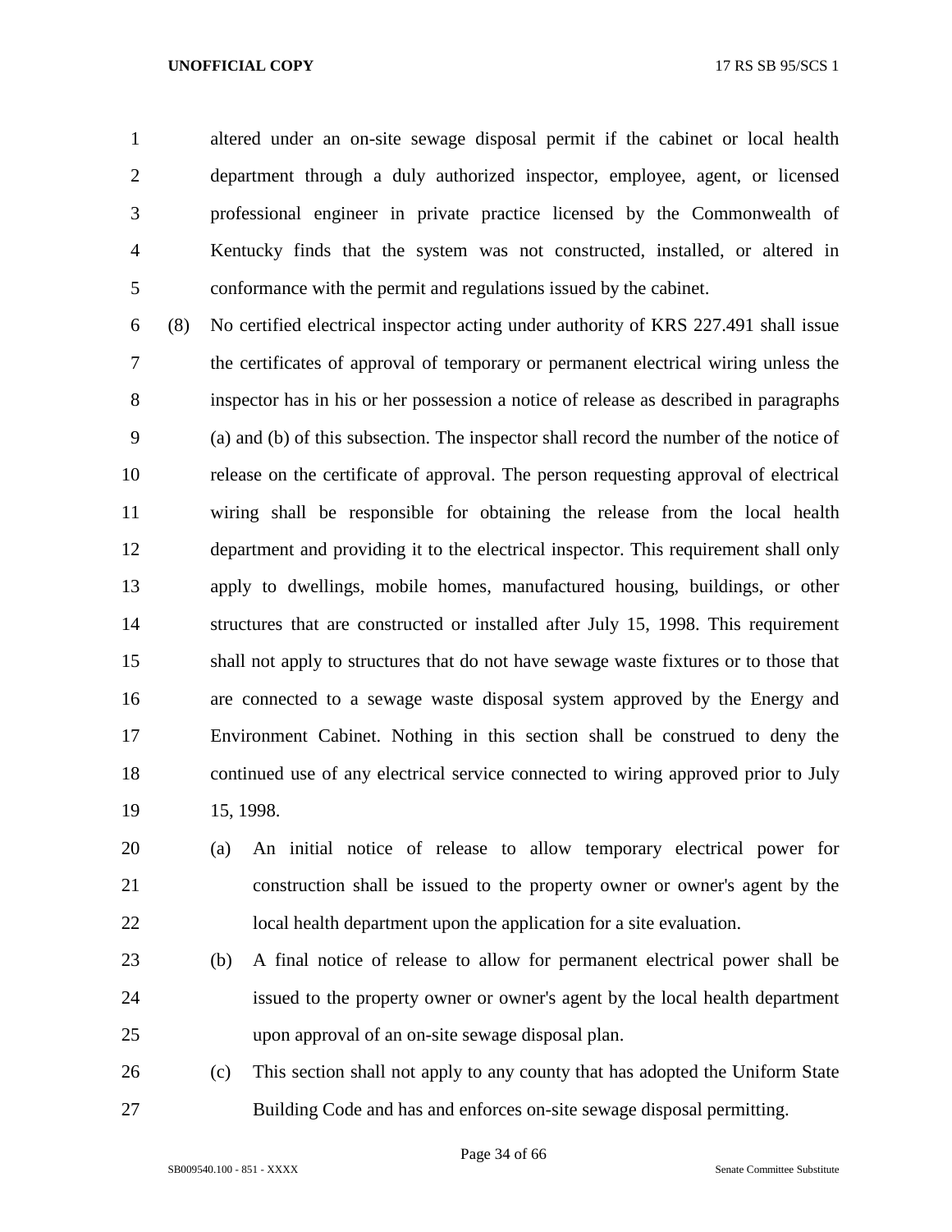altered under an on-site sewage disposal permit if the cabinet or local health department through a duly authorized inspector, employee, agent, or licensed professional engineer in private practice licensed by the Commonwealth of Kentucky finds that the system was not constructed, installed, or altered in conformance with the permit and regulations issued by the cabinet.

(8) No certified electrical inspector acting under authority of KRS 227.491 shall issue the certificates of approval of temporary or permanent electrical wiring unless the inspector has in his or her possession a notice of release as described in paragraphs (a) and (b) of this subsection. The inspector shall record the number of the notice of release on the certificate of approval. The person requesting approval of electrical wiring shall be responsible for obtaining the release from the local health department and providing it to the electrical inspector. This requirement shall only apply to dwellings, mobile homes, manufactured housing, buildings, or other structures that are constructed or installed after July 15, 1998. This requirement shall not apply to structures that do not have sewage waste fixtures or to those that are connected to a sewage waste disposal system approved by the Energy and Environment Cabinet. Nothing in this section shall be construed to deny the continued use of any electrical service connected to wiring approved prior to July 15, 1998.

(a) An initial notice of release to allow temporary electrical power for construction shall be issued to the property owner or owner's agent by the local health department upon the application for a site evaluation.

(b) A final notice of release to allow for permanent electrical power shall be issued to the property owner or owner's agent by the local health department upon approval of an on-site sewage disposal plan.

(c) This section shall not apply to any county that has adopted the Uniform State Building Code and has and enforces on-site sewage disposal permitting.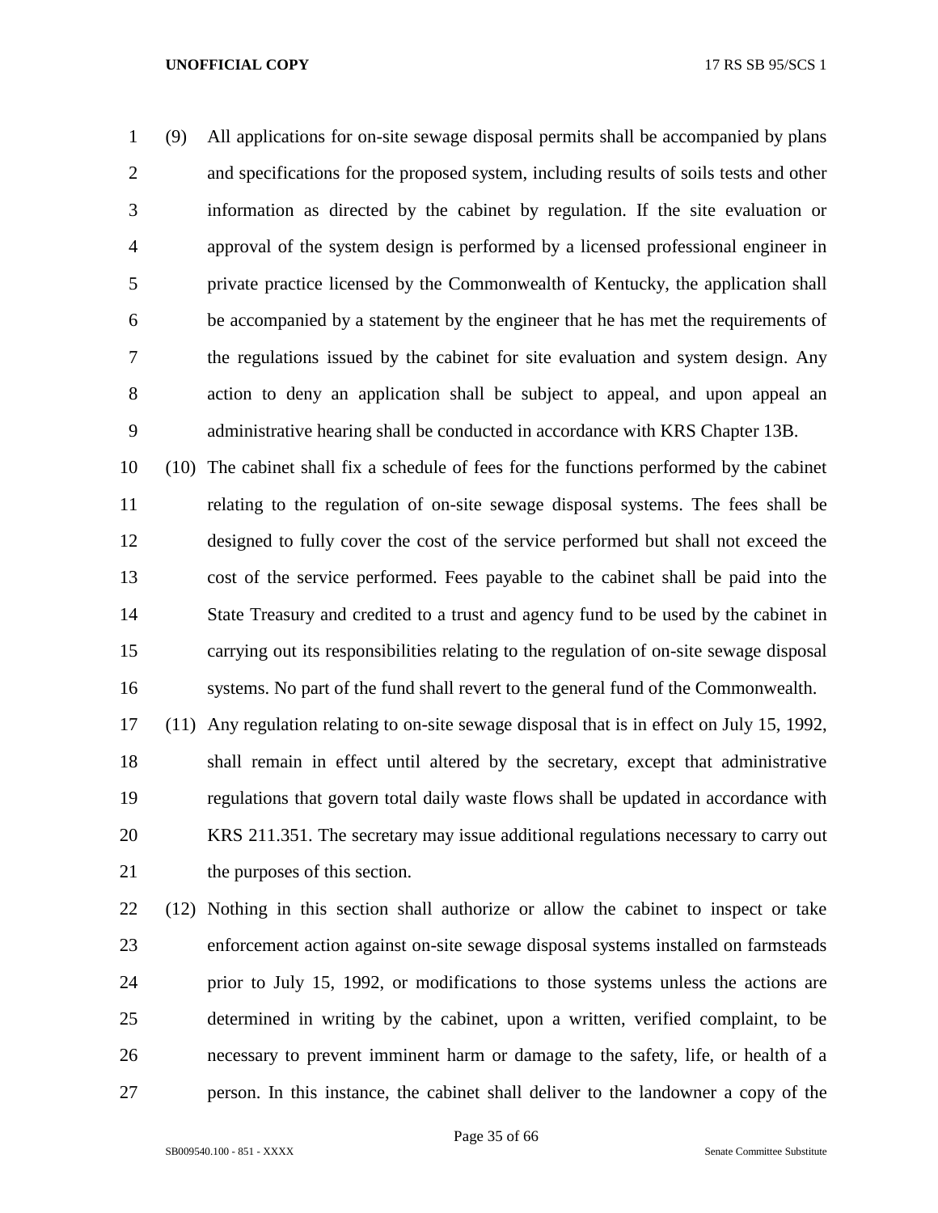(9) All applications for on-site sewage disposal permits shall be accompanied by plans and specifications for the proposed system, including results of soils tests and other information as directed by the cabinet by regulation. If the site evaluation or approval of the system design is performed by a licensed professional engineer in private practice licensed by the Commonwealth of Kentucky, the application shall be accompanied by a statement by the engineer that he has met the requirements of the regulations issued by the cabinet for site evaluation and system design. Any action to deny an application shall be subject to appeal, and upon appeal an administrative hearing shall be conducted in accordance with KRS Chapter 13B.

(10) The cabinet shall fix a schedule of fees for the functions performed by the cabinet relating to the regulation of on-site sewage disposal systems. The fees shall be designed to fully cover the cost of the service performed but shall not exceed the cost of the service performed. Fees payable to the cabinet shall be paid into the State Treasury and credited to a trust and agency fund to be used by the cabinet in carrying out its responsibilities relating to the regulation of on-site sewage disposal systems. No part of the fund shall revert to the general fund of the Commonwealth.

(11) Any regulation relating to on-site sewage disposal that is in effect on July 15, 1992, shall remain in effect until altered by the secretary, except that administrative regulations that govern total daily waste flows shall be updated in accordance with KRS 211.351. The secretary may issue additional regulations necessary to carry out the purposes of this section.

(12) Nothing in this section shall authorize or allow the cabinet to inspect or take enforcement action against on-site sewage disposal systems installed on farmsteads prior to July 15, 1992, or modifications to those systems unless the actions are determined in writing by the cabinet, upon a written, verified complaint, to be necessary to prevent imminent harm or damage to the safety, life, or health of a person. In this instance, the cabinet shall deliver to the landowner a copy of the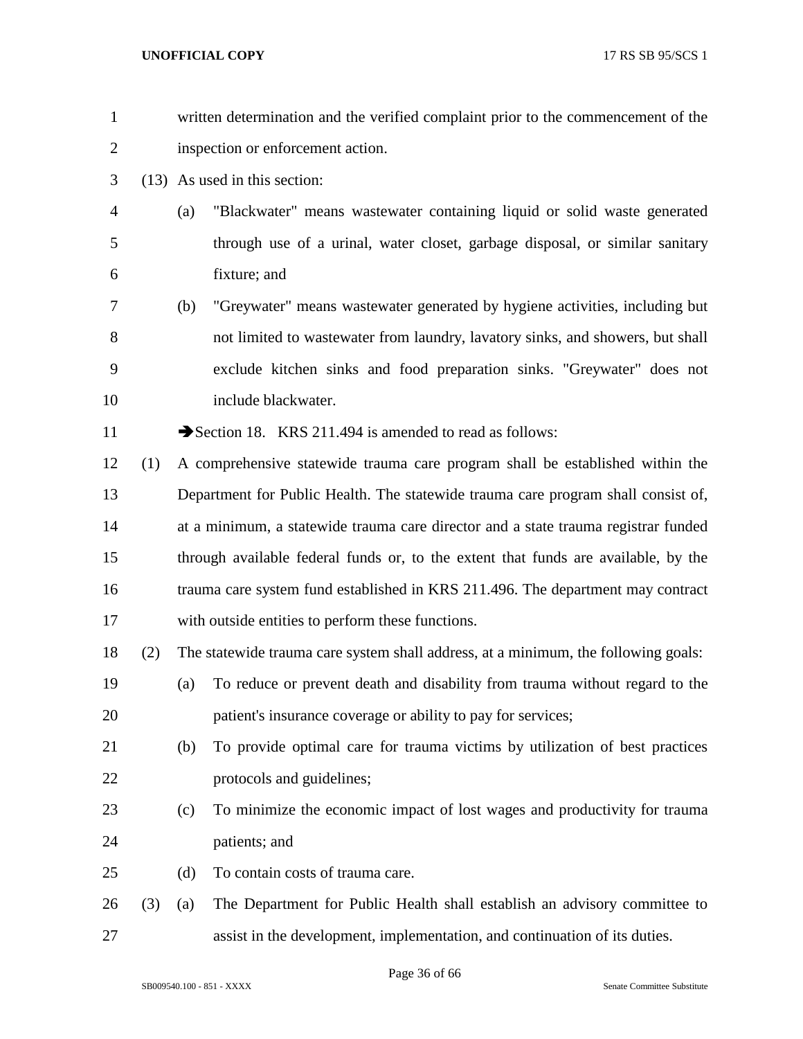written determination and the verified complaint prior to the commencement of the inspection or enforcement action.

(13) As used in this section:

(a) "Blackwater" means wastewater containing liquid or solid waste generated through use of a urinal, water closet, garbage disposal, or similar sanitary fixture; and

(b) "Greywater" means wastewater generated by hygiene activities, including but not limited to wastewater from laundry, lavatory sinks, and showers, but shall exclude kitchen sinks and food preparation sinks. "Greywater" does not include blackwater.

➔Section 18. KRS 211.494 is amended to read as follows:

(1) A comprehensive statewide trauma care program shall be established within the Department for Public Health. The statewide trauma care program shall consist of, at a minimum, a statewide trauma care director and a state trauma registrar funded through available federal funds or, to the extent that funds are available, by the trauma care system fund established in KRS 211.496. The department may contract with outside entities to perform these functions.

(2) The statewide trauma care system shall address, at a minimum, the following goals:

(a) To reduce or prevent death and disability from trauma without regard to the patient's insurance coverage or ability to pay for services;

(b) To provide optimal care for trauma victims by utilization of best practices protocols and guidelines;

(c) To minimize the economic impact of lost wages and productivity for trauma patients; and

(d) To contain costs of trauma care.

(3) (a) The Department for Public Health shall establish an advisory committee to assist in the development, implementation, and continuation of its duties.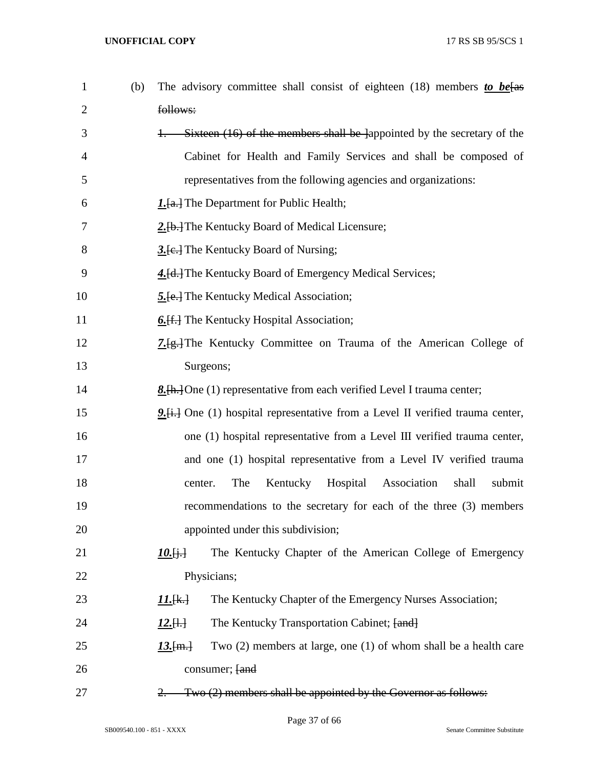(b) The advisory committee shall consist of eighteen (18) members ***to be***[as follows:

1. Sixteen (16) of the members shall be ]appointed by the secretary of the Cabinet for Health and Family Services and shall be composed of representatives from the following agencies and organizations:

***1.***[a.] The Department for Public Health;

***2.***[b.] The Kentucky Board of Medical Licensure;

***3.***[c.] The Kentucky Board of Nursing;

***4.***[d.] The Kentucky Board of Emergency Medical Services;

***5.***[e.] The Kentucky Medical Association;

***6.***[f.] The Kentucky Hospital Association;

***7.***[g.] The Kentucky Committee on Trauma of the American College of Surgeons;

***8.***[h.] One (1) representative from each verified Level I trauma center;

***9.***[i.] One (1) hospital representative from a Level II verified trauma center, one (1) hospital representative from a Level III verified trauma center, and one (1) hospital representative from a Level IV verified trauma center. The Kentucky Hospital Association shall submit recommendations to the secretary for each of the three (3) members appointed under this subdivision;

***10.***[j.] The Kentucky Chapter of the American College of Emergency Physicians;

***11.***[k.] The Kentucky Chapter of the Emergency Nurses Association;

***12.***[l.] The Kentucky Transportation Cabinet; [and]

***13.***[m.] Two (2) members at large, one (1) of whom shall be a health care consumer; [and

2. Two (2) members shall be appointed by the Governor as follows: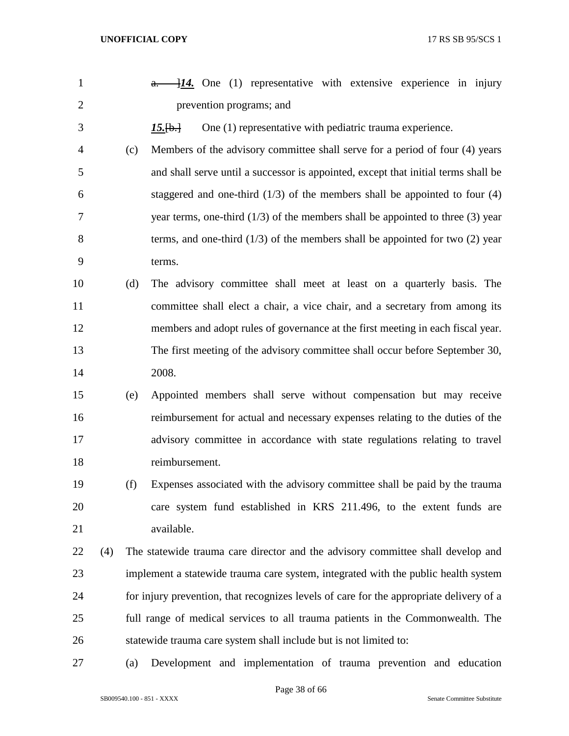~~a.~~ ]***14.*** One (1) representative with extensive experience in injury prevention programs; and

***15.***[~~b.~~] One (1) representative with pediatric trauma experience.

(c) Members of the advisory committee shall serve for a period of four (4) years and shall serve until a successor is appointed, except that initial terms shall be staggered and one-third (1/3) of the members shall be appointed to four (4) year terms, one-third (1/3) of the members shall be appointed to three (3) year terms, and one-third (1/3) of the members shall be appointed for two (2) year terms.

(d) The advisory committee shall meet at least on a quarterly basis. The committee shall elect a chair, a vice chair, and a secretary from among its members and adopt rules of governance at the first meeting in each fiscal year. The first meeting of the advisory committee shall occur before September 30, 2008.

(e) Appointed members shall serve without compensation but may receive reimbursement for actual and necessary expenses relating to the duties of the advisory committee in accordance with state regulations relating to travel reimbursement.

(f) Expenses associated with the advisory committee shall be paid by the trauma care system fund established in KRS 211.496, to the extent funds are available.

(4) The statewide trauma care director and the advisory committee shall develop and implement a statewide trauma care system, integrated with the public health system for injury prevention, that recognizes levels of care for the appropriate delivery of a full range of medical services to all trauma patients in the Commonwealth. The statewide trauma care system shall include but is not limited to:

(a) Development and implementation of trauma prevention and education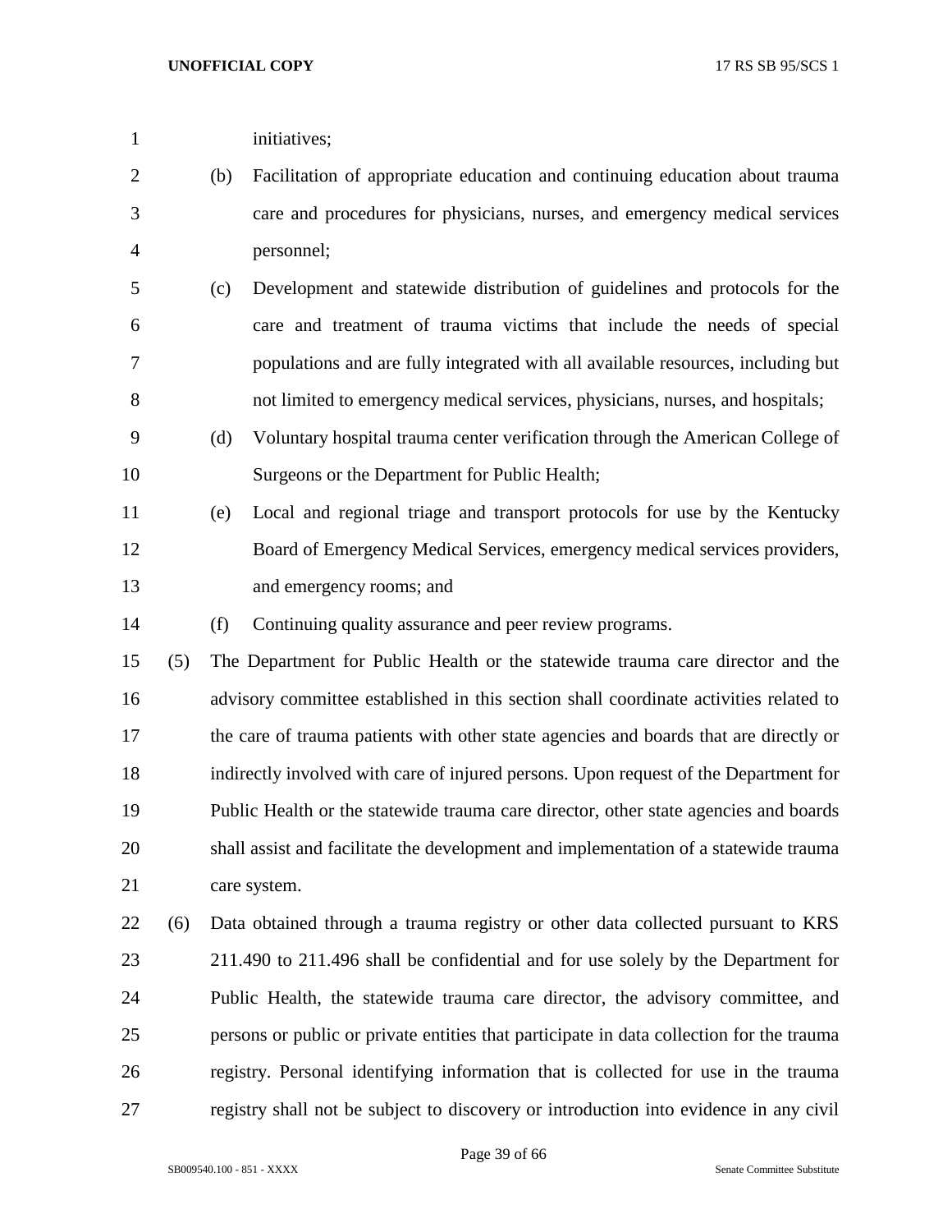initiatives;

(b) Facilitation of appropriate education and continuing education about trauma care and procedures for physicians, nurses, and emergency medical services personnel;

(c) Development and statewide distribution of guidelines and protocols for the care and treatment of trauma victims that include the needs of special populations and are fully integrated with all available resources, including but not limited to emergency medical services, physicians, nurses, and hospitals;

(d) Voluntary hospital trauma center verification through the American College of Surgeons or the Department for Public Health;

(e) Local and regional triage and transport protocols for use by the Kentucky Board of Emergency Medical Services, emergency medical services providers, and emergency rooms; and

(f) Continuing quality assurance and peer review programs.

(5) The Department for Public Health or the statewide trauma care director and the advisory committee established in this section shall coordinate activities related to the care of trauma patients with other state agencies and boards that are directly or indirectly involved with care of injured persons. Upon request of the Department for Public Health or the statewide trauma care director, other state agencies and boards shall assist and facilitate the development and implementation of a statewide trauma care system.

(6) Data obtained through a trauma registry or other data collected pursuant to KRS 211.490 to 211.496 shall be confidential and for use solely by the Department for Public Health, the statewide trauma care director, the advisory committee, and persons or public or private entities that participate in data collection for the trauma registry. Personal identifying information that is collected for use in the trauma registry shall not be subject to discovery or introduction into evidence in any civil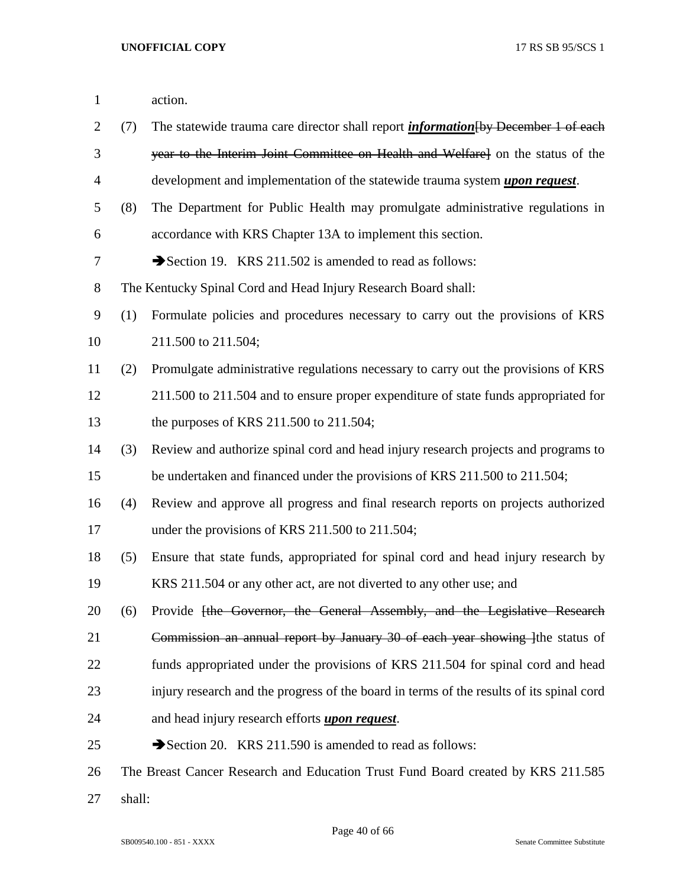action.

(7) The statewide trauma care director shall report ***information***[by December 1 of each year to the Interim Joint Committee on Health and Welfare] on the status of the development and implementation of the statewide trauma system ***upon request***.

(8) The Department for Public Health may promulgate administrative regulations in accordance with KRS Chapter 13A to implement this section.

➔Section 19. KRS 211.502 is amended to read as follows:

The Kentucky Spinal Cord and Head Injury Research Board shall:

(1) Formulate policies and procedures necessary to carry out the provisions of KRS 211.500 to 211.504;

(2) Promulgate administrative regulations necessary to carry out the provisions of KRS 211.500 to 211.504 and to ensure proper expenditure of state funds appropriated for the purposes of KRS 211.500 to 211.504;

(3) Review and authorize spinal cord and head injury research projects and programs to be undertaken and financed under the provisions of KRS 211.500 to 211.504;

(4) Review and approve all progress and final research reports on projects authorized under the provisions of KRS 211.500 to 211.504;

(5) Ensure that state funds, appropriated for spinal cord and head injury research by KRS 211.504 or any other act, are not diverted to any other use; and

(6) Provide [the Governor, the General Assembly, and the Legislative Research Commission an annual report by January 30 of each year showing ]the status of funds appropriated under the provisions of KRS 211.504 for spinal cord and head injury research and the progress of the board in terms of the results of its spinal cord and head injury research efforts ***upon request***.

➔Section 20. KRS 211.590 is amended to read as follows:

The Breast Cancer Research and Education Trust Fund Board created by KRS 211.585 shall: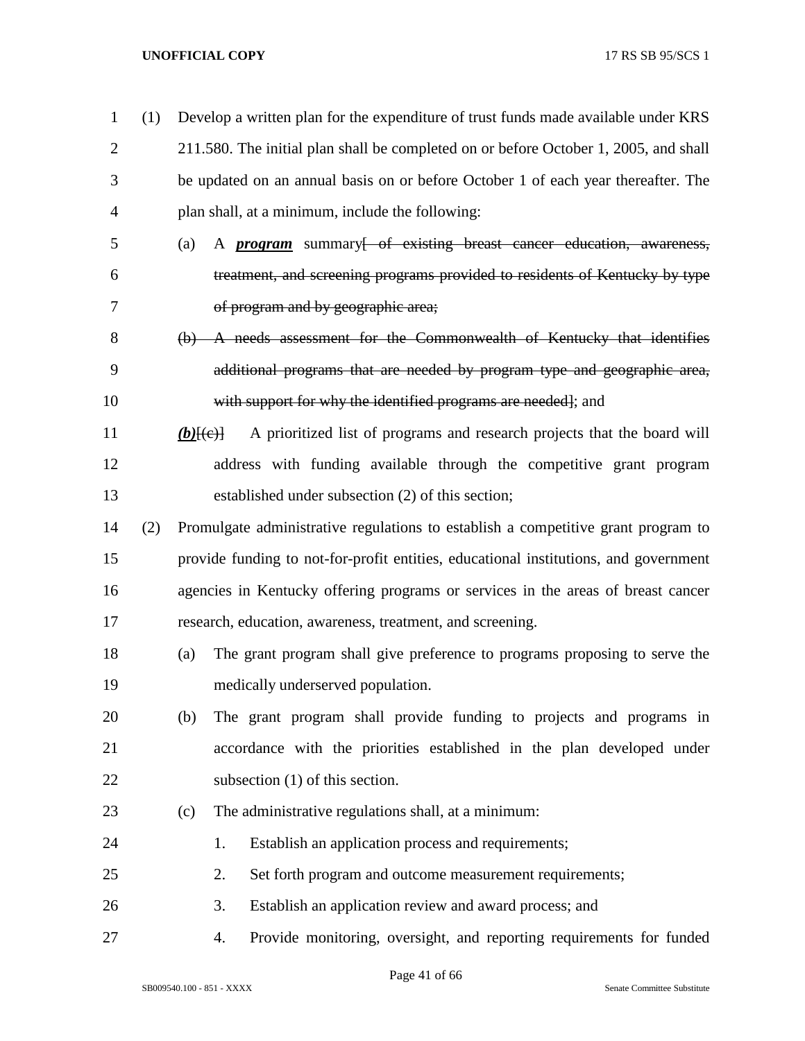(1) Develop a written plan for the expenditure of trust funds made available under KRS 211.580. The initial plan shall be completed on or before October 1, 2005, and shall be updated on an annual basis on or before October 1 of each year thereafter. The plan shall, at a minimum, include the following:

(a) A ***program*** summary~~[ of existing breast cancer education, awareness, treatment, and screening programs provided to residents of Kentucky by type of program and by geographic area;~~

~~(b) A needs assessment for the Commonwealth of Kentucky that identifies additional programs that are needed by program type and geographic area, with support for why the identified programs are needed]~~; and

***(b)***~~[(c)]~~ A prioritized list of programs and research projects that the board will address with funding available through the competitive grant program established under subsection (2) of this section;

(2) Promulgate administrative regulations to establish a competitive grant program to provide funding to not-for-profit entities, educational institutions, and government agencies in Kentucky offering programs or services in the areas of breast cancer research, education, awareness, treatment, and screening.

(a) The grant program shall give preference to programs proposing to serve the medically underserved population.

(b) The grant program shall provide funding to projects and programs in accordance with the priorities established in the plan developed under subsection (1) of this section.

(c) The administrative regulations shall, at a minimum:

1. Establish an application process and requirements;
2. Set forth program and outcome measurement requirements;
3. Establish an application review and award process; and
4. Provide monitoring, oversight, and reporting requirements for funded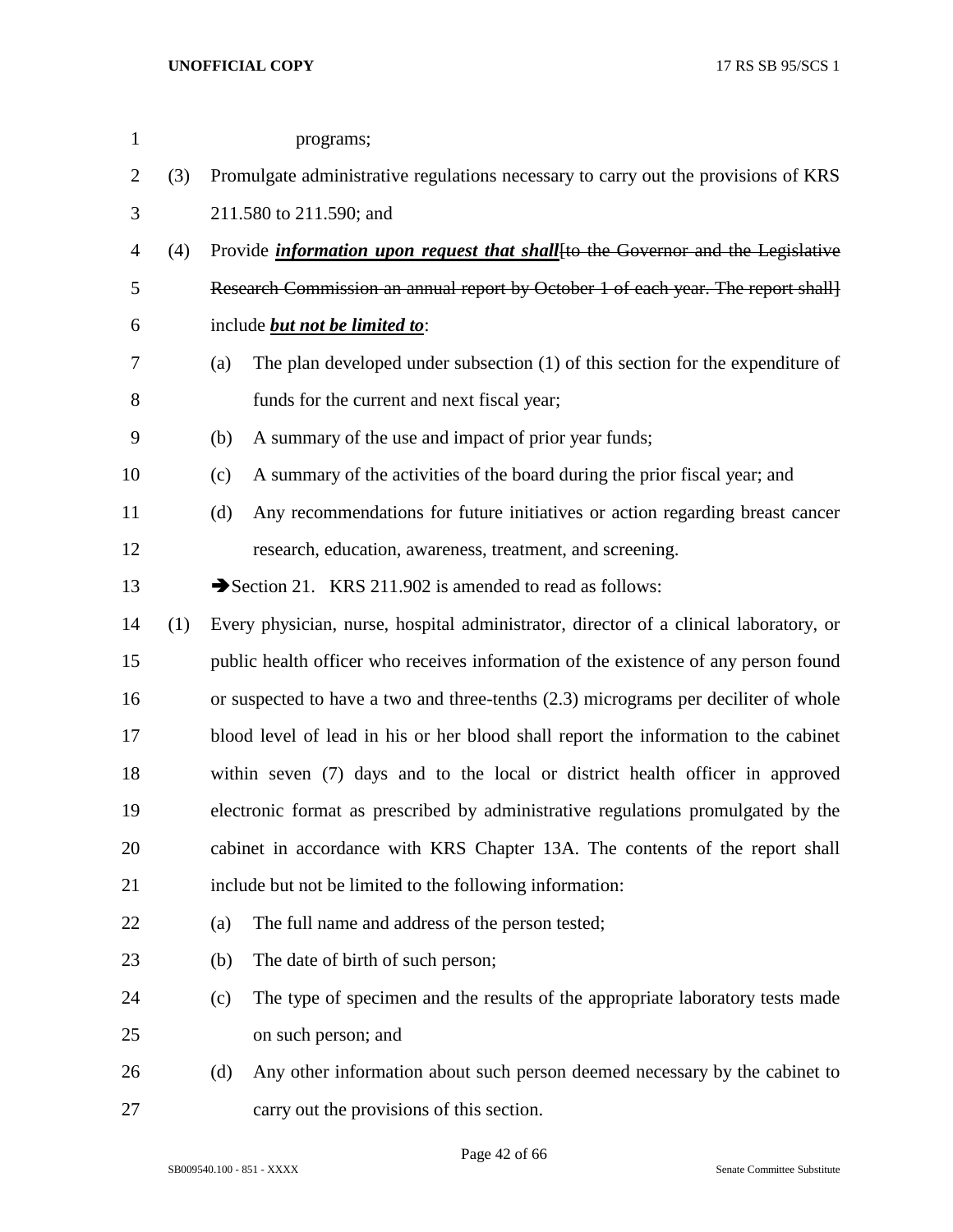programs;

(3) Promulgate administrative regulations necessary to carry out the provisions of KRS 211.580 to 211.590; and

(4) Provide ***information upon request that shall***~~[to the Governor and the Legislative Research Commission an annual report by October 1 of each year. The report shall]~~ include ***but not be limited to***:

(a) The plan developed under subsection (1) of this section for the expenditure of funds for the current and next fiscal year;

(b) A summary of the use and impact of prior year funds;

(c) A summary of the activities of the board during the prior fiscal year; and

(d) Any recommendations for future initiatives or action regarding breast cancer research, education, awareness, treatment, and screening.

➔Section 21. KRS 211.902 is amended to read as follows:

(1) Every physician, nurse, hospital administrator, director of a clinical laboratory, or public health officer who receives information of the existence of any person found or suspected to have a two and three-tenths (2.3) micrograms per deciliter of whole blood level of lead in his or her blood shall report the information to the cabinet within seven (7) days and to the local or district health officer in approved electronic format as prescribed by administrative regulations promulgated by the cabinet in accordance with KRS Chapter 13A. The contents of the report shall include but not be limited to the following information:

(a) The full name and address of the person tested;

(b) The date of birth of such person;

(c) The type of specimen and the results of the appropriate laboratory tests made on such person; and

(d) Any other information about such person deemed necessary by the cabinet to carry out the provisions of this section.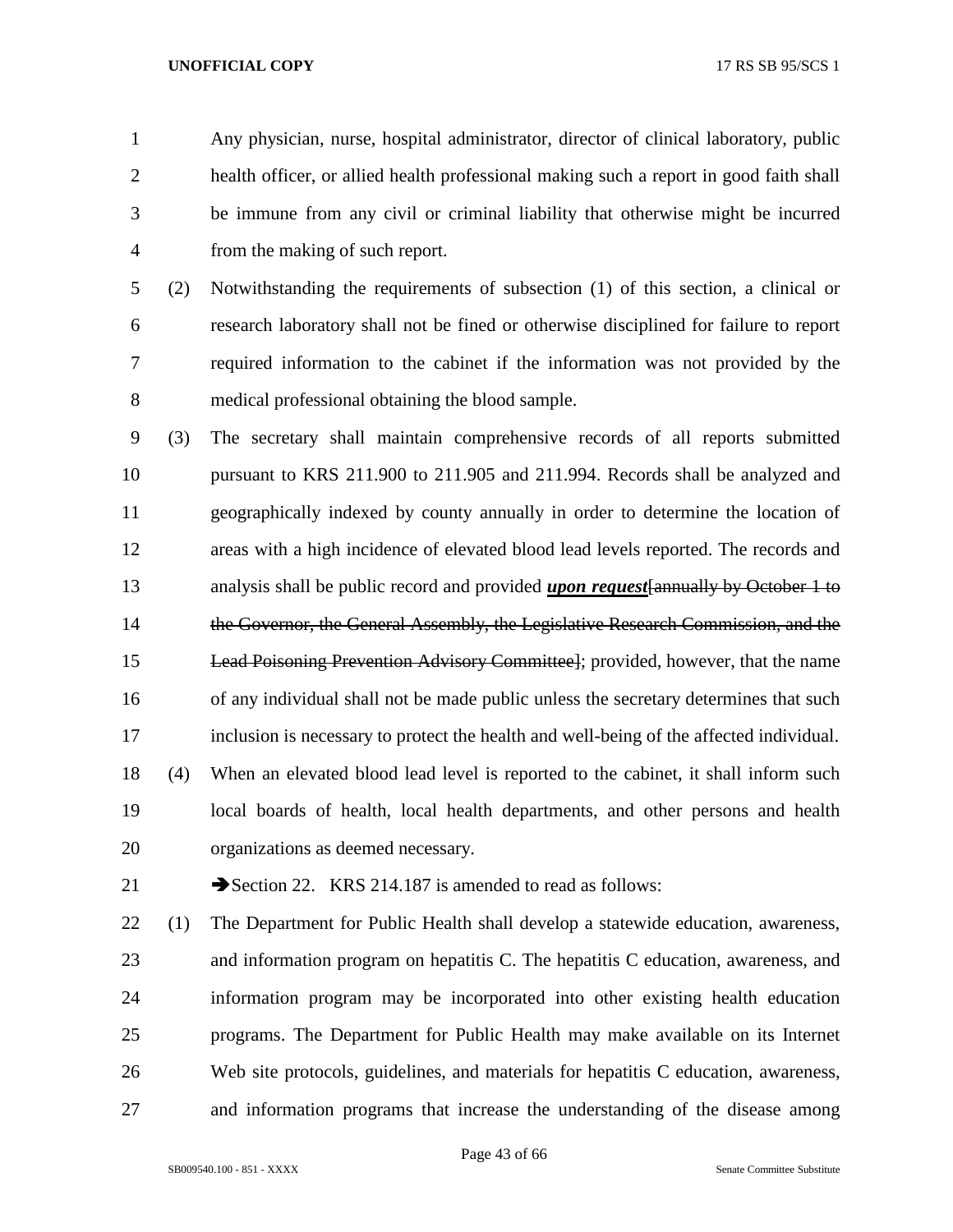Any physician, nurse, hospital administrator, director of clinical laboratory, public health officer, or allied health professional making such a report in good faith shall be immune from any civil or criminal liability that otherwise might be incurred from the making of such report.

(2) Notwithstanding the requirements of subsection (1) of this section, a clinical or research laboratory shall not be fined or otherwise disciplined for failure to report required information to the cabinet if the information was not provided by the medical professional obtaining the blood sample.

(3) The secretary shall maintain comprehensive records of all reports submitted pursuant to KRS 211.900 to 211.905 and 211.994. Records shall be analyzed and geographically indexed by county annually in order to determine the location of areas with a high incidence of elevated blood lead levels reported. The records and analysis shall be public record and provided ***upon request***[~~annually by October 1 to the Governor, the General Assembly, the Legislative Research Commission, and the Lead Poisoning Prevention Advisory Committee~~]; provided, however, that the name of any individual shall not be made public unless the secretary determines that such inclusion is necessary to protect the health and well-being of the affected individual.

(4) When an elevated blood lead level is reported to the cabinet, it shall inform such local boards of health, local health departments, and other persons and health organizations as deemed necessary.

➔Section 22. KRS 214.187 is amended to read as follows:

(1) The Department for Public Health shall develop a statewide education, awareness, and information program on hepatitis C. The hepatitis C education, awareness, and information program may be incorporated into other existing health education programs. The Department for Public Health may make available on its Internet Web site protocols, guidelines, and materials for hepatitis C education, awareness, and information programs that increase the understanding of the disease among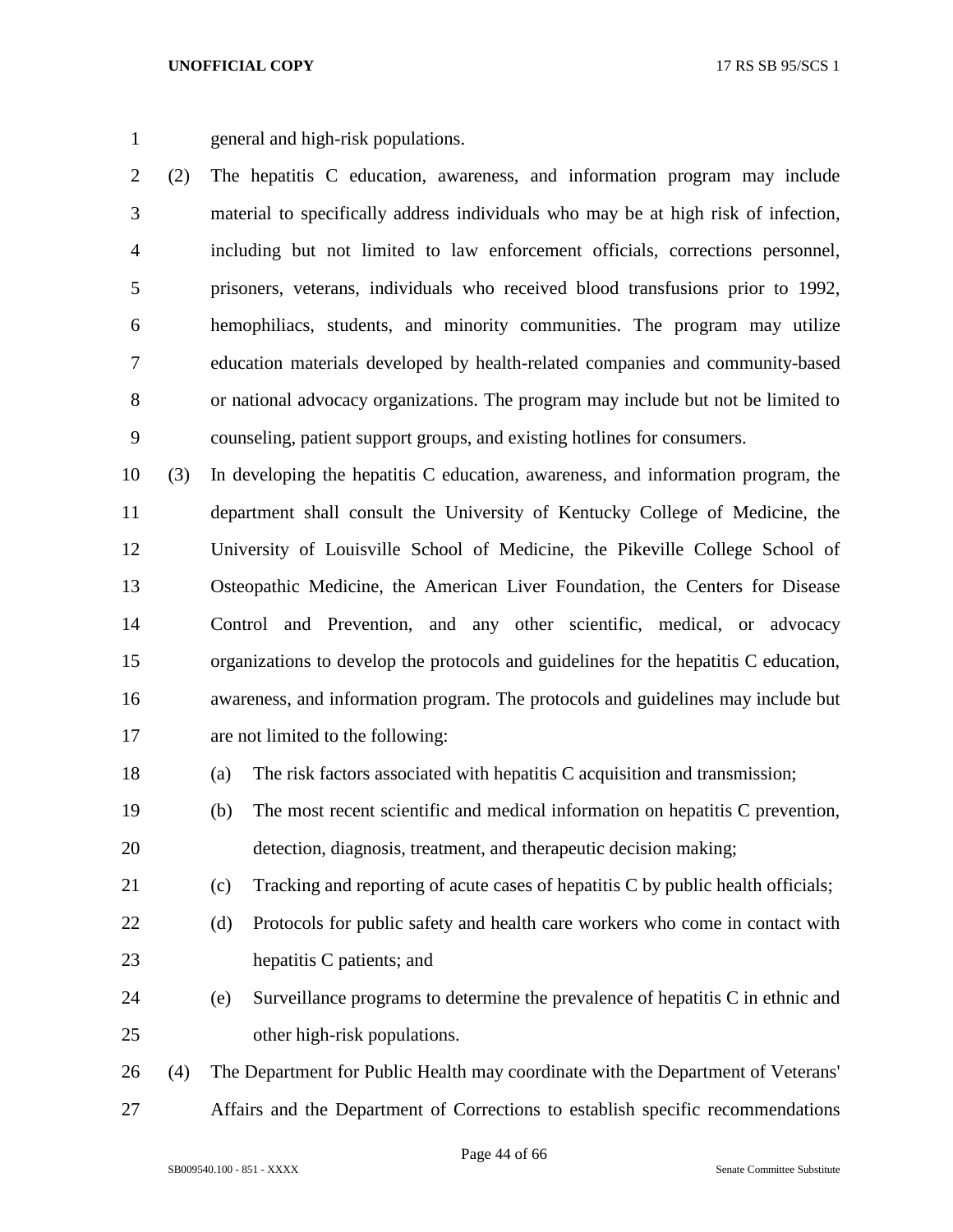general and high-risk populations.

(2) The hepatitis C education, awareness, and information program may include material to specifically address individuals who may be at high risk of infection, including but not limited to law enforcement officials, corrections personnel, prisoners, veterans, individuals who received blood transfusions prior to 1992, hemophiliacs, students, and minority communities. The program may utilize education materials developed by health-related companies and community-based or national advocacy organizations. The program may include but not be limited to counseling, patient support groups, and existing hotlines for consumers.

(3) In developing the hepatitis C education, awareness, and information program, the department shall consult the University of Kentucky College of Medicine, the University of Louisville School of Medicine, the Pikeville College School of Osteopathic Medicine, the American Liver Foundation, the Centers for Disease Control and Prevention, and any other scientific, medical, or advocacy organizations to develop the protocols and guidelines for the hepatitis C education, awareness, and information program. The protocols and guidelines may include but are not limited to the following:

(a) The risk factors associated with hepatitis C acquisition and transmission;

(b) The most recent scientific and medical information on hepatitis C prevention, detection, diagnosis, treatment, and therapeutic decision making;

(c) Tracking and reporting of acute cases of hepatitis C by public health officials;

(d) Protocols for public safety and health care workers who come in contact with hepatitis C patients; and

(e) Surveillance programs to determine the prevalence of hepatitis C in ethnic and other high-risk populations.

(4) The Department for Public Health may coordinate with the Department of Veterans' Affairs and the Department of Corrections to establish specific recommendations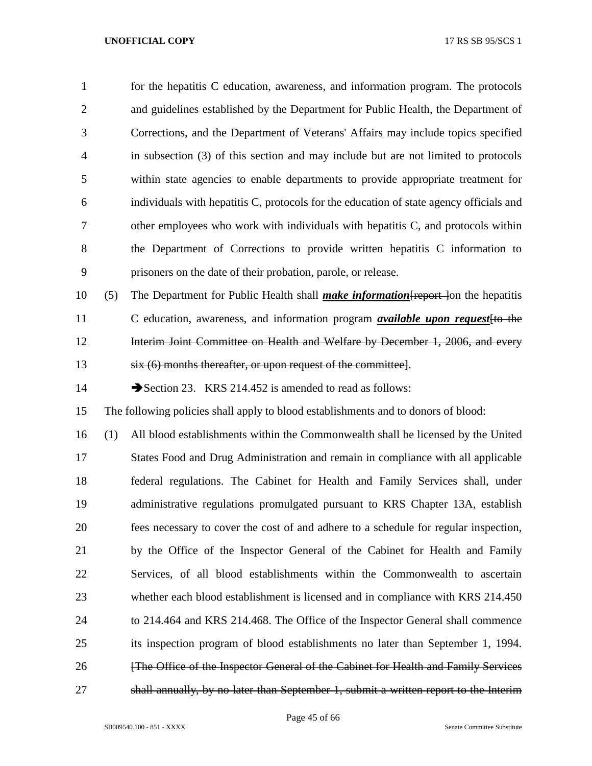for the hepatitis C education, awareness, and information program. The protocols and guidelines established by the Department for Public Health, the Department of Corrections, and the Department of Veterans' Affairs may include topics specified in subsection (3) of this section and may include but are not limited to protocols within state agencies to enable departments to provide appropriate treatment for individuals with hepatitis C, protocols for the education of state agency officials and other employees who work with individuals with hepatitis C, and protocols within the Department of Corrections to provide written hepatitis C information to prisoners on the date of their probation, parole, or release.

(5) The Department for Public Health shall ***make information***~~[report ]~~on the hepatitis C education, awareness, and information program ***available upon request***~~[to the Interim Joint Committee on Health and Welfare by December 1, 2006, and every six (6) months thereafter, or upon request of the committee]~~.

➔Section 23. KRS 214.452 is amended to read as follows:

The following policies shall apply to blood establishments and to donors of blood:

(1) All blood establishments within the Commonwealth shall be licensed by the United States Food and Drug Administration and remain in compliance with all applicable federal regulations. The Cabinet for Health and Family Services shall, under administrative regulations promulgated pursuant to KRS Chapter 13A, establish fees necessary to cover the cost of and adhere to a schedule for regular inspection, by the Office of the Inspector General of the Cabinet for Health and Family Services, of all blood establishments within the Commonwealth to ascertain whether each blood establishment is licensed and in compliance with KRS 214.450 to 214.464 and KRS 214.468. The Office of the Inspector General shall commence its inspection program of blood establishments no later than September 1, 1994. ~~[The Office of the Inspector General of the Cabinet for Health and Family Services shall annually, by no later than September 1, submit a written report to the Interim~~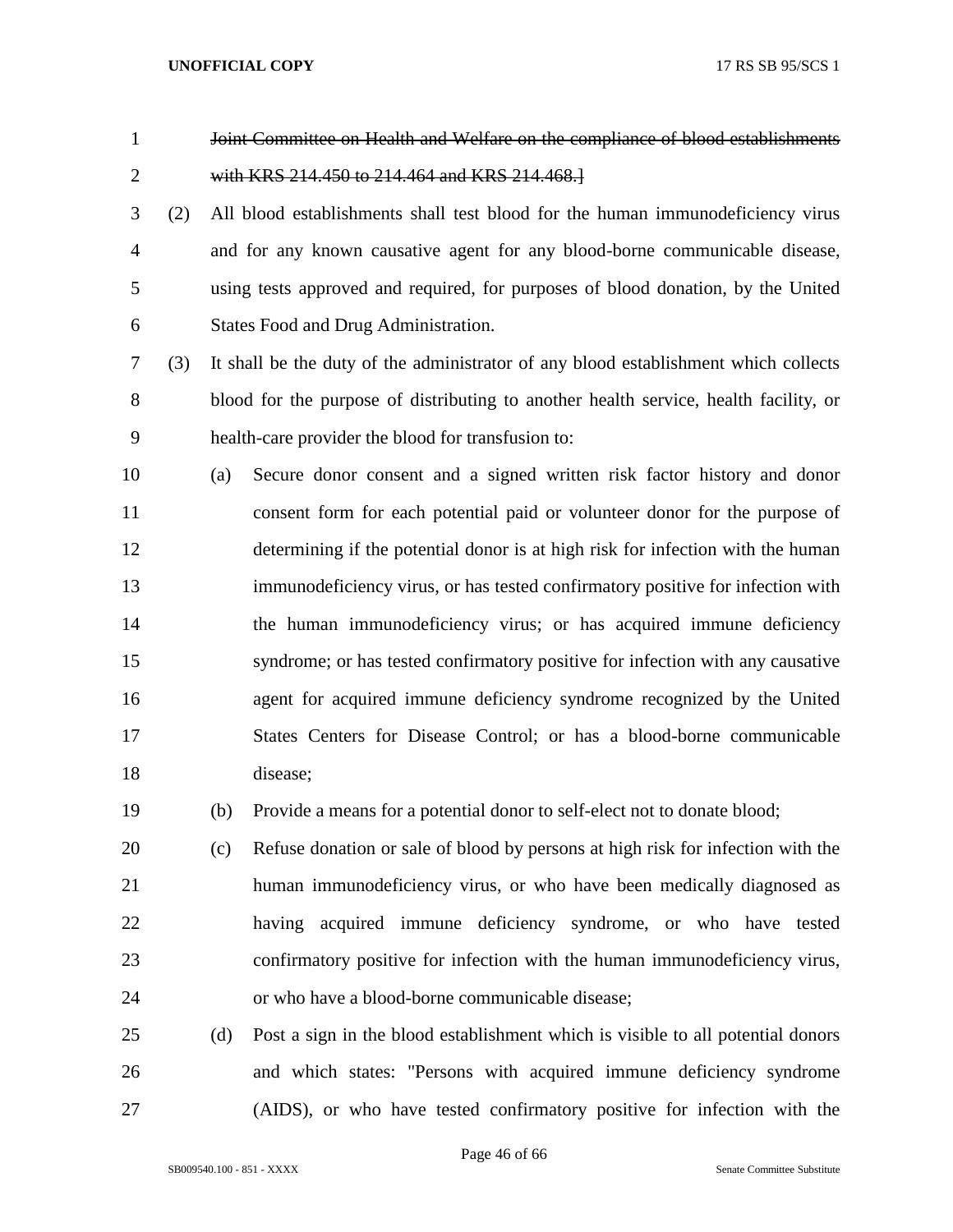~~Joint Committee on Health and Welfare on the compliance of blood establishments with KRS 214.450 to 214.464 and KRS 214.468.]~~

(2) All blood establishments shall test blood for the human immunodeficiency virus and for any known causative agent for any blood-borne communicable disease, using tests approved and required, for purposes of blood donation, by the United States Food and Drug Administration.

(3) It shall be the duty of the administrator of any blood establishment which collects blood for the purpose of distributing to another health service, health facility, or health-care provider the blood for transfusion to:

(a) Secure donor consent and a signed written risk factor history and donor consent form for each potential paid or volunteer donor for the purpose of determining if the potential donor is at high risk for infection with the human immunodeficiency virus, or has tested confirmatory positive for infection with the human immunodeficiency virus; or has acquired immune deficiency syndrome; or has tested confirmatory positive for infection with any causative agent for acquired immune deficiency syndrome recognized by the United States Centers for Disease Control; or has a blood-borne communicable disease;

(b) Provide a means for a potential donor to self-elect not to donate blood;

(c) Refuse donation or sale of blood by persons at high risk for infection with the human immunodeficiency virus, or who have been medically diagnosed as having acquired immune deficiency syndrome, or who have tested confirmatory positive for infection with the human immunodeficiency virus, or who have a blood-borne communicable disease;

(d) Post a sign in the blood establishment which is visible to all potential donors and which states: "Persons with acquired immune deficiency syndrome (AIDS), or who have tested confirmatory positive for infection with the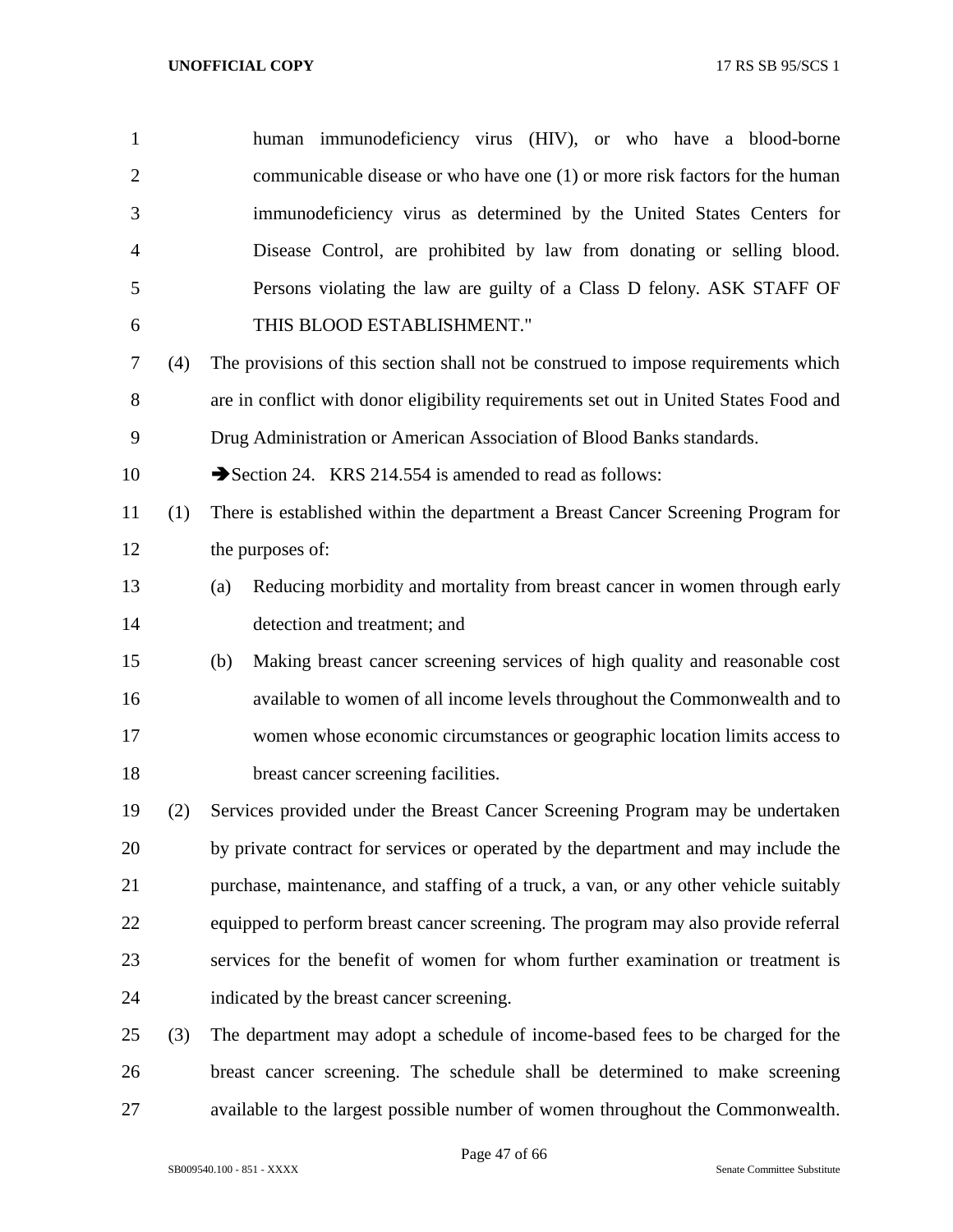human immunodeficiency virus (HIV), or who have a blood-borne communicable disease or who have one (1) or more risk factors for the human immunodeficiency virus as determined by the United States Centers for Disease Control, are prohibited by law from donating or selling blood. Persons violating the law are guilty of a Class D felony. ASK STAFF OF THIS BLOOD ESTABLISHMENT."

(4) The provisions of this section shall not be construed to impose requirements which are in conflict with donor eligibility requirements set out in United States Food and Drug Administration or American Association of Blood Banks standards.

➔Section 24. KRS 214.554 is amended to read as follows:

(1) There is established within the department a Breast Cancer Screening Program for the purposes of:

(a) Reducing morbidity and mortality from breast cancer in women through early detection and treatment; and

(b) Making breast cancer screening services of high quality and reasonable cost available to women of all income levels throughout the Commonwealth and to women whose economic circumstances or geographic location limits access to breast cancer screening facilities.

(2) Services provided under the Breast Cancer Screening Program may be undertaken by private contract for services or operated by the department and may include the purchase, maintenance, and staffing of a truck, a van, or any other vehicle suitably equipped to perform breast cancer screening. The program may also provide referral services for the benefit of women for whom further examination or treatment is indicated by the breast cancer screening.

(3) The department may adopt a schedule of income-based fees to be charged for the breast cancer screening. The schedule shall be determined to make screening available to the largest possible number of women throughout the Commonwealth.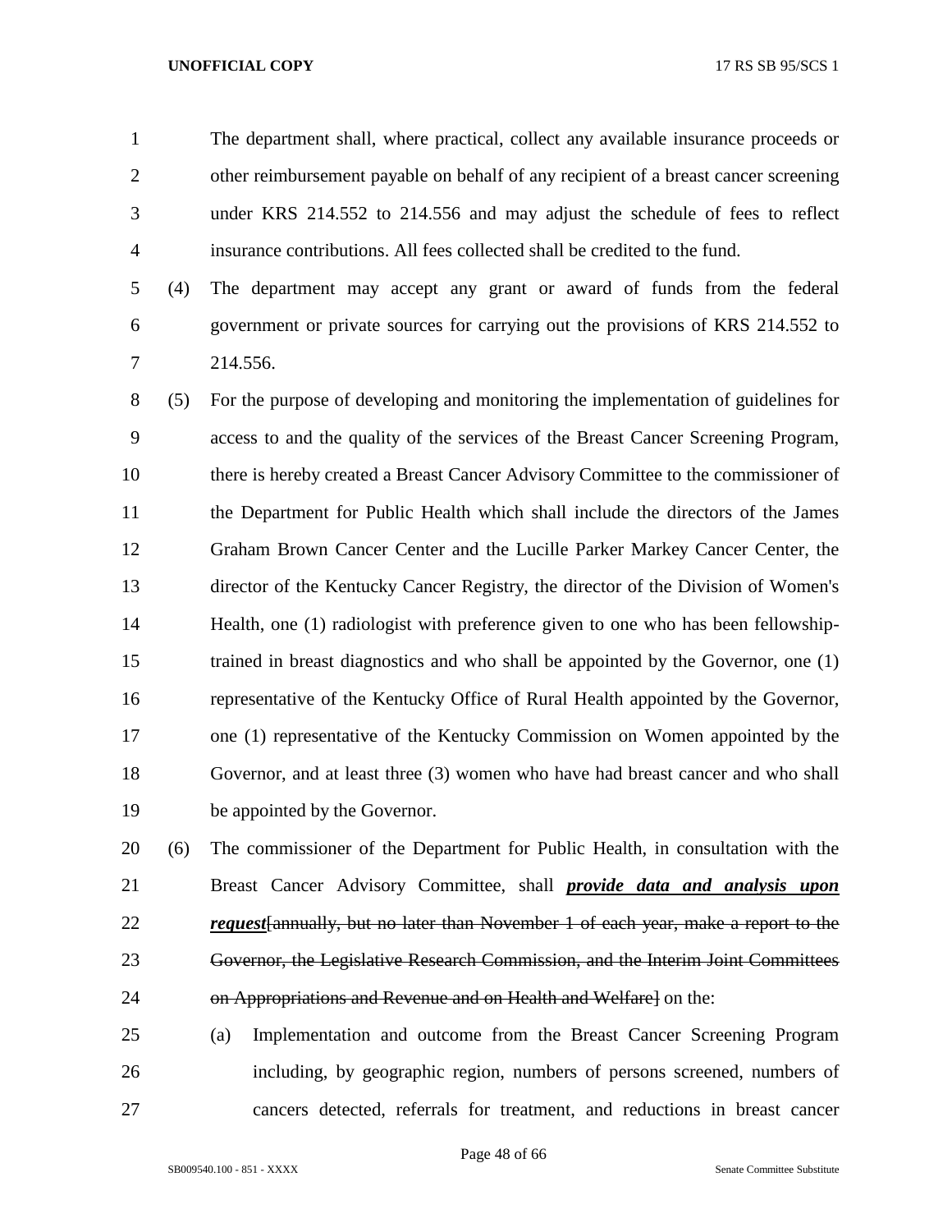The department shall, where practical, collect any available insurance proceeds or other reimbursement payable on behalf of any recipient of a breast cancer screening under KRS 214.552 to 214.556 and may adjust the schedule of fees to reflect insurance contributions. All fees collected shall be credited to the fund.

(4) The department may accept any grant or award of funds from the federal government or private sources for carrying out the provisions of KRS 214.552 to 214.556.

(5) For the purpose of developing and monitoring the implementation of guidelines for access to and the quality of the services of the Breast Cancer Screening Program, there is hereby created a Breast Cancer Advisory Committee to the commissioner of the Department for Public Health which shall include the directors of the James Graham Brown Cancer Center and the Lucille Parker Markey Cancer Center, the director of the Kentucky Cancer Registry, the director of the Division of Women's Health, one (1) radiologist with preference given to one who has been fellowship-trained in breast diagnostics and who shall be appointed by the Governor, one (1) representative of the Kentucky Office of Rural Health appointed by the Governor, one (1) representative of the Kentucky Commission on Women appointed by the Governor, and at least three (3) women who have had breast cancer and who shall be appointed by the Governor.

(6) The commissioner of the Department for Public Health, in consultation with the Breast Cancer Advisory Committee, shall ***provide data and analysis upon request***~~[annually, but no later than November 1 of each year, make a report to the Governor, the Legislative Research Commission, and the Interim Joint Committees on Appropriations and Revenue and on Health and Welfare]~~ on the:

(a) Implementation and outcome from the Breast Cancer Screening Program including, by geographic region, numbers of persons screened, numbers of cancers detected, referrals for treatment, and reductions in breast cancer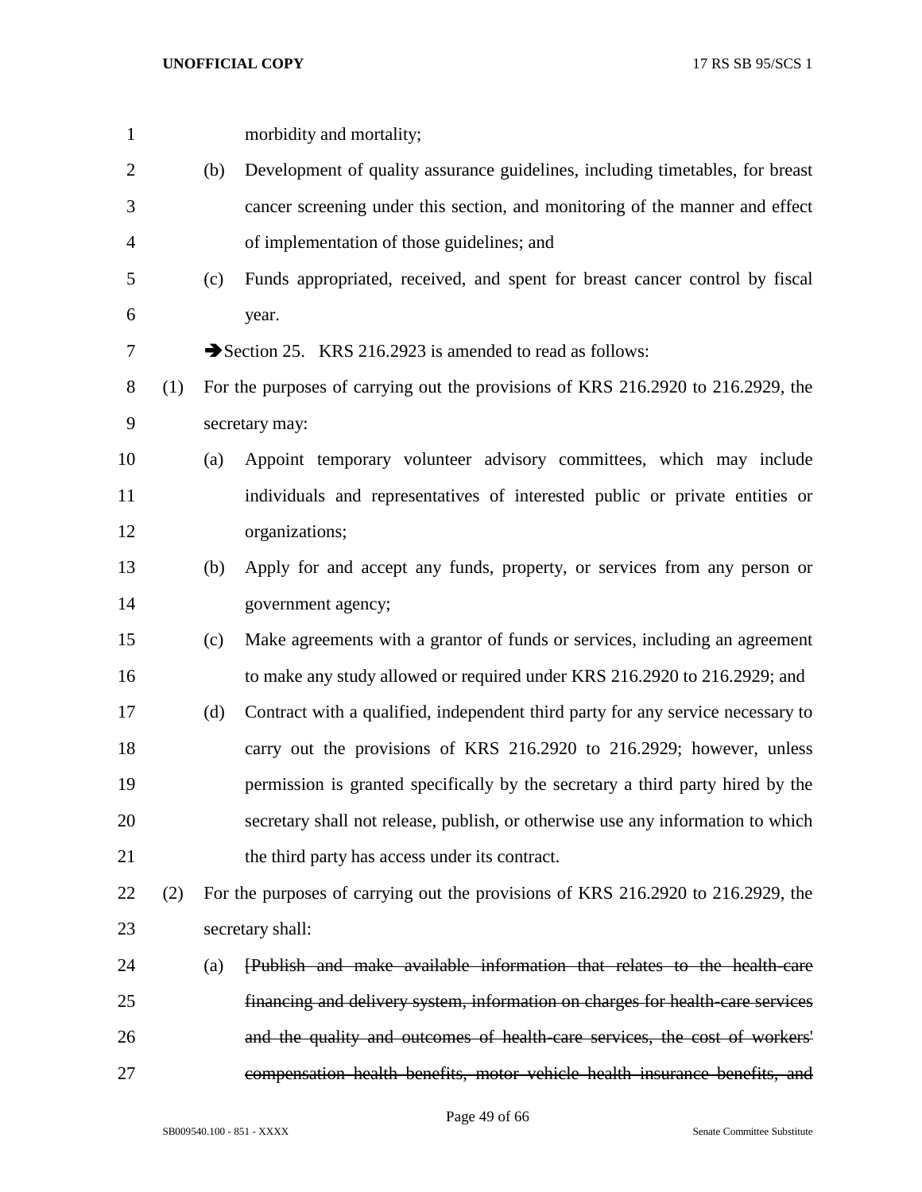morbidity and mortality;

(b) Development of quality assurance guidelines, including timetables, for breast cancer screening under this section, and monitoring of the manner and effect of implementation of those guidelines; and

(c) Funds appropriated, received, and spent for breast cancer control by fiscal year.

➔Section 25. KRS 216.2923 is amended to read as follows:

(1) For the purposes of carrying out the provisions of KRS 216.2920 to 216.2929, the secretary may:

(a) Appoint temporary volunteer advisory committees, which may include individuals and representatives of interested public or private entities or organizations;

(b) Apply for and accept any funds, property, or services from any person or government agency;

(c) Make agreements with a grantor of funds or services, including an agreement to make any study allowed or required under KRS 216.2920 to 216.2929; and

(d) Contract with a qualified, independent third party for any service necessary to carry out the provisions of KRS 216.2920 to 216.2929; however, unless permission is granted specifically by the secretary a third party hired by the secretary shall not release, publish, or otherwise use any information to which the third party has access under its contract.

(2) For the purposes of carrying out the provisions of KRS 216.2920 to 216.2929, the secretary shall:

(a) ~~[Publish and make available information that relates to the health-care financing and delivery system, information on charges for health-care services and the quality and outcomes of health-care services, the cost of workers' compensation health benefits, motor vehicle health insurance benefits, and~~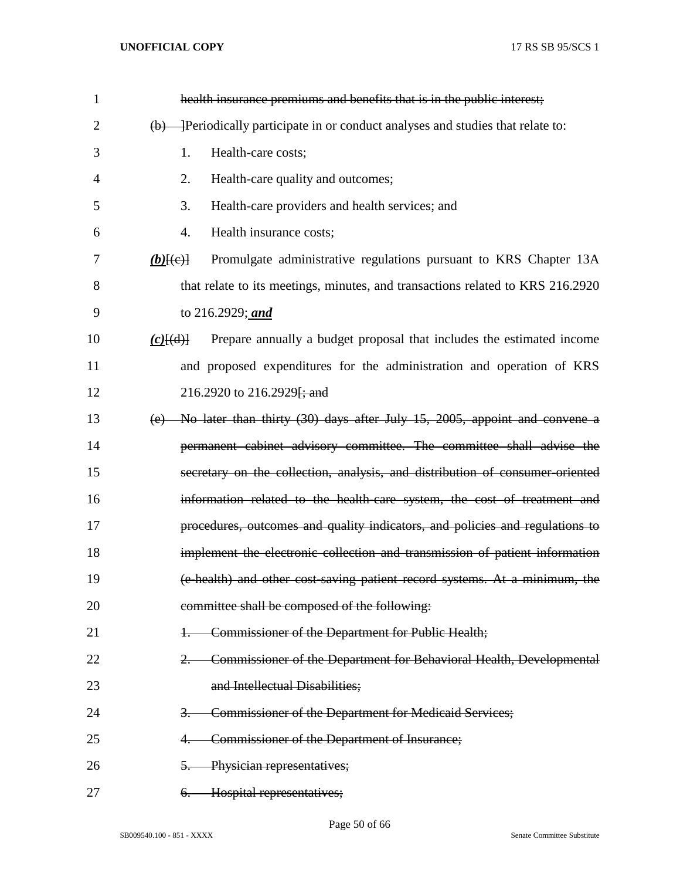~~health insurance premiums and benefits that is in the public interest;~~

~~(b) ~~]Periodically participate in or conduct analyses and studies that relate to:

1. Health-care costs;

2. Health-care quality and outcomes;

3. Health-care providers and health services; and

4. Health insurance costs;

***(b)***[(c)] Promulgate administrative regulations pursuant to KRS Chapter 13A that relate to its meetings, minutes, and transactions related to KRS 216.2920 to 216.2929; ***and***

***(c)***[(d)] Prepare annually a budget proposal that includes the estimated income and proposed expenditures for the administration and operation of KRS 216.2920 to 216.2929[; and

~~(e) No later than thirty (30) days after July 15, 2005, appoint and convene a permanent cabinet advisory committee. The committee shall advise the secretary on the collection, analysis, and distribution of consumer-oriented information related to the health-care system, the cost of treatment and procedures, outcomes and quality indicators, and policies and regulations to implement the electronic collection and transmission of patient information (e-health) and other cost-saving patient record systems. At a minimum, the committee shall be composed of the following:~~

~~1. Commissioner of the Department for Public Health;~~

~~2. Commissioner of the Department for Behavioral Health, Developmental and Intellectual Disabilities;~~

~~3. Commissioner of the Department for Medicaid Services;~~

~~4. Commissioner of the Department of Insurance;~~

~~5. Physician representatives;~~

~~6. Hospital representatives;~~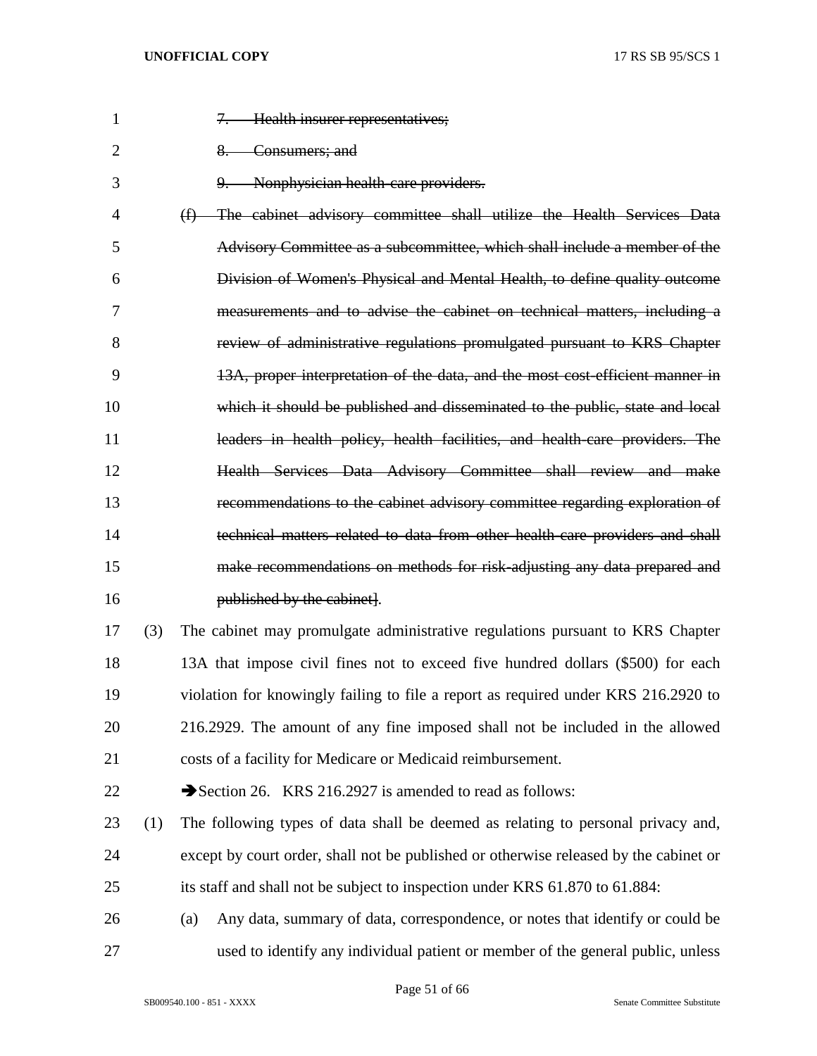~~7. Health insurer representatives;~~

~~8. Consumers; and~~

~~9. Nonphysician health-care providers.~~

~~(f) The cabinet advisory committee shall utilize the Health Services Data Advisory Committee as a subcommittee, which shall include a member of the Division of Women's Physical and Mental Health, to define quality outcome measurements and to advise the cabinet on technical matters, including a review of administrative regulations promulgated pursuant to KRS Chapter 13A, proper interpretation of the data, and the most cost-efficient manner in which it should be published and disseminated to the public, state and local leaders in health policy, health facilities, and health-care providers. The Health Services Data Advisory Committee shall review and make recommendations to the cabinet advisory committee regarding exploration of technical matters related to data from other health-care providers and shall make recommendations on methods for risk-adjusting any data prepared and published by the cabinet]~~.

(3) The cabinet may promulgate administrative regulations pursuant to KRS Chapter 13A that impose civil fines not to exceed five hundred dollars ($500) for each violation for knowingly failing to file a report as required under KRS 216.2920 to 216.2929. The amount of any fine imposed shall not be included in the allowed costs of a facility for Medicare or Medicaid reimbursement.

➔Section 26. KRS 216.2927 is amended to read as follows:

(1) The following types of data shall be deemed as relating to personal privacy and, except by court order, shall not be published or otherwise released by the cabinet or its staff and shall not be subject to inspection under KRS 61.870 to 61.884:

(a) Any data, summary of data, correspondence, or notes that identify or could be used to identify any individual patient or member of the general public, unless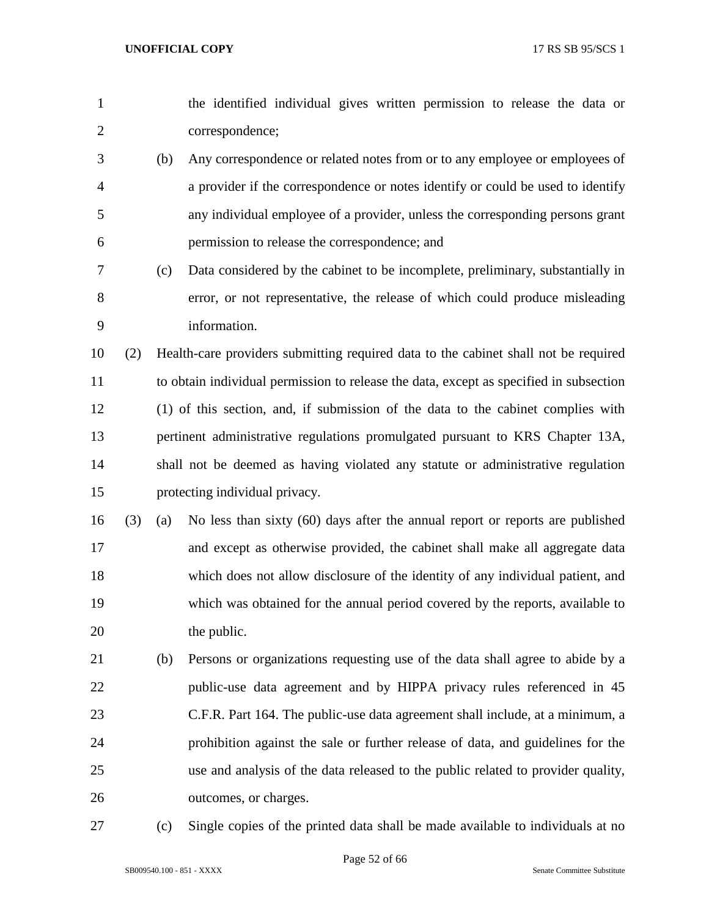the identified individual gives written permission to release the data or correspondence;

(b) Any correspondence or related notes from or to any employee or employees of a provider if the correspondence or notes identify or could be used to identify any individual employee of a provider, unless the corresponding persons grant permission to release the correspondence; and

(c) Data considered by the cabinet to be incomplete, preliminary, substantially in error, or not representative, the release of which could produce misleading information.

(2) Health-care providers submitting required data to the cabinet shall not be required to obtain individual permission to release the data, except as specified in subsection (1) of this section, and, if submission of the data to the cabinet complies with pertinent administrative regulations promulgated pursuant to KRS Chapter 13A, shall not be deemed as having violated any statute or administrative regulation protecting individual privacy.

(3) (a) No less than sixty (60) days after the annual report or reports are published and except as otherwise provided, the cabinet shall make all aggregate data which does not allow disclosure of the identity of any individual patient, and which was obtained for the annual period covered by the reports, available to the public.

(b) Persons or organizations requesting use of the data shall agree to abide by a public-use data agreement and by HIPPA privacy rules referenced in 45 C.F.R. Part 164. The public-use data agreement shall include, at a minimum, a prohibition against the sale or further release of data, and guidelines for the use and analysis of the data released to the public related to provider quality, outcomes, or charges.

(c) Single copies of the printed data shall be made available to individuals at no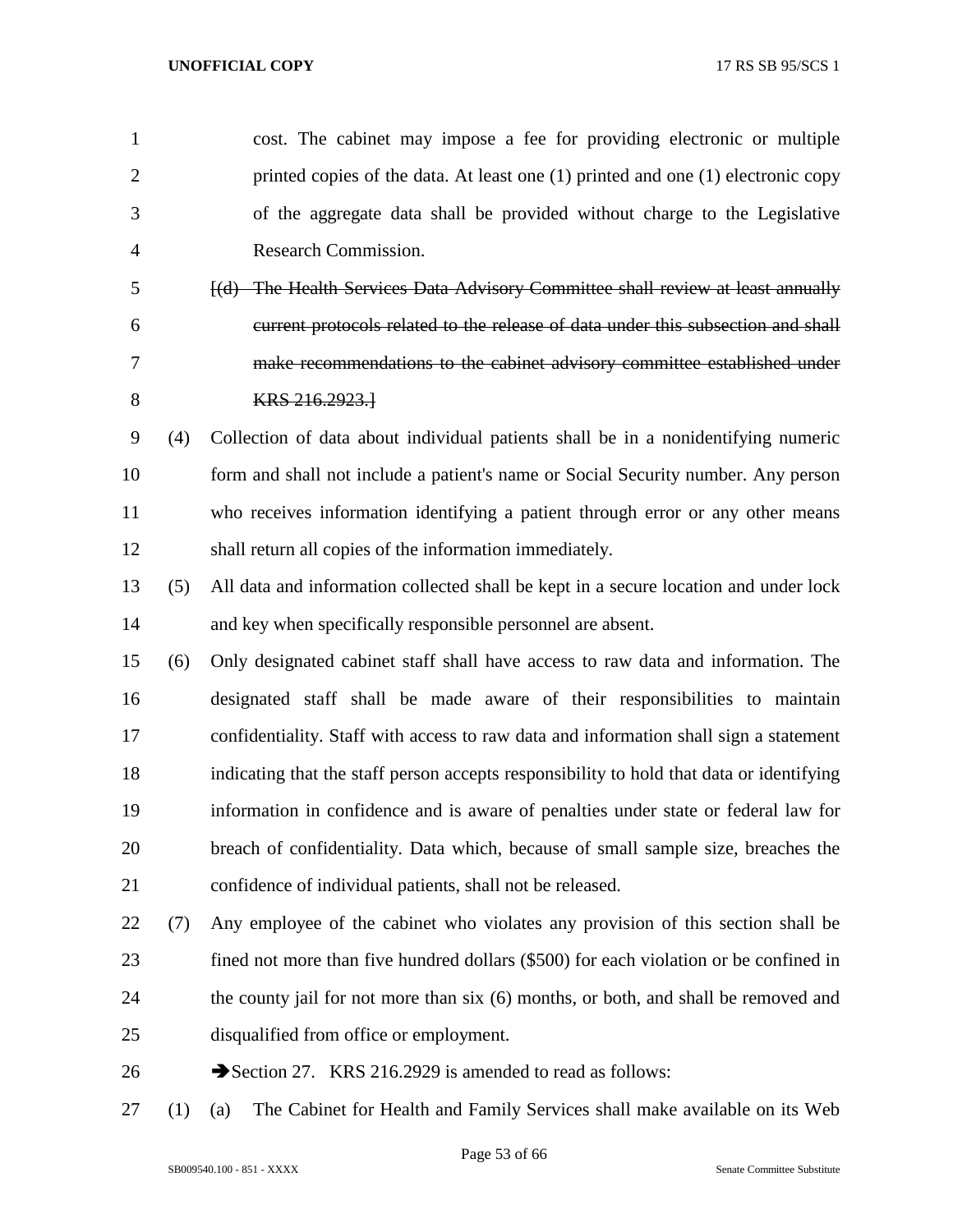cost. The cabinet may impose a fee for providing electronic or multiple printed copies of the data. At least one (1) printed and one (1) electronic copy of the aggregate data shall be provided without charge to the Legislative Research Commission.

~~[(d) The Health Services Data Advisory Committee shall review at least annually current protocols related to the release of data under this subsection and shall make recommendations to the cabinet advisory committee established under KRS 216.2923.]~~

(4) Collection of data about individual patients shall be in a nonidentifying numeric form and shall not include a patient's name or Social Security number. Any person who receives information identifying a patient through error or any other means shall return all copies of the information immediately.

(5) All data and information collected shall be kept in a secure location and under lock and key when specifically responsible personnel are absent.

(6) Only designated cabinet staff shall have access to raw data and information. The designated staff shall be made aware of their responsibilities to maintain confidentiality. Staff with access to raw data and information shall sign a statement indicating that the staff person accepts responsibility to hold that data or identifying information in confidence and is aware of penalties under state or federal law for breach of confidentiality. Data which, because of small sample size, breaches the confidence of individual patients, shall not be released.

(7) Any employee of the cabinet who violates any provision of this section shall be fined not more than five hundred dollars ($500) for each violation or be confined in the county jail for not more than six (6) months, or both, and shall be removed and disqualified from office or employment.

➔Section 27. KRS 216.2929 is amended to read as follows:

(1) (a) The Cabinet for Health and Family Services shall make available on its Web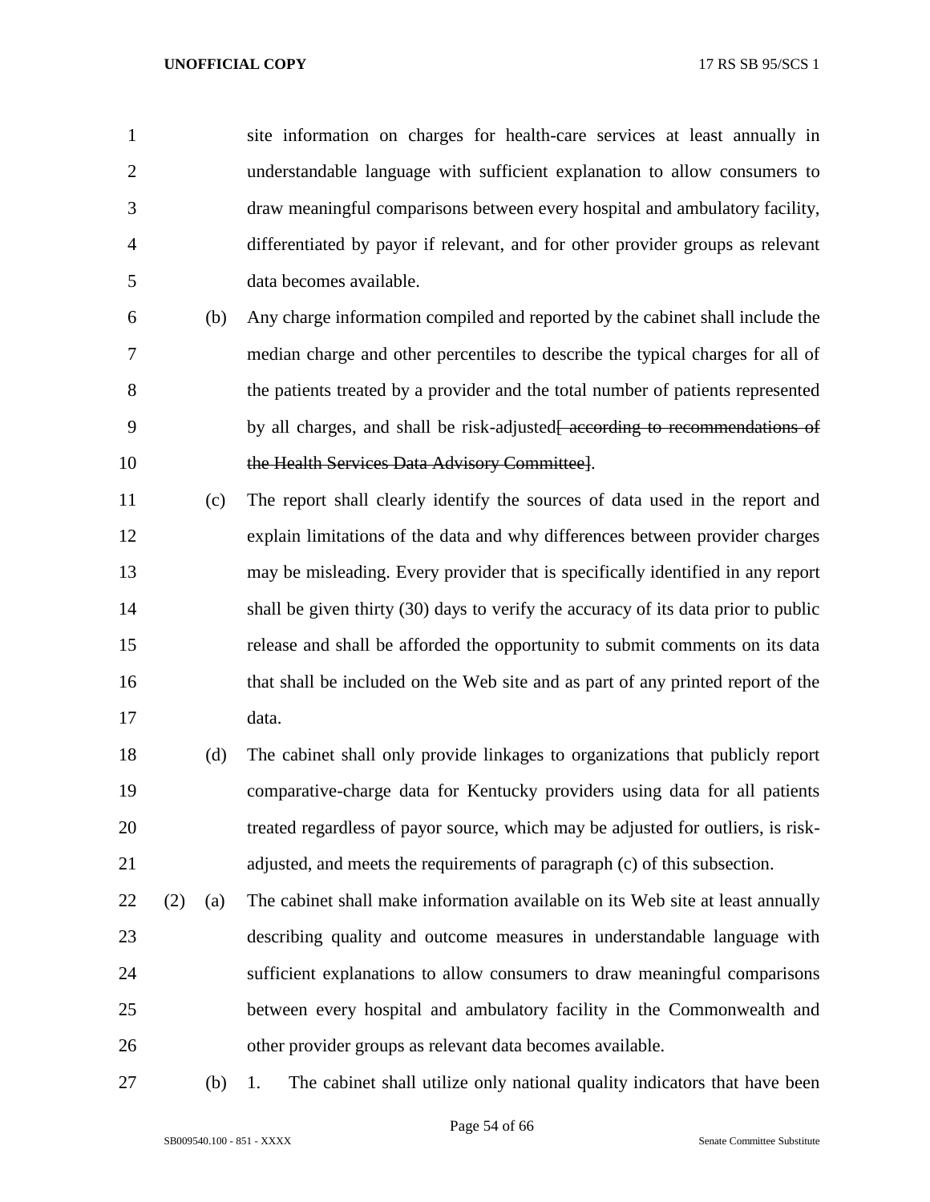site information on charges for health-care services at least annually in understandable language with sufficient explanation to allow consumers to draw meaningful comparisons between every hospital and ambulatory facility, differentiated by payor if relevant, and for other provider groups as relevant data becomes available.

(b) Any charge information compiled and reported by the cabinet shall include the median charge and other percentiles to describe the typical charges for all of the patients treated by a provider and the total number of patients represented by all charges, and shall be risk-adjusted~~[ according to recommendations of the Health Services Data Advisory Committee]~~.

(c) The report shall clearly identify the sources of data used in the report and explain limitations of the data and why differences between provider charges may be misleading. Every provider that is specifically identified in any report shall be given thirty (30) days to verify the accuracy of its data prior to public release and shall be afforded the opportunity to submit comments on its data that shall be included on the Web site and as part of any printed report of the data.

(d) The cabinet shall only provide linkages to organizations that publicly report comparative-charge data for Kentucky providers using data for all patients treated regardless of payor source, which may be adjusted for outliers, is risk-adjusted, and meets the requirements of paragraph (c) of this subsection.

(2) (a) The cabinet shall make information available on its Web site at least annually describing quality and outcome measures in understandable language with sufficient explanations to allow consumers to draw meaningful comparisons between every hospital and ambulatory facility in the Commonwealth and other provider groups as relevant data becomes available.

(b) 1. The cabinet shall utilize only national quality indicators that have been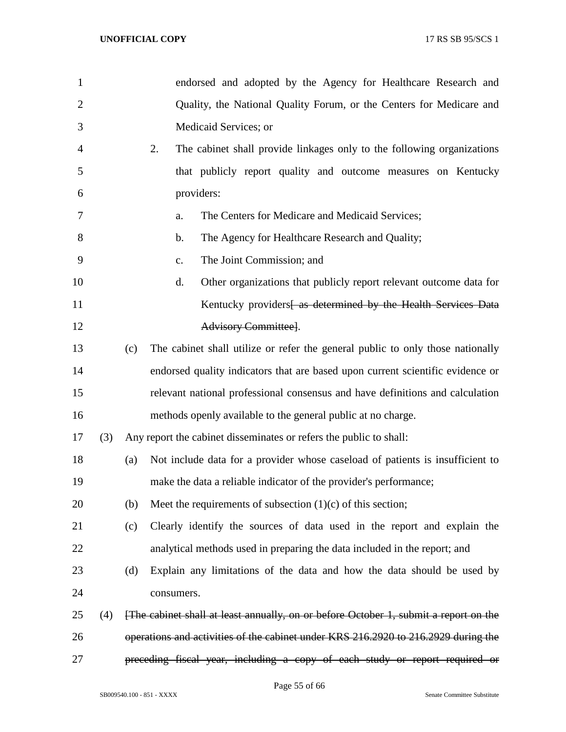endorsed and adopted by the Agency for Healthcare Research and Quality, the National Quality Forum, or the Centers for Medicare and Medicaid Services; or

2. The cabinet shall provide linkages only to the following organizations that publicly report quality and outcome measures on Kentucky providers:

   a. The Centers for Medicare and Medicaid Services;

   b. The Agency for Healthcare Research and Quality;

   c. The Joint Commission; and

   d. Other organizations that publicly report relevant outcome data for Kentucky providers~~[ as determined by the Health Services Data Advisory Committee]~~.

(c) The cabinet shall utilize or refer the general public to only those nationally endorsed quality indicators that are based upon current scientific evidence or relevant national professional consensus and have definitions and calculation methods openly available to the general public at no charge.

(3) Any report the cabinet disseminates or refers the public to shall:

(a) Not include data for a provider whose caseload of patients is insufficient to make the data a reliable indicator of the provider's performance;

(b) Meet the requirements of subsection (1)(c) of this section;

(c) Clearly identify the sources of data used in the report and explain the analytical methods used in preparing the data included in the report; and

(d) Explain any limitations of the data and how the data should be used by consumers.

(4) ~~[The cabinet shall at least annually, on or before October 1, submit a report on the operations and activities of the cabinet under KRS 216.2920 to 216.2929 during the preceding fiscal year, including a copy of each study or report required or~~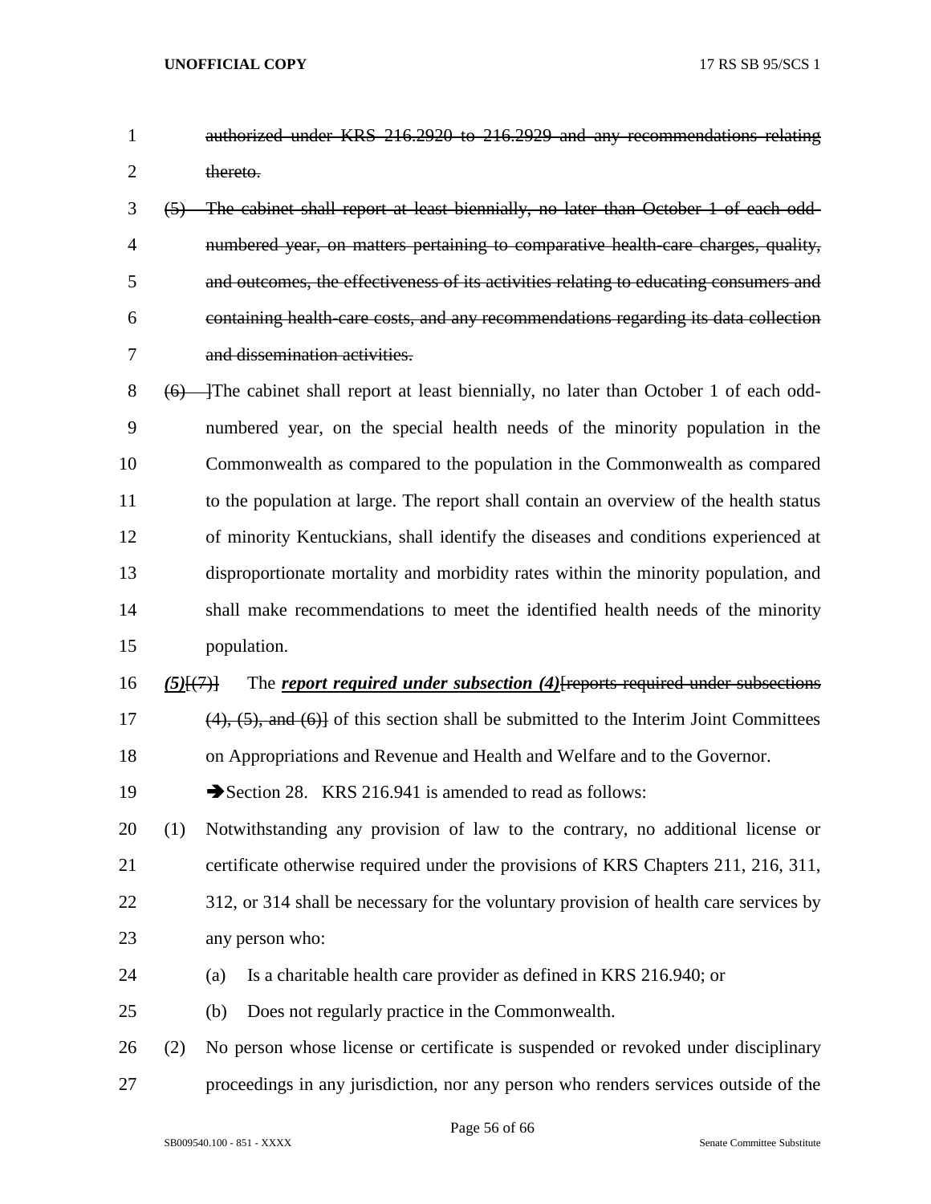~~authorized under KRS 216.2920 to 216.2929 and any recommendations relating thereto.~~

~~(5) The cabinet shall report at least biennially, no later than October 1 of each odd-numbered year, on matters pertaining to comparative health-care charges, quality, and outcomes, the effectiveness of its activities relating to educating consumers and containing health-care costs, and any recommendations regarding its data collection and dissemination activities.~~

~~(6)~~ ]The cabinet shall report at least biennially, no later than October 1 of each odd-numbered year, on the special health needs of the minority population in the Commonwealth as compared to the population in the Commonwealth as compared to the population at large. The report shall contain an overview of the health status of minority Kentuckians, shall identify the diseases and conditions experienced at disproportionate mortality and morbidity rates within the minority population, and shall make recommendations to meet the identified health needs of the minority population.

***(5)***[~~(7)~~] The ***report required under subsection (4)***[~~reports required under subsections (4), (5), and (6)~~] of this section shall be submitted to the Interim Joint Committees on Appropriations and Revenue and Health and Welfare and to the Governor.

➔Section 28. KRS 216.941 is amended to read as follows:

(1) Notwithstanding any provision of law to the contrary, no additional license or certificate otherwise required under the provisions of KRS Chapters 211, 216, 311, 312, or 314 shall be necessary for the voluntary provision of health care services by any person who:

(a) Is a charitable health care provider as defined in KRS 216.940; or

(b) Does not regularly practice in the Commonwealth.

(2) No person whose license or certificate is suspended or revoked under disciplinary proceedings in any jurisdiction, nor any person who renders services outside of the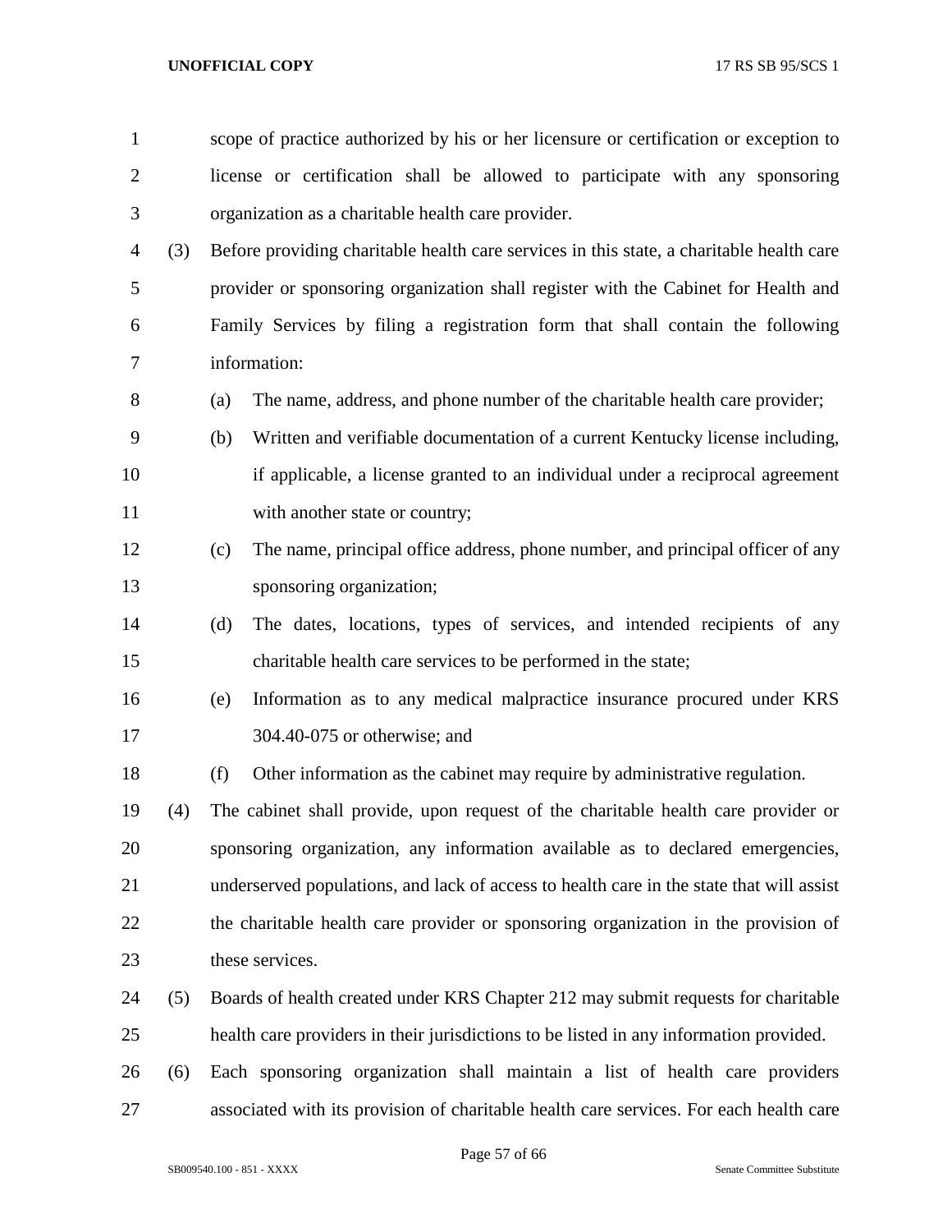scope of practice authorized by his or her licensure or certification or exception to license or certification shall be allowed to participate with any sponsoring organization as a charitable health care provider.

(3) Before providing charitable health care services in this state, a charitable health care provider or sponsoring organization shall register with the Cabinet for Health and Family Services by filing a registration form that shall contain the following information:

(a) The name, address, and phone number of the charitable health care provider;

(b) Written and verifiable documentation of a current Kentucky license including, if applicable, a license granted to an individual under a reciprocal agreement with another state or country;

(c) The name, principal office address, phone number, and principal officer of any sponsoring organization;

(d) The dates, locations, types of services, and intended recipients of any charitable health care services to be performed in the state;

(e) Information as to any medical malpractice insurance procured under KRS 304.40-075 or otherwise; and

(f) Other information as the cabinet may require by administrative regulation.

(4) The cabinet shall provide, upon request of the charitable health care provider or sponsoring organization, any information available as to declared emergencies, underserved populations, and lack of access to health care in the state that will assist the charitable health care provider or sponsoring organization in the provision of these services.

(5) Boards of health created under KRS Chapter 212 may submit requests for charitable health care providers in their jurisdictions to be listed in any information provided.

(6) Each sponsoring organization shall maintain a list of health care providers associated with its provision of charitable health care services. For each health care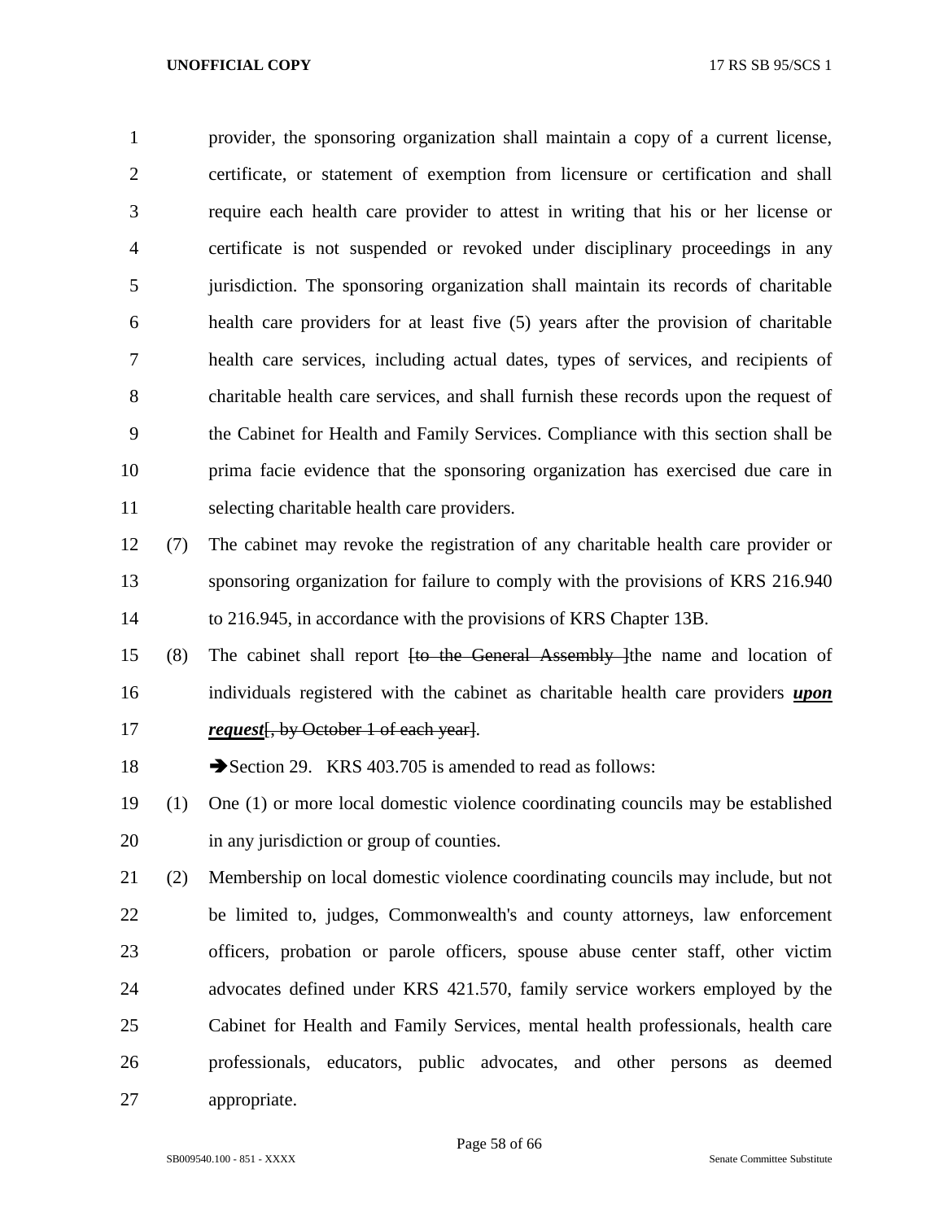provider, the sponsoring organization shall maintain a copy of a current license, certificate, or statement of exemption from licensure or certification and shall require each health care provider to attest in writing that his or her license or certificate is not suspended or revoked under disciplinary proceedings in any jurisdiction. The sponsoring organization shall maintain its records of charitable health care providers for at least five (5) years after the provision of charitable health care services, including actual dates, types of services, and recipients of charitable health care services, and shall furnish these records upon the request of the Cabinet for Health and Family Services. Compliance with this section shall be prima facie evidence that the sponsoring organization has exercised due care in selecting charitable health care providers.

(7) The cabinet may revoke the registration of any charitable health care provider or sponsoring organization for failure to comply with the provisions of KRS 216.940 to 216.945, in accordance with the provisions of KRS Chapter 13B.

(8) The cabinet shall report ~~[to the General Assembly ]~~the name and location of individuals registered with the cabinet as charitable health care providers ***upon request***~~[, by October 1 of each year]~~.

➔Section 29. KRS 403.705 is amended to read as follows:

(1) One (1) or more local domestic violence coordinating councils may be established in any jurisdiction or group of counties.

(2) Membership on local domestic violence coordinating councils may include, but not be limited to, judges, Commonwealth's and county attorneys, law enforcement officers, probation or parole officers, spouse abuse center staff, other victim advocates defined under KRS 421.570, family service workers employed by the Cabinet for Health and Family Services, mental health professionals, health care professionals, educators, public advocates, and other persons as deemed appropriate.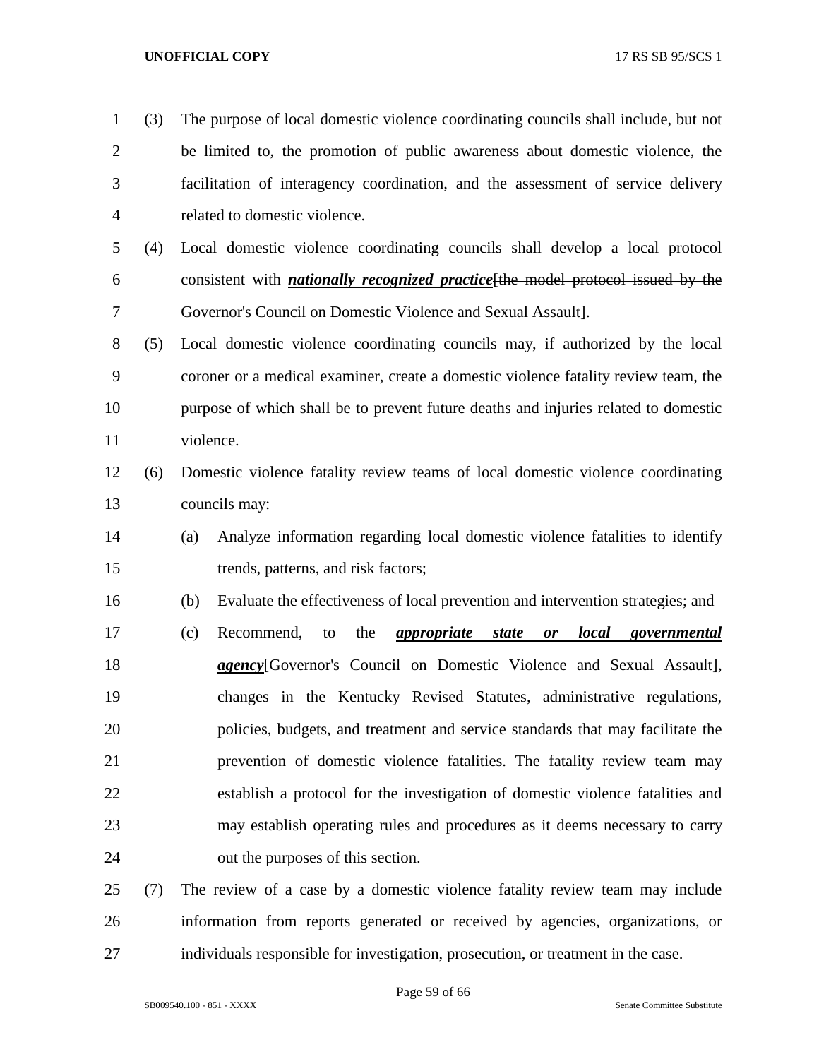(3) The purpose of local domestic violence coordinating councils shall include, but not be limited to, the promotion of public awareness about domestic violence, the facilitation of interagency coordination, and the assessment of service delivery related to domestic violence.

(4) Local domestic violence coordinating councils shall develop a local protocol consistent with ***nationally recognized practice***~~[the model protocol issued by the Governor's Council on Domestic Violence and Sexual Assault]~~.

(5) Local domestic violence coordinating councils may, if authorized by the local coroner or a medical examiner, create a domestic violence fatality review team, the purpose of which shall be to prevent future deaths and injuries related to domestic violence.

(6) Domestic violence fatality review teams of local domestic violence coordinating councils may:

(a) Analyze information regarding local domestic violence fatalities to identify trends, patterns, and risk factors;

(b) Evaluate the effectiveness of local prevention and intervention strategies; and

(c) Recommend, to the ***appropriate state or local governmental agency***~~[Governor's Council on Domestic Violence and Sexual Assault]~~, changes in the Kentucky Revised Statutes, administrative regulations, policies, budgets, and treatment and service standards that may facilitate the prevention of domestic violence fatalities. The fatality review team may establish a protocol for the investigation of domestic violence fatalities and may establish operating rules and procedures as it deems necessary to carry out the purposes of this section.

(7) The review of a case by a domestic violence fatality review team may include information from reports generated or received by agencies, organizations, or individuals responsible for investigation, prosecution, or treatment in the case.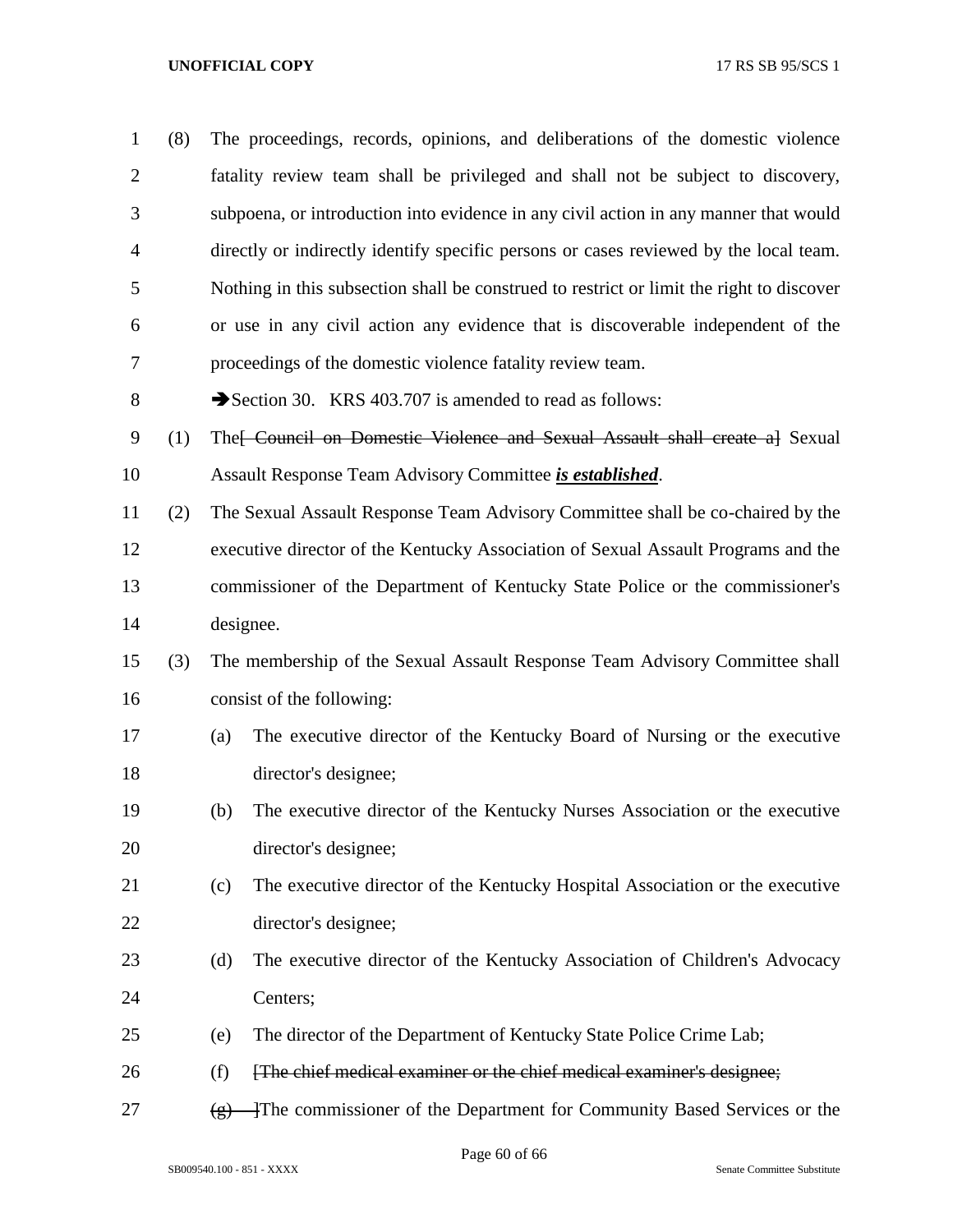(8) The proceedings, records, opinions, and deliberations of the domestic violence fatality review team shall be privileged and shall not be subject to discovery, subpoena, or introduction into evidence in any civil action in any manner that would directly or indirectly identify specific persons or cases reviewed by the local team. Nothing in this subsection shall be construed to restrict or limit the right to discover or use in any civil action any evidence that is discoverable independent of the proceedings of the domestic violence fatality review team.

➔Section 30. KRS 403.707 is amended to read as follows:

(1) The~~[ Council on Domestic Violence and Sexual Assault shall create a]~~ Sexual Assault Response Team Advisory Committee ***is established***.

(2) The Sexual Assault Response Team Advisory Committee shall be co-chaired by the executive director of the Kentucky Association of Sexual Assault Programs and the commissioner of the Department of Kentucky State Police or the commissioner's designee.

(3) The membership of the Sexual Assault Response Team Advisory Committee shall consist of the following:

(a) The executive director of the Kentucky Board of Nursing or the executive director's designee;

(b) The executive director of the Kentucky Nurses Association or the executive director's designee;

(c) The executive director of the Kentucky Hospital Association or the executive director's designee;

(d) The executive director of the Kentucky Association of Children's Advocacy Centers;

(e) The director of the Department of Kentucky State Police Crime Lab;

(f) ~~[The chief medical examiner or the chief medical examiner's designee;~~

~~(g) ]~~The commissioner of the Department for Community Based Services or the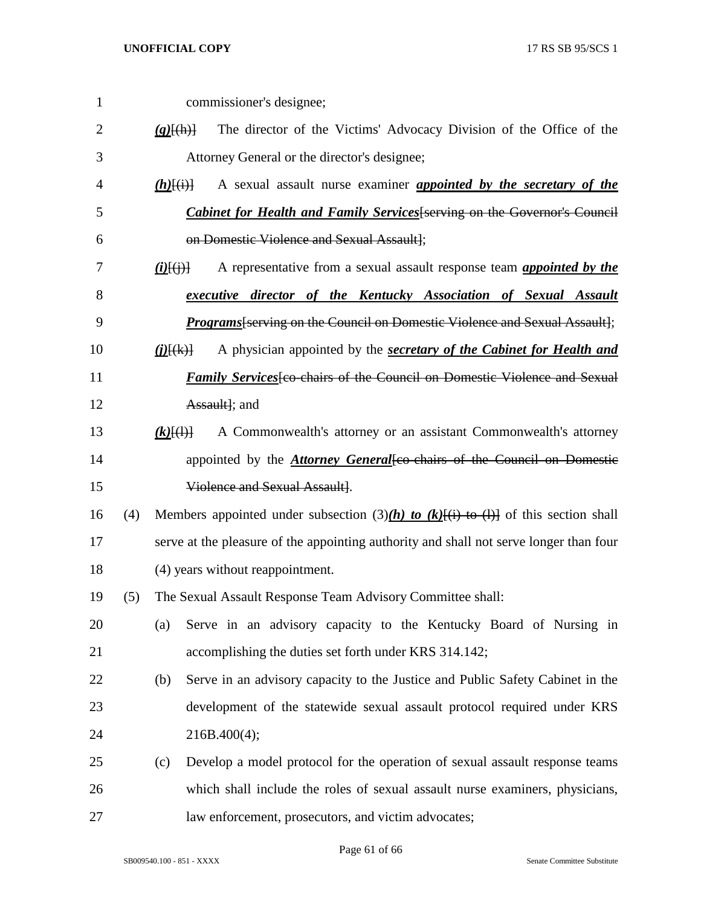commissioner's designee;

***(g)***[(h)] The director of the Victims' Advocacy Division of the Office of the Attorney General or the director's designee;

***(h)***[(i)] A sexual assault nurse examiner ***appointed by the secretary of the Cabinet for Health and Family Services***[serving on the Governor's Council on Domestic Violence and Sexual Assault];

***(i)***[(j)] A representative from a sexual assault response team ***appointed by the executive director of the Kentucky Association of Sexual Assault Programs***[serving on the Council on Domestic Violence and Sexual Assault];

***(j)***[(k)] A physician appointed by the ***secretary of the Cabinet for Health and Family Services***[co-chairs of the Council on Domestic Violence and Sexual Assault]; and

***(k)***[(l)] A Commonwealth's attorney or an assistant Commonwealth's attorney appointed by the ***Attorney General***[co-chairs of the Council on Domestic Violence and Sexual Assault].

(4) Members appointed under subsection (3)***(h) to (k)***[(i) to (l)] of this section shall serve at the pleasure of the appointing authority and shall not serve longer than four (4) years without reappointment.

(5) The Sexual Assault Response Team Advisory Committee shall:

(a) Serve in an advisory capacity to the Kentucky Board of Nursing in accomplishing the duties set forth under KRS 314.142;

(b) Serve in an advisory capacity to the Justice and Public Safety Cabinet in the development of the statewide sexual assault protocol required under KRS 216B.400(4);

(c) Develop a model protocol for the operation of sexual assault response teams which shall include the roles of sexual assault nurse examiners, physicians, law enforcement, prosecutors, and victim advocates;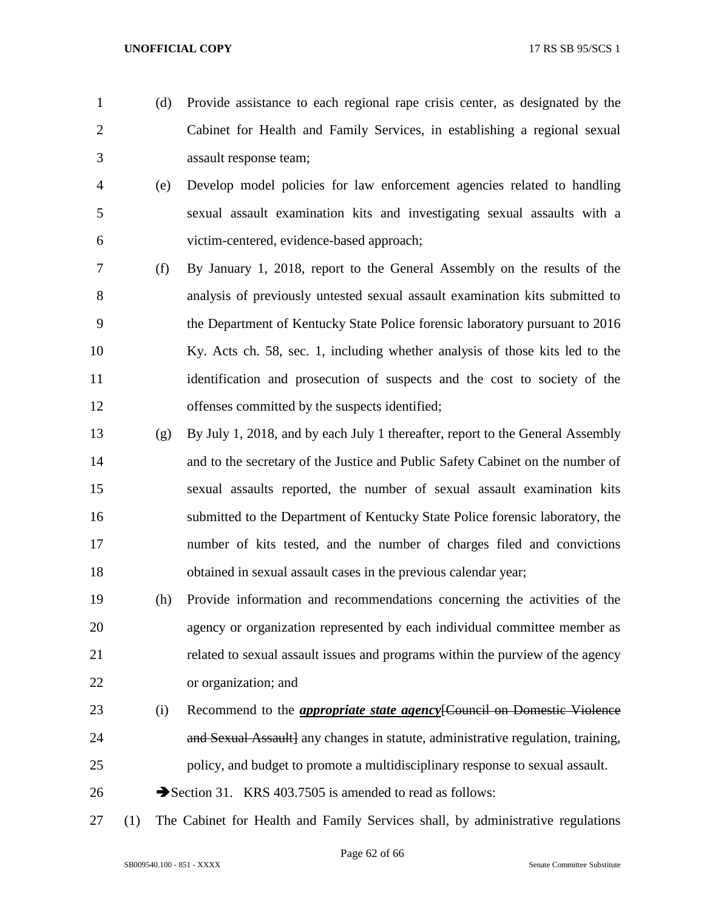(d) Provide assistance to each regional rape crisis center, as designated by the Cabinet for Health and Family Services, in establishing a regional sexual assault response team;

(e) Develop model policies for law enforcement agencies related to handling sexual assault examination kits and investigating sexual assaults with a victim-centered, evidence-based approach;

(f) By January 1, 2018, report to the General Assembly on the results of the analysis of previously untested sexual assault examination kits submitted to the Department of Kentucky State Police forensic laboratory pursuant to 2016 Ky. Acts ch. 58, sec. 1, including whether analysis of those kits led to the identification and prosecution of suspects and the cost to society of the offenses committed by the suspects identified;

(g) By July 1, 2018, and by each July 1 thereafter, report to the General Assembly and to the secretary of the Justice and Public Safety Cabinet on the number of sexual assaults reported, the number of sexual assault examination kits submitted to the Department of Kentucky State Police forensic laboratory, the number of kits tested, and the number of charges filed and convictions obtained in sexual assault cases in the previous calendar year;

(h) Provide information and recommendations concerning the activities of the agency or organization represented by each individual committee member as related to sexual assault issues and programs within the purview of the agency or organization; and

(i) Recommend to the ***appropriate state agency***[~~Council on Domestic Violence and Sexual Assault~~] any changes in statute, administrative regulation, training, policy, and budget to promote a multidisciplinary response to sexual assault.

➔Section 31. KRS 403.7505 is amended to read as follows:

(1) The Cabinet for Health and Family Services shall, by administrative regulations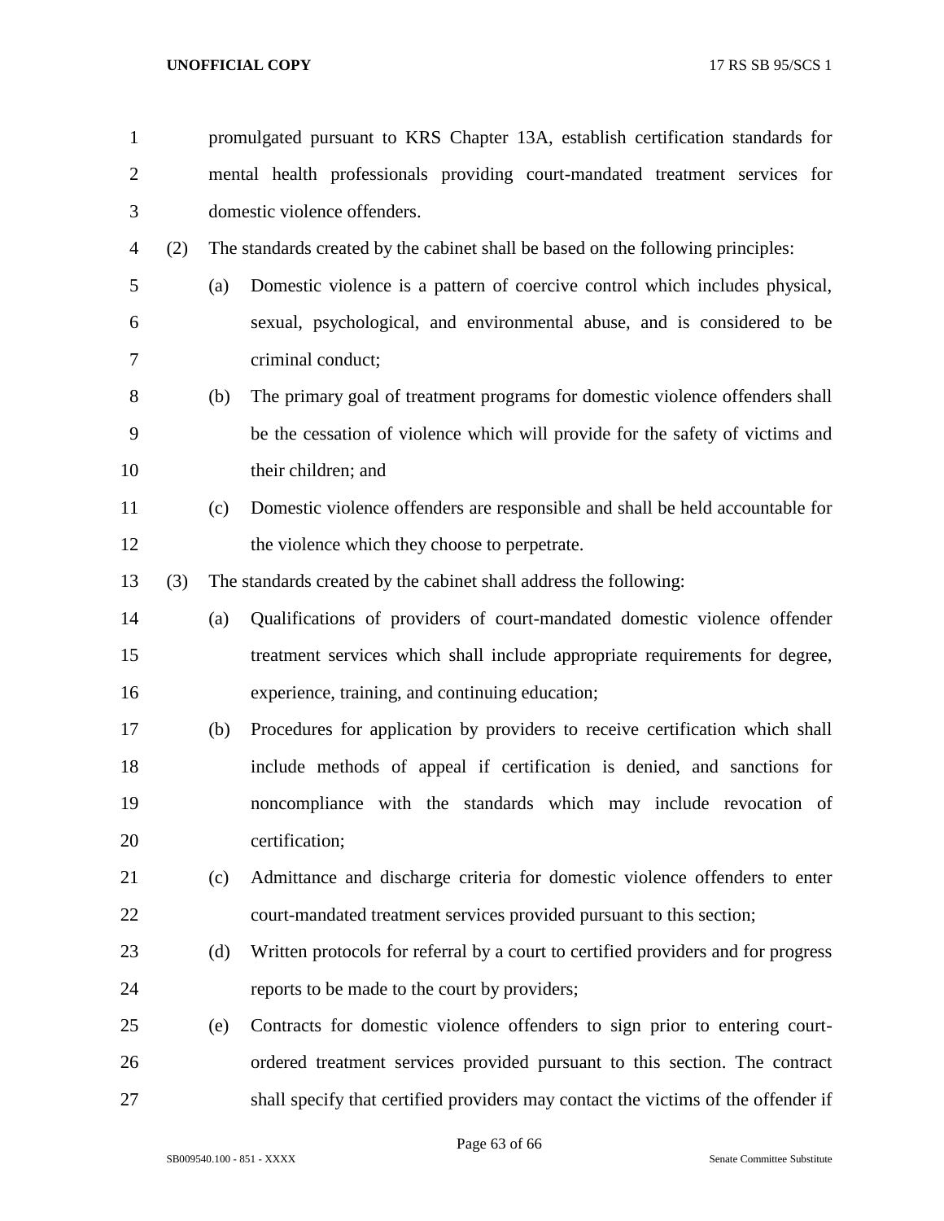promulgated pursuant to KRS Chapter 13A, establish certification standards for mental health professionals providing court-mandated treatment services for domestic violence offenders.

(2) The standards created by the cabinet shall be based on the following principles:

(a) Domestic violence is a pattern of coercive control which includes physical, sexual, psychological, and environmental abuse, and is considered to be criminal conduct;

(b) The primary goal of treatment programs for domestic violence offenders shall be the cessation of violence which will provide for the safety of victims and their children; and

(c) Domestic violence offenders are responsible and shall be held accountable for the violence which they choose to perpetrate.

(3) The standards created by the cabinet shall address the following:

(a) Qualifications of providers of court-mandated domestic violence offender treatment services which shall include appropriate requirements for degree, experience, training, and continuing education;

(b) Procedures for application by providers to receive certification which shall include methods of appeal if certification is denied, and sanctions for noncompliance with the standards which may include revocation of certification;

(c) Admittance and discharge criteria for domestic violence offenders to enter court-mandated treatment services provided pursuant to this section;

(d) Written protocols for referral by a court to certified providers and for progress reports to be made to the court by providers;

(e) Contracts for domestic violence offenders to sign prior to entering court-ordered treatment services provided pursuant to this section. The contract shall specify that certified providers may contact the victims of the offender if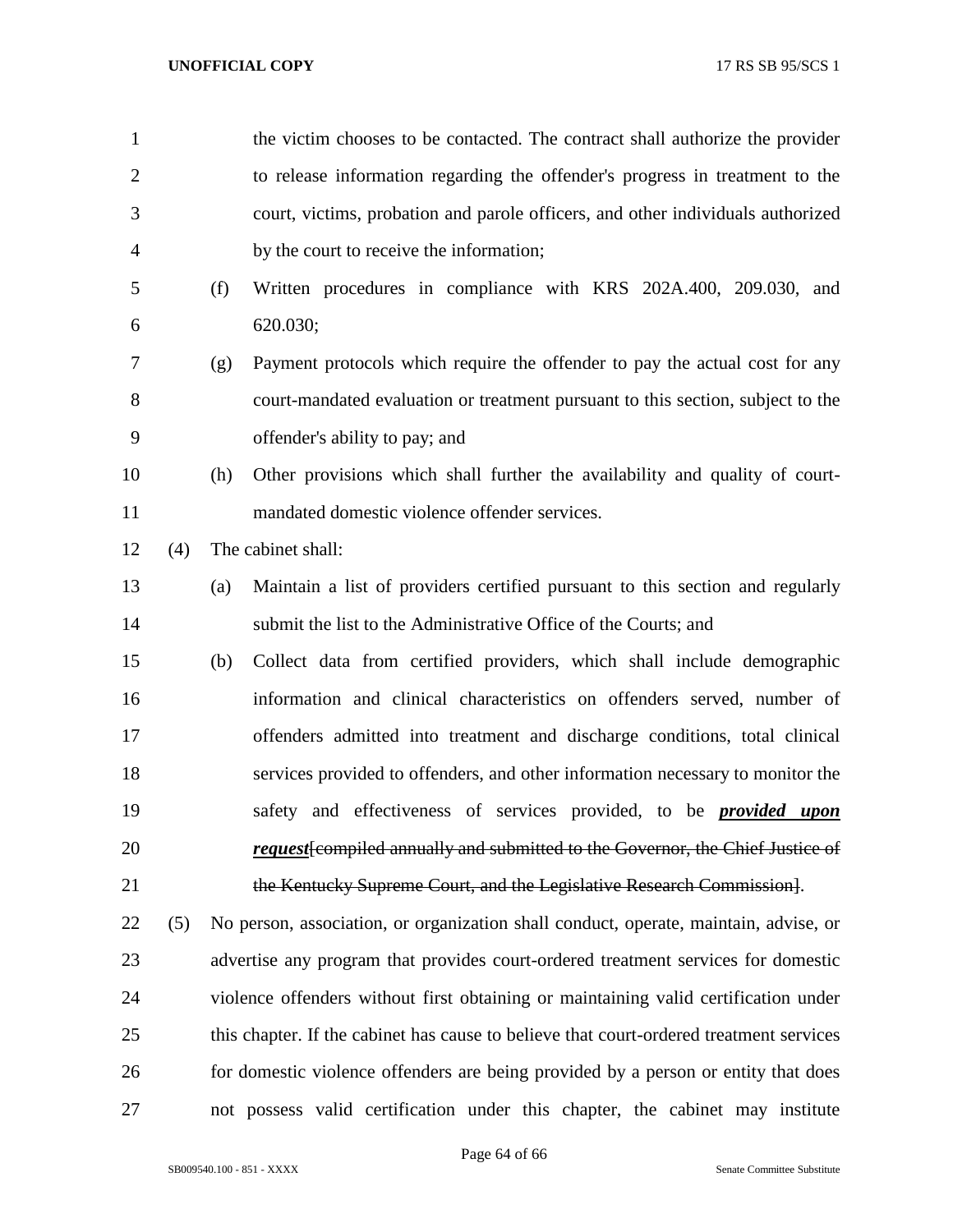the victim chooses to be contacted. The contract shall authorize the provider to release information regarding the offender's progress in treatment to the court, victims, probation and parole officers, and other individuals authorized by the court to receive the information;

(f) Written procedures in compliance with KRS 202A.400, 209.030, and 620.030;

(g) Payment protocols which require the offender to pay the actual cost for any court-mandated evaluation or treatment pursuant to this section, subject to the offender's ability to pay; and

(h) Other provisions which shall further the availability and quality of court-mandated domestic violence offender services.

(4) The cabinet shall:

(a) Maintain a list of providers certified pursuant to this section and regularly submit the list to the Administrative Office of the Courts; and

(b) Collect data from certified providers, which shall include demographic information and clinical characteristics on offenders served, number of offenders admitted into treatment and discharge conditions, total clinical services provided to offenders, and other information necessary to monitor the safety and effectiveness of services provided, to be ***provided upon request***[~~compiled annually and submitted to the Governor, the Chief Justice of the Kentucky Supreme Court, and the Legislative Research Commission~~].

(5) No person, association, or organization shall conduct, operate, maintain, advise, or advertise any program that provides court-ordered treatment services for domestic violence offenders without first obtaining or maintaining valid certification under this chapter. If the cabinet has cause to believe that court-ordered treatment services for domestic violence offenders are being provided by a person or entity that does not possess valid certification under this chapter, the cabinet may institute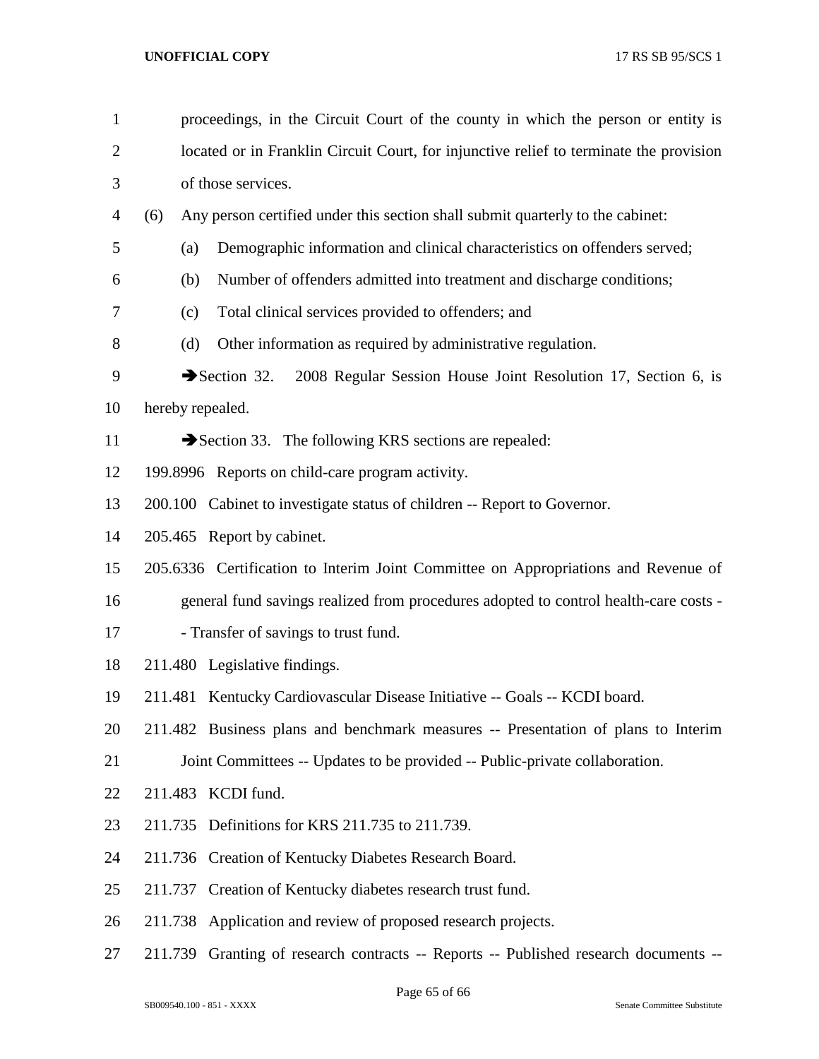proceedings, in the Circuit Court of the county in which the person or entity is located or in Franklin Circuit Court, for injunctive relief to terminate the provision of those services.

(6) Any person certified under this section shall submit quarterly to the cabinet:

(a) Demographic information and clinical characteristics on offenders served;

(b) Number of offenders admitted into treatment and discharge conditions;

(c) Total clinical services provided to offenders; and

(d) Other information as required by administrative regulation.

➔Section 32. 2008 Regular Session House Joint Resolution 17, Section 6, is hereby repealed.

➔Section 33. The following KRS sections are repealed:

199.8996 Reports on child-care program activity.

200.100 Cabinet to investigate status of children -- Report to Governor.

205.465 Report by cabinet.

205.6336 Certification to Interim Joint Committee on Appropriations and Revenue of general fund savings realized from procedures adopted to control health-care costs -- Transfer of savings to trust fund.

211.480 Legislative findings.

211.481 Kentucky Cardiovascular Disease Initiative -- Goals -- KCDI board.

211.482 Business plans and benchmark measures -- Presentation of plans to Interim Joint Committees -- Updates to be provided -- Public-private collaboration.

211.483 KCDI fund.

211.735 Definitions for KRS 211.735 to 211.739.

211.736 Creation of Kentucky Diabetes Research Board.

211.737 Creation of Kentucky diabetes research trust fund.

211.738 Application and review of proposed research projects.

211.739 Granting of research contracts -- Reports -- Published research documents --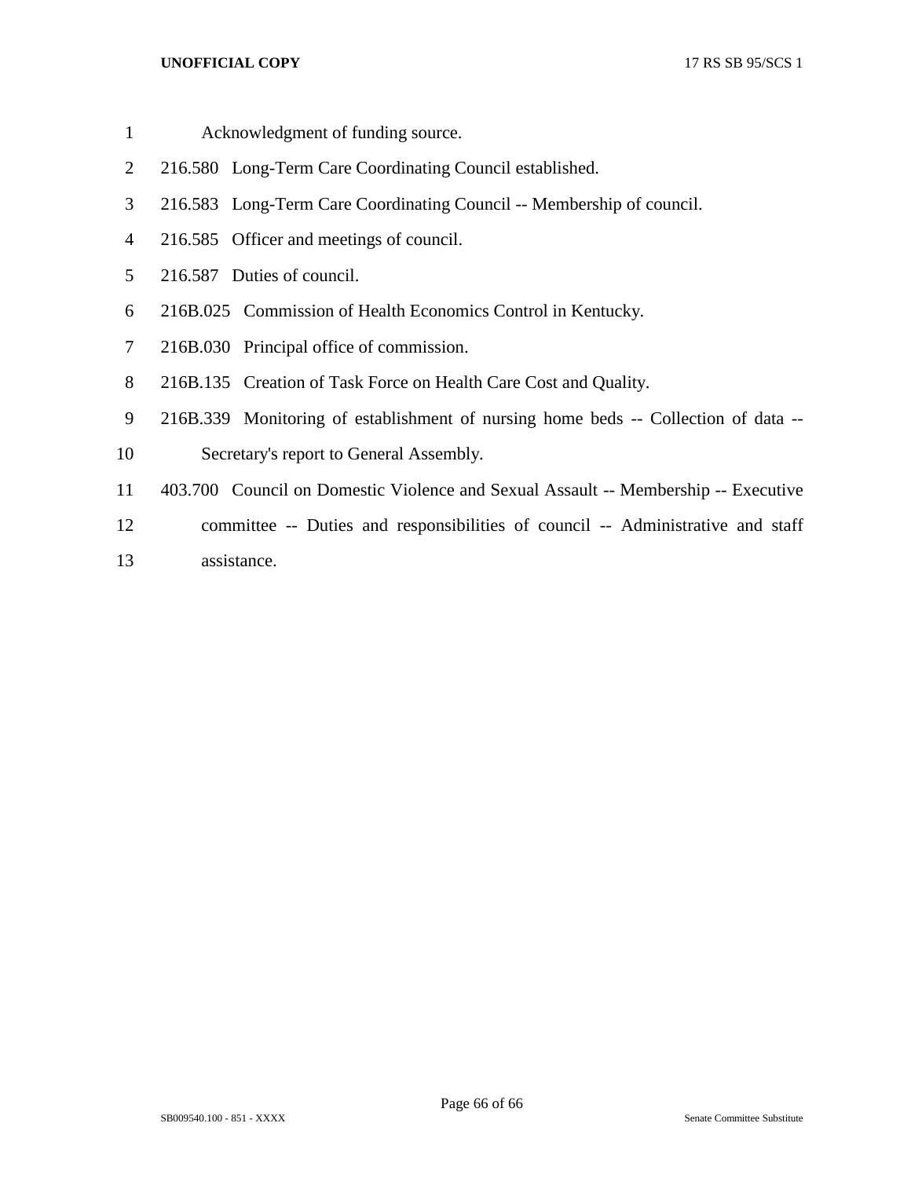Acknowledgment of funding source.

216.580 Long-Term Care Coordinating Council established.

216.583 Long-Term Care Coordinating Council -- Membership of council.

216.585 Officer and meetings of council.

216.587 Duties of council.

216B.025 Commission of Health Economics Control in Kentucky.

216B.030 Principal office of commission.

216B.135 Creation of Task Force on Health Care Cost and Quality.

216B.339 Monitoring of establishment of nursing home beds -- Collection of data -- Secretary's report to General Assembly.

403.700 Council on Domestic Violence and Sexual Assault -- Membership -- Executive committee -- Duties and responsibilities of council -- Administrative and staff assistance.